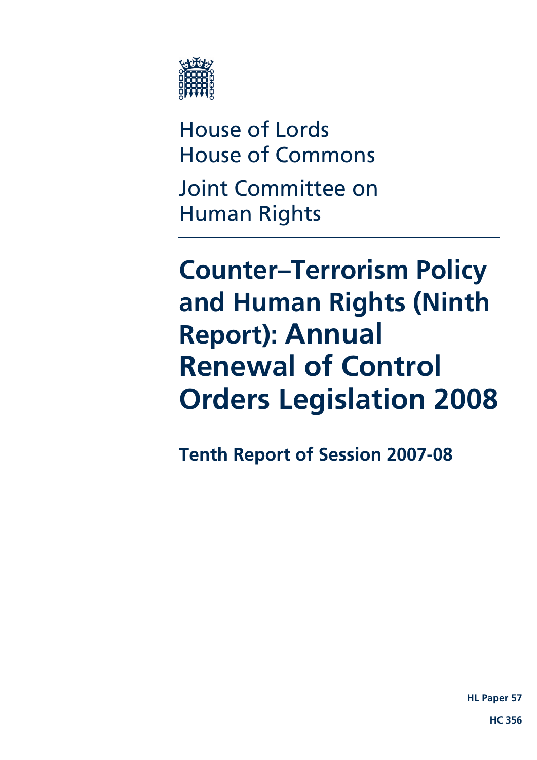House of Lords
House of Commons

Joint Committee on Human Rights

# Counter–Terrorism Policy and Human Rights (Ninth Report): Annual Renewal of Control Orders Legislation 2008

## Tenth Report of Session 2007-08

**HL Paper 57**

**HC 356**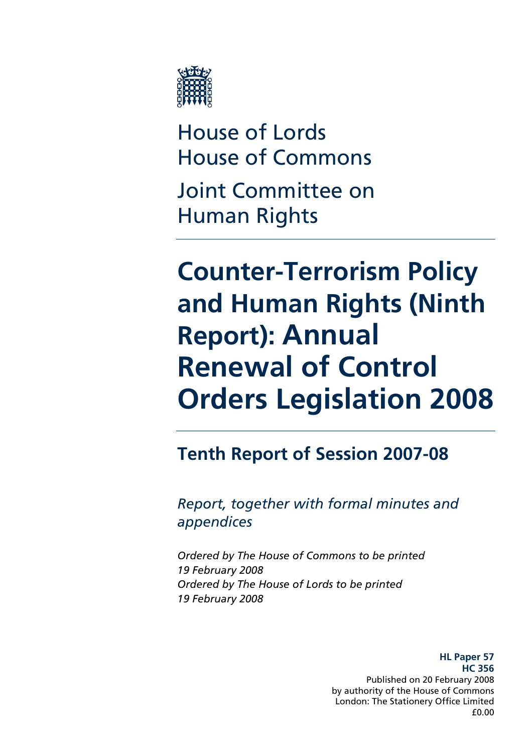House of Lords
House of Commons
Joint Committee on
Human Rights

# Counter-Terrorism Policy and Human Rights (Ninth Report): Annual Renewal of Control Orders Legislation 2008

## Tenth Report of Session 2007-08

*Report, together with formal minutes and appendices*

*Ordered by The House of Commons to be printed 19 February 2008*
*Ordered by The House of Lords to be printed 19 February 2008*

**HL Paper 57**
**HC 356**
Published on 20 February 2008
by authority of the House of Commons
London: The Stationery Office Limited
£0.00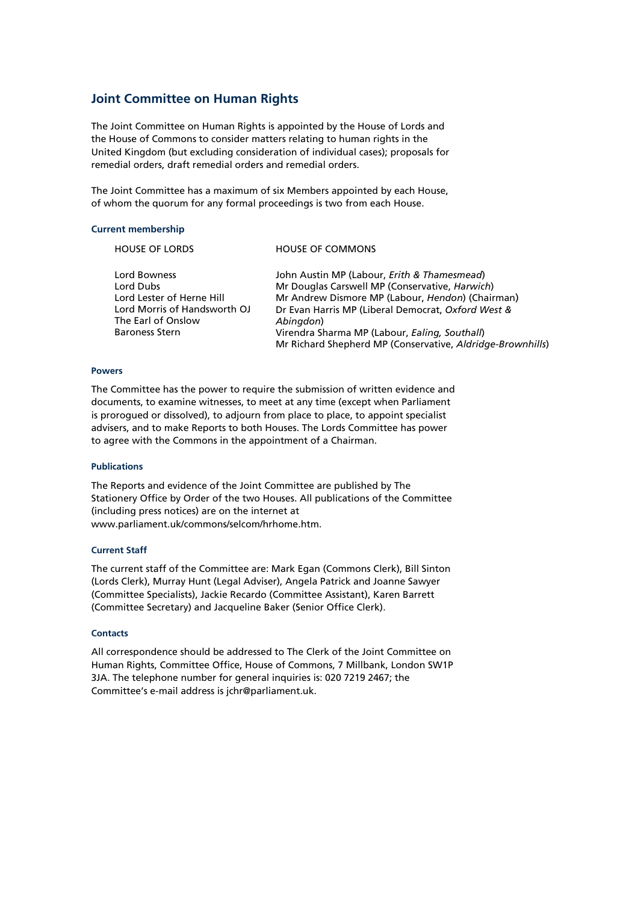## Joint Committee on Human Rights

The Joint Committee on Human Rights is appointed by the House of Lords and the House of Commons to consider matters relating to human rights in the United Kingdom (but excluding consideration of individual cases); proposals for remedial orders, draft remedial orders and remedial orders.

The Joint Committee has a maximum of six Members appointed by each House, of whom the quorum for any formal proceedings is two from each House.

### Current membership

| HOUSE OF LORDS | HOUSE OF COMMONS |
|---|---|
| Lord Bowness | John Austin MP (Labour, *Erith & Thamesmead*) |
| Lord Dubs | Mr Douglas Carswell MP (Conservative, *Harwich*) |
| Lord Lester of Herne Hill | Mr Andrew Dismore MP (Labour, *Hendon*) (Chairman) |
| Lord Morris of Handsworth OJ | Dr Evan Harris MP (Liberal Democrat, *Oxford West & Abingdon*) |
| The Earl of Onslow | Virendra Sharma MP (Labour, *Ealing, Southall*) |
| Baroness Stern | Mr Richard Shepherd MP (Conservative, *Aldridge-Brownhills*) |

#### Powers

The Committee has the power to require the submission of written evidence and documents, to examine witnesses, to meet at any time (except when Parliament is prorogued or dissolved), to adjourn from place to place, to appoint specialist advisers, and to make Reports to both Houses. The Lords Committee has power to agree with the Commons in the appointment of a Chairman.

#### Publications

The Reports and evidence of the Joint Committee are published by The Stationery Office by Order of the two Houses. All publications of the Committee (including press notices) are on the internet at www.parliament.uk/commons/selcom/hrhome.htm.

#### Current Staff

The current staff of the Committee are: Mark Egan (Commons Clerk), Bill Sinton (Lords Clerk), Murray Hunt (Legal Adviser), Angela Patrick and Joanne Sawyer (Committee Specialists), Jackie Recardo (Committee Assistant), Karen Barrett (Committee Secretary) and Jacqueline Baker (Senior Office Clerk).

#### Contacts

All correspondence should be addressed to The Clerk of the Joint Committee on Human Rights, Committee Office, House of Commons, 7 Millbank, London SW1P 3JA. The telephone number for general inquiries is: 020 7219 2467; the Committee's e-mail address is jchr@parliament.uk.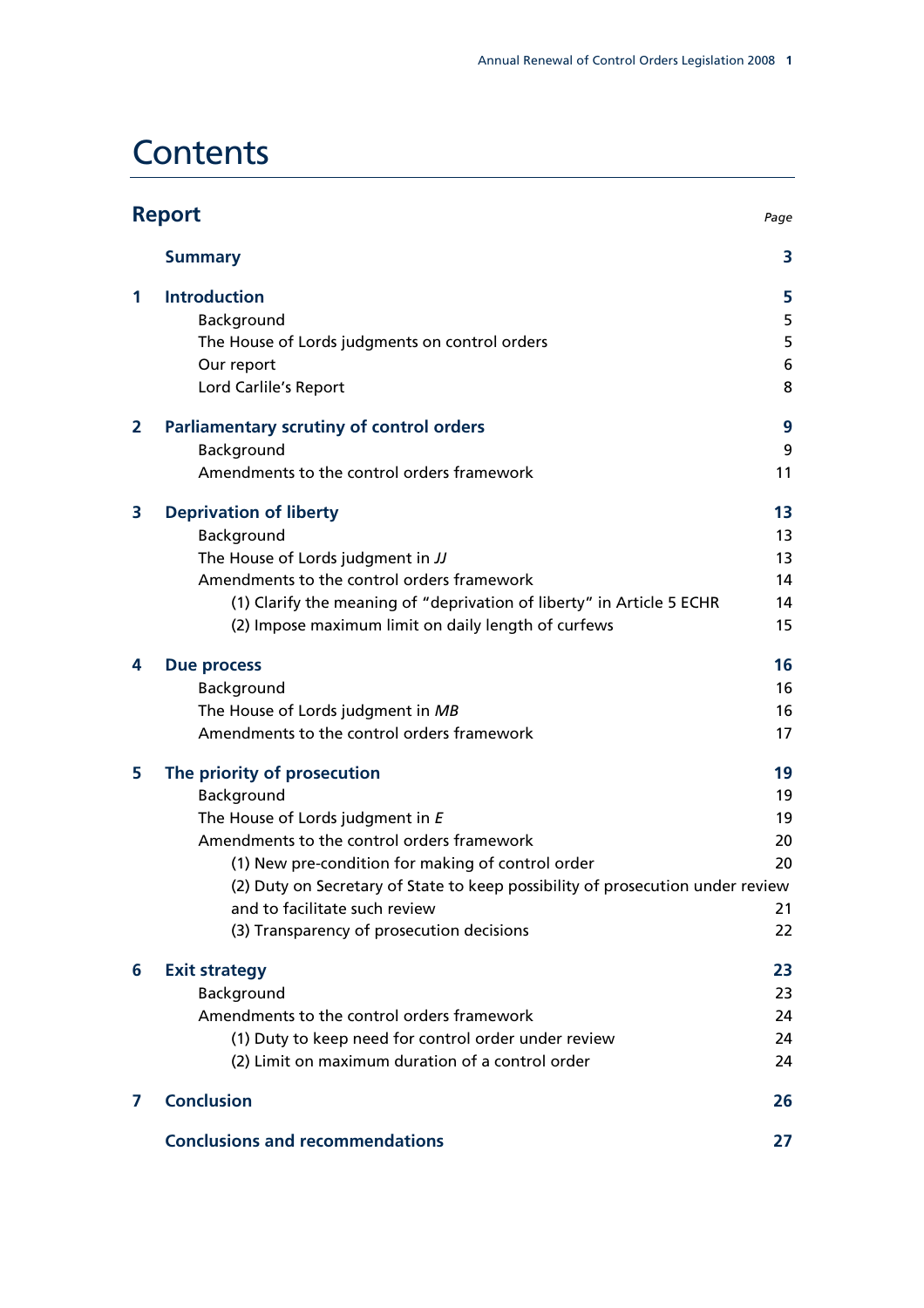# Contents

| Report | | Page |
|---|---|---|
| | **Summary** | **3** |
| **1** | **Introduction** | **5** |
| | Background | 5 |
| | The House of Lords judgments on control orders | 5 |
| | Our report | 6 |
| | Lord Carlile's Report | 8 |
| **2** | **Parliamentary scrutiny of control orders** | **9** |
| | Background | 9 |
| | Amendments to the control orders framework | 11 |
| **3** | **Deprivation of liberty** | **13** |
| | Background | 13 |
| | The House of Lords judgment in *JJ* | 13 |
| | Amendments to the control orders framework | 14 |
| | (1) Clarify the meaning of "deprivation of liberty" in Article 5 ECHR | 14 |
| | (2) Impose maximum limit on daily length of curfews | 15 |
| **4** | **Due process** | **16** |
| | Background | 16 |
| | The House of Lords judgment in *MB* | 16 |
| | Amendments to the control orders framework | 17 |
| **5** | **The priority of prosecution** | **19** |
| | Background | 19 |
| | The House of Lords judgment in *E* | 19 |
| | Amendments to the control orders framework | 20 |
| | (1) New pre-condition for making of control order | 20 |
| | (2) Duty on Secretary of State to keep possibility of prosecution under review and to facilitate such review | 21 |
| | (3) Transparency of prosecution decisions | 22 |
| **6** | **Exit strategy** | **23** |
| | Background | 23 |
| | Amendments to the control orders framework | 24 |
| | (1) Duty to keep need for control order under review | 24 |
| | (2) Limit on maximum duration of a control order | 24 |
| **7** | **Conclusion** | **26** |
| | **Conclusions and recommendations** | **27** |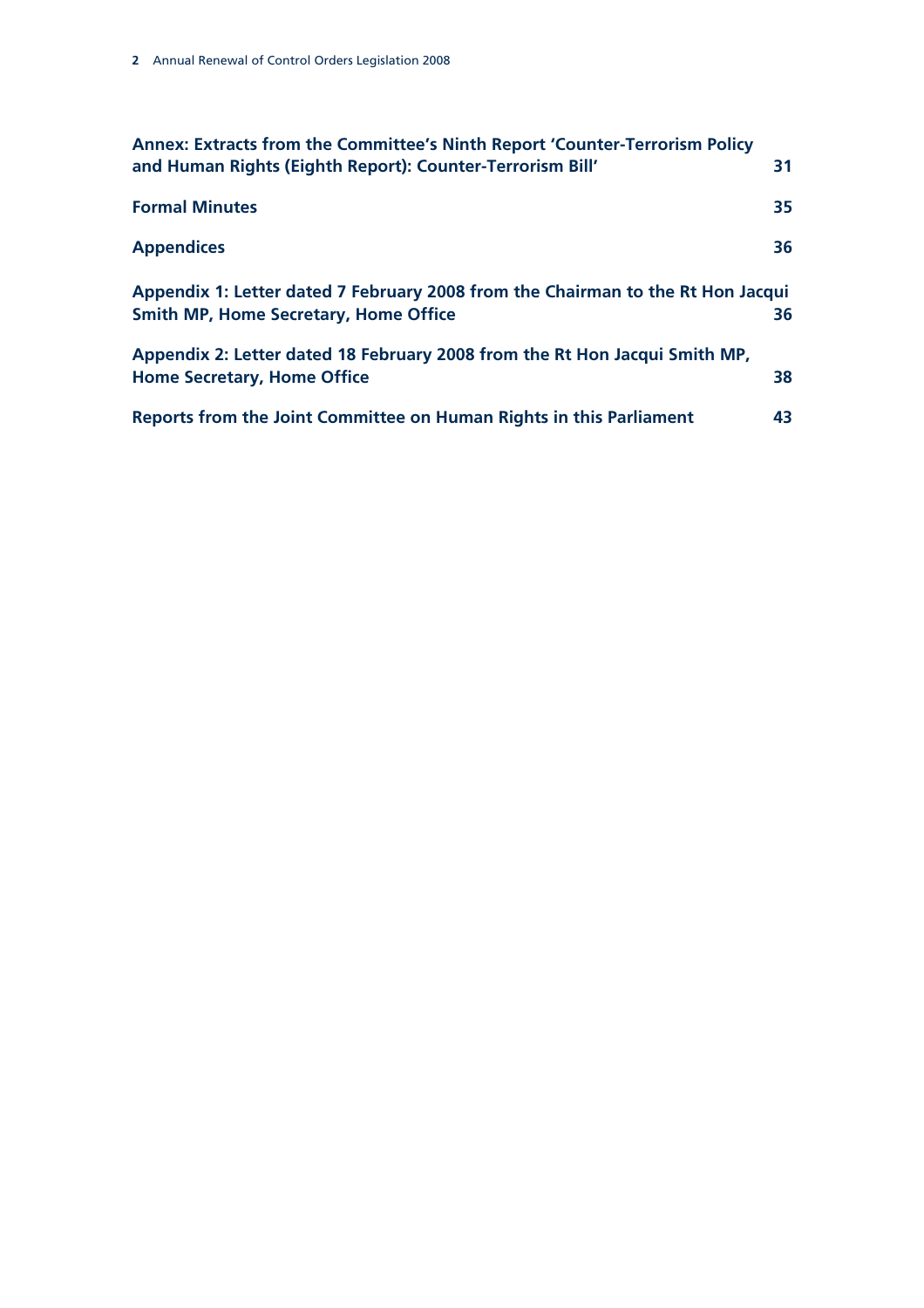**Annex: Extracts from the Committee's Ninth Report 'Counter-Terrorism Policy and Human Rights (Eighth Report): Counter-Terrorism Bill'** 31

**Formal Minutes** 35

**Appendices** 36

**Appendix 1: Letter dated 7 February 2008 from the Chairman to the Rt Hon Jacqui Smith MP, Home Secretary, Home Office** 36

**Appendix 2: Letter dated 18 February 2008 from the Rt Hon Jacqui Smith MP, Home Secretary, Home Office** 38

**Reports from the Joint Committee on Human Rights in this Parliament** 43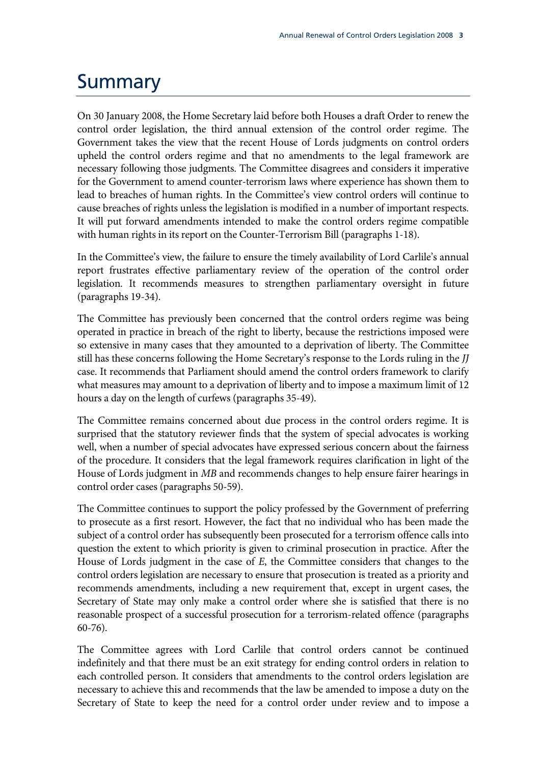# Summary

On 30 January 2008, the Home Secretary laid before both Houses a draft Order to renew the control order legislation, the third annual extension of the control order regime. The Government takes the view that the recent House of Lords judgments on control orders upheld the control orders regime and that no amendments to the legal framework are necessary following those judgments. The Committee disagrees and considers it imperative for the Government to amend counter-terrorism laws where experience has shown them to lead to breaches of human rights. In the Committee's view control orders will continue to cause breaches of rights unless the legislation is modified in a number of important respects. It will put forward amendments intended to make the control orders regime compatible with human rights in its report on the Counter-Terrorism Bill (paragraphs 1-18).

In the Committee's view, the failure to ensure the timely availability of Lord Carlile's annual report frustrates effective parliamentary review of the operation of the control order legislation. It recommends measures to strengthen parliamentary oversight in future (paragraphs 19-34).

The Committee has previously been concerned that the control orders regime was being operated in practice in breach of the right to liberty, because the restrictions imposed were so extensive in many cases that they amounted to a deprivation of liberty. The Committee still has these concerns following the Home Secretary's response to the Lords ruling in the *JJ* case. It recommends that Parliament should amend the control orders framework to clarify what measures may amount to a deprivation of liberty and to impose a maximum limit of 12 hours a day on the length of curfews (paragraphs 35-49).

The Committee remains concerned about due process in the control orders regime. It is surprised that the statutory reviewer finds that the system of special advocates is working well, when a number of special advocates have expressed serious concern about the fairness of the procedure. It considers that the legal framework requires clarification in light of the House of Lords judgment in *MB* and recommends changes to help ensure fairer hearings in control order cases (paragraphs 50-59).

The Committee continues to support the policy professed by the Government of preferring to prosecute as a first resort. However, the fact that no individual who has been made the subject of a control order has subsequently been prosecuted for a terrorism offence calls into question the extent to which priority is given to criminal prosecution in practice. After the House of Lords judgment in the case of *E*, the Committee considers that changes to the control orders legislation are necessary to ensure that prosecution is treated as a priority and recommends amendments, including a new requirement that, except in urgent cases, the Secretary of State may only make a control order where she is satisfied that there is no reasonable prospect of a successful prosecution for a terrorism-related offence (paragraphs 60-76).

The Committee agrees with Lord Carlile that control orders cannot be continued indefinitely and that there must be an exit strategy for ending control orders in relation to each controlled person. It considers that amendments to the control orders legislation are necessary to achieve this and recommends that the law be amended to impose a duty on the Secretary of State to keep the need for a control order under review and to impose a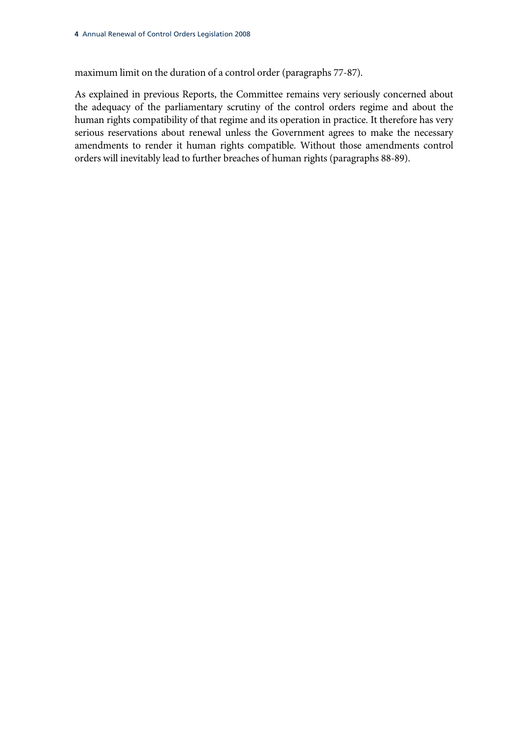maximum limit on the duration of a control order (paragraphs 77-87).

As explained in previous Reports, the Committee remains very seriously concerned about the adequacy of the parliamentary scrutiny of the control orders regime and about the human rights compatibility of that regime and its operation in practice. It therefore has very serious reservations about renewal unless the Government agrees to make the necessary amendments to render it human rights compatible. Without those amendments control orders will inevitably lead to further breaches of human rights (paragraphs 88-89).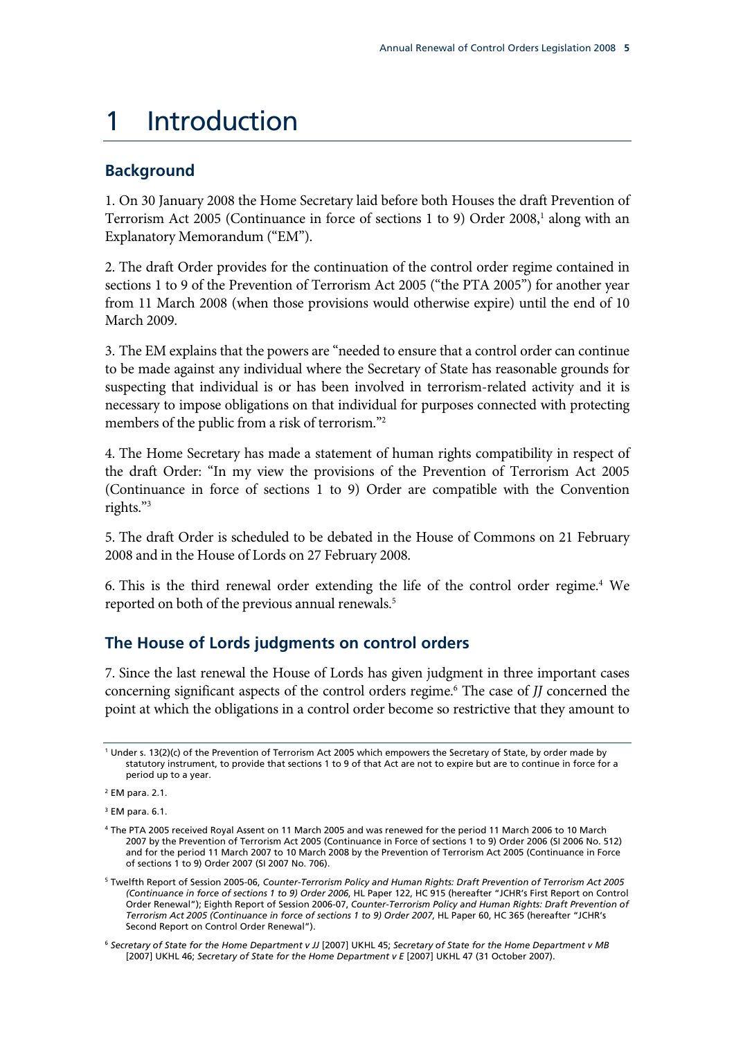# 1 Introduction

## Background

1. On 30 January 2008 the Home Secretary laid before both Houses the draft Prevention of Terrorism Act 2005 (Continuance in force of sections 1 to 9) Order 2008,[1] along with an Explanatory Memorandum ("EM").

2. The draft Order provides for the continuation of the control order regime contained in sections 1 to 9 of the Prevention of Terrorism Act 2005 ("the PTA 2005") for another year from 11 March 2008 (when those provisions would otherwise expire) until the end of 10 March 2009.

3. The EM explains that the powers are "needed to ensure that a control order can continue to be made against any individual where the Secretary of State has reasonable grounds for suspecting that individual is or has been involved in terrorism-related activity and it is necessary to impose obligations on that individual for purposes connected with protecting members of the public from a risk of terrorism."[2]

4. The Home Secretary has made a statement of human rights compatibility in respect of the draft Order: "In my view the provisions of the Prevention of Terrorism Act 2005 (Continuance in force of sections 1 to 9) Order are compatible with the Convention rights."[3]

5. The draft Order is scheduled to be debated in the House of Commons on 21 February 2008 and in the House of Lords on 27 February 2008.

6. This is the third renewal order extending the life of the control order regime.[4] We reported on both of the previous annual renewals.[5]

## The House of Lords judgments on control orders

7. Since the last renewal the House of Lords has given judgment in three important cases concerning significant aspects of the control orders regime.[6] The case of *JJ* concerned the point at which the obligations in a control order become so restrictive that they amount to

---

[1] Under s. 13(2)(c) of the Prevention of Terrorism Act 2005 which empowers the Secretary of State, by order made by statutory instrument, to provide that sections 1 to 9 of that Act are not to expire but are to continue in force for a period up to a year.

[2] EM para. 2.1.

[3] EM para. 6.1.

[4] The PTA 2005 received Royal Assent on 11 March 2005 and was renewed for the period 11 March 2006 to 10 March 2007 by the Prevention of Terrorism Act 2005 (Continuance in Force of sections 1 to 9) Order 2006 (SI 2006 No. 512) and for the period 11 March 2007 to 10 March 2008 by the Prevention of Terrorism Act 2005 (Continuance in Force of sections 1 to 9) Order 2007 (SI 2007 No. 706).

[5] Twelfth Report of Session 2005-06, *Counter-Terrorism Policy and Human Rights: Draft Prevention of Terrorism Act 2005 (Continuance in force of sections 1 to 9) Order 2006*, HL Paper 122, HC 915 (hereafter "JCHR's First Report on Control Order Renewal"); Eighth Report of Session 2006-07, *Counter-Terrorism Policy and Human Rights: Draft Prevention of Terrorism Act 2005 (Continuance in force of sections 1 to 9) Order 2007*, HL Paper 60, HC 365 (hereafter "JCHR's Second Report on Control Order Renewal").

[6] *Secretary of State for the Home Department v JJ* [2007] UKHL 45; *Secretary of State for the Home Department v MB* [2007] UKHL 46; *Secretary of State for the Home Department v E* [2007] UKHL 47 (31 October 2007).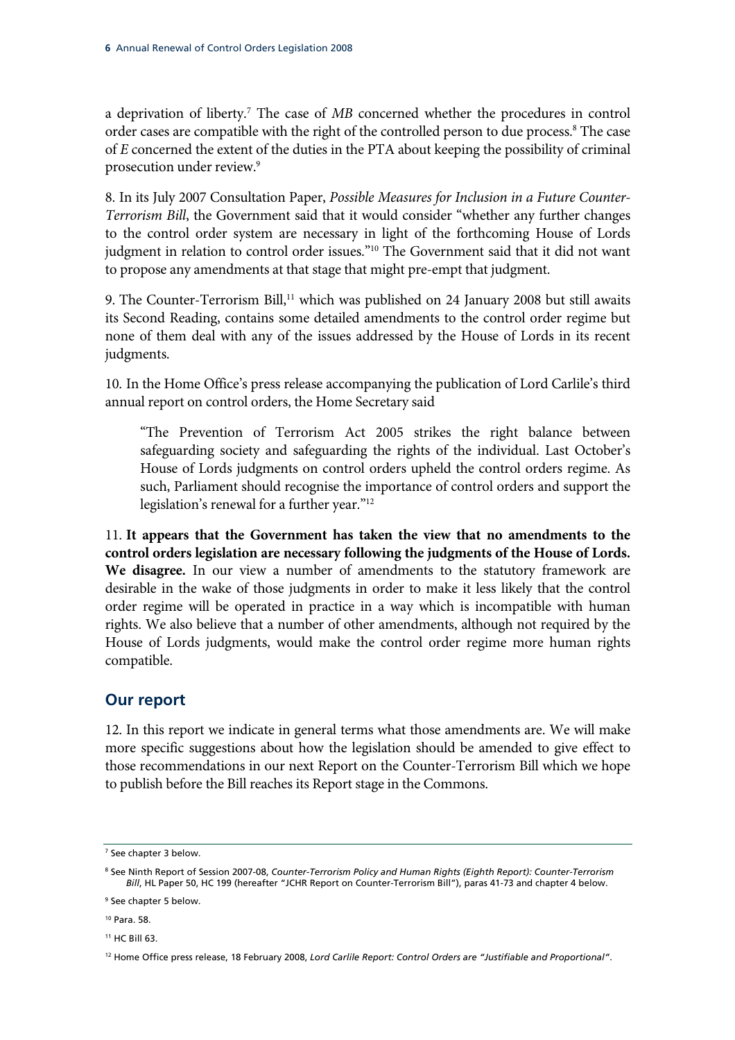a deprivation of liberty.[7] The case of *MB* concerned whether the procedures in control order cases are compatible with the right of the controlled person to due process.[8] The case of *E* concerned the extent of the duties in the PTA about keeping the possibility of criminal prosecution under review.[9]

8. In its July 2007 Consultation Paper, *Possible Measures for Inclusion in a Future Counter-Terrorism Bill*, the Government said that it would consider "whether any further changes to the control order system are necessary in light of the forthcoming House of Lords judgment in relation to control order issues."[10] The Government said that it did not want to propose any amendments at that stage that might pre-empt that judgment.

9. The Counter-Terrorism Bill,[11] which was published on 24 January 2008 but still awaits its Second Reading, contains some detailed amendments to the control order regime but none of them deal with any of the issues addressed by the House of Lords in its recent judgments.

10. In the Home Office's press release accompanying the publication of Lord Carlile's third annual report on control orders, the Home Secretary said

> "The Prevention of Terrorism Act 2005 strikes the right balance between safeguarding society and safeguarding the rights of the individual. Last October's House of Lords judgments on control orders upheld the control orders regime. As such, Parliament should recognise the importance of control orders and support the legislation's renewal for a further year."[12]

11. **It appears that the Government has taken the view that no amendments to the control orders legislation are necessary following the judgments of the House of Lords. We disagree.** In our view a number of amendments to the statutory framework are desirable in the wake of those judgments in order to make it less likely that the control order regime will be operated in practice in a way which is incompatible with human rights. We also believe that a number of other amendments, although not required by the House of Lords judgments, would make the control order regime more human rights compatible.

## Our report

12. In this report we indicate in general terms what those amendments are. We will make more specific suggestions about how the legislation should be amended to give effect to those recommendations in our next Report on the Counter-Terrorism Bill which we hope to publish before the Bill reaches its Report stage in the Commons.

---

[7] See chapter 3 below.

[8] See Ninth Report of Session 2007-08, *Counter-Terrorism Policy and Human Rights (Eighth Report): Counter-Terrorism Bill*, HL Paper 50, HC 199 (hereafter "JCHR Report on Counter-Terrorism Bill"), paras 41-73 and chapter 4 below.

[9] See chapter 5 below.

[10] Para. 58.

[11] HC Bill 63.

[12] Home Office press release, 18 February 2008, *Lord Carlile Report: Control Orders are "Justifiable and Proportional"*.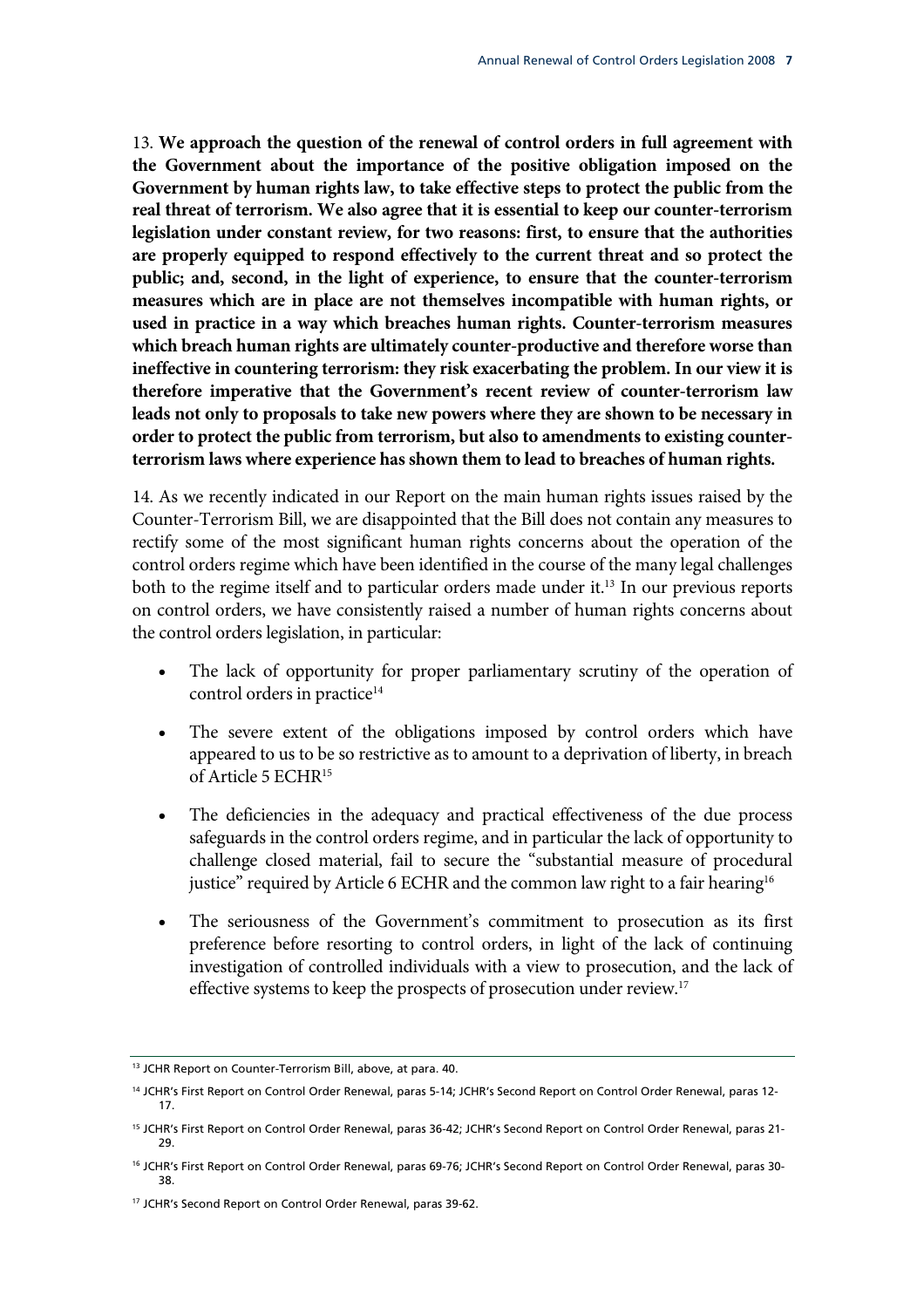13. **We approach the question of the renewal of control orders in full agreement with the Government about the importance of the positive obligation imposed on the Government by human rights law, to take effective steps to protect the public from the real threat of terrorism. We also agree that it is essential to keep our counter-terrorism legislation under constant review, for two reasons: first, to ensure that the authorities are properly equipped to respond effectively to the current threat and so protect the public; and, second, in the light of experience, to ensure that the counter-terrorism measures which are in place are not themselves incompatible with human rights, or used in practice in a way which breaches human rights. Counter-terrorism measures which breach human rights are ultimately counter-productive and therefore worse than ineffective in countering terrorism: they risk exacerbating the problem. In our view it is therefore imperative that the Government's recent review of counter-terrorism law leads not only to proposals to take new powers where they are shown to be necessary in order to protect the public from terrorism, but also to amendments to existing counter-terrorism laws where experience has shown them to lead to breaches of human rights.**

14. As we recently indicated in our Report on the main human rights issues raised by the Counter-Terrorism Bill, we are disappointed that the Bill does not contain any measures to rectify some of the most significant human rights concerns about the operation of the control orders regime which have been identified in the course of the many legal challenges both to the regime itself and to particular orders made under it.[13] In our previous reports on control orders, we have consistently raised a number of human rights concerns about the control orders legislation, in particular:

- The lack of opportunity for proper parliamentary scrutiny of the operation of control orders in practice[14]
- The severe extent of the obligations imposed by control orders which have appeared to us to be so restrictive as to amount to a deprivation of liberty, in breach of Article 5 ECHR[15]
- The deficiencies in the adequacy and practical effectiveness of the due process safeguards in the control orders regime, and in particular the lack of opportunity to challenge closed material, fail to secure the "substantial measure of procedural justice" required by Article 6 ECHR and the common law right to a fair hearing[16]
- The seriousness of the Government's commitment to prosecution as its first preference before resorting to control orders, in light of the lack of continuing investigation of controlled individuals with a view to prosecution, and the lack of effective systems to keep the prospects of prosecution under review.[17]

---

[13] JCHR Report on Counter-Terrorism Bill, above, at para. 40.

[14] JCHR's First Report on Control Order Renewal, paras 5-14; JCHR's Second Report on Control Order Renewal, paras 12-17.

[15] JCHR's First Report on Control Order Renewal, paras 36-42; JCHR's Second Report on Control Order Renewal, paras 21-29.

[16] JCHR's First Report on Control Order Renewal, paras 69-76; JCHR's Second Report on Control Order Renewal, paras 30-38.

[17] JCHR's Second Report on Control Order Renewal, paras 39-62.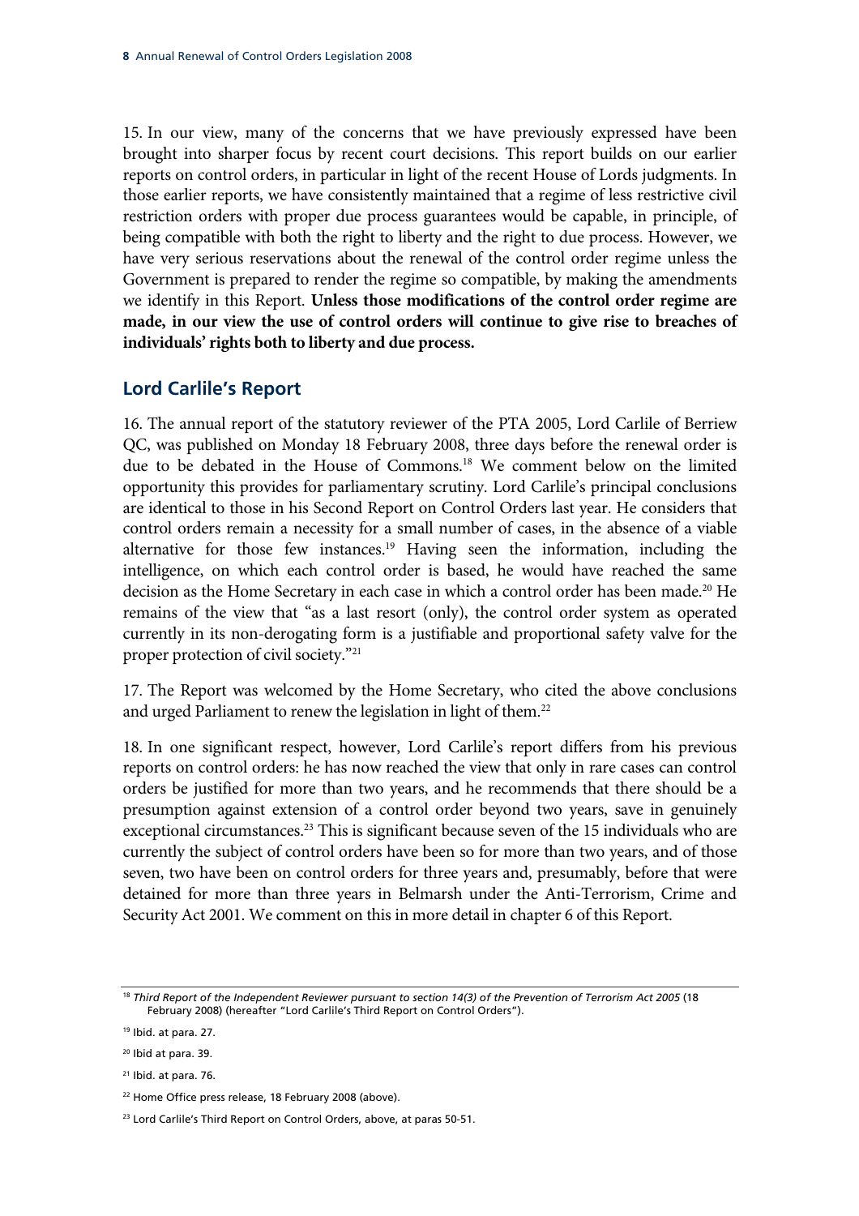15. In our view, many of the concerns that we have previously expressed have been brought into sharper focus by recent court decisions. This report builds on our earlier reports on control orders, in particular in light of the recent House of Lords judgments. In those earlier reports, we have consistently maintained that a regime of less restrictive civil restriction orders with proper due process guarantees would be capable, in principle, of being compatible with both the right to liberty and the right to due process. However, we have very serious reservations about the renewal of the control order regime unless the Government is prepared to render the regime so compatible, by making the amendments we identify in this Report. **Unless those modifications of the control order regime are made, in our view the use of control orders will continue to give rise to breaches of individuals' rights both to liberty and due process.**

## Lord Carlile's Report

16. The annual report of the statutory reviewer of the PTA 2005, Lord Carlile of Berriew QC, was published on Monday 18 February 2008, three days before the renewal order is due to be debated in the House of Commons.[18] We comment below on the limited opportunity this provides for parliamentary scrutiny. Lord Carlile's principal conclusions are identical to those in his Second Report on Control Orders last year. He considers that control orders remain a necessity for a small number of cases, in the absence of a viable alternative for those few instances.[19] Having seen the information, including the intelligence, on which each control order is based, he would have reached the same decision as the Home Secretary in each case in which a control order has been made.[20] He remains of the view that "as a last resort (only), the control order system as operated currently in its non-derogating form is a justifiable and proportional safety valve for the proper protection of civil society."[21]

17. The Report was welcomed by the Home Secretary, who cited the above conclusions and urged Parliament to renew the legislation in light of them.[22]

18. In one significant respect, however, Lord Carlile's report differs from his previous reports on control orders: he has now reached the view that only in rare cases can control orders be justified for more than two years, and he recommends that there should be a presumption against extension of a control order beyond two years, save in genuinely exceptional circumstances.[23] This is significant because seven of the 15 individuals who are currently the subject of control orders have been so for more than two years, and of those seven, two have been on control orders for three years and, presumably, before that were detained for more than three years in Belmarsh under the Anti-Terrorism, Crime and Security Act 2001. We comment on this in more detail in chapter 6 of this Report.

---

[18] *Third Report of the Independent Reviewer pursuant to section 14(3) of the Prevention of Terrorism Act 2005* (18 February 2008) (hereafter "Lord Carlile's Third Report on Control Orders").

[19] Ibid. at para. 27.

[20] Ibid at para. 39.

[21] Ibid. at para. 76.

[22] Home Office press release, 18 February 2008 (above).

[23] Lord Carlile's Third Report on Control Orders, above, at paras 50-51.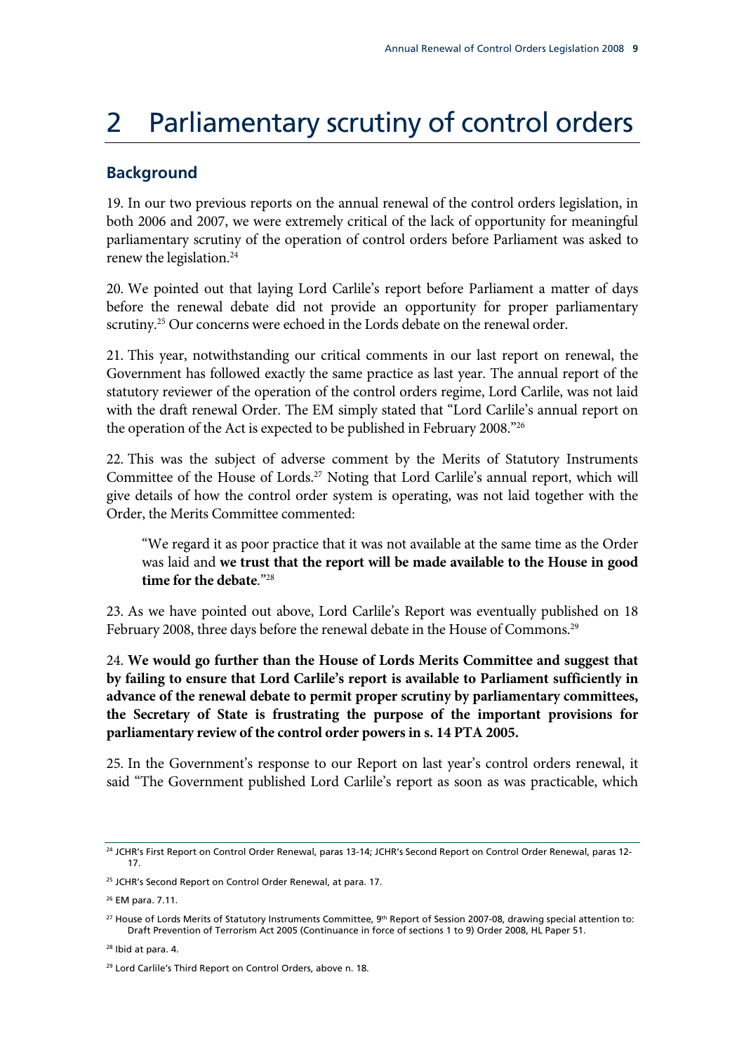# 2 Parliamentary scrutiny of control orders

## Background

19. In our two previous reports on the annual renewal of the control orders legislation, in both 2006 and 2007, we were extremely critical of the lack of opportunity for meaningful parliamentary scrutiny of the operation of control orders before Parliament was asked to renew the legislation.[24]

20. We pointed out that laying Lord Carlile's report before Parliament a matter of days before the renewal debate did not provide an opportunity for proper parliamentary scrutiny.[25] Our concerns were echoed in the Lords debate on the renewal order.

21. This year, notwithstanding our critical comments in our last report on renewal, the Government has followed exactly the same practice as last year. The annual report of the statutory reviewer of the operation of the control orders regime, Lord Carlile, was not laid with the draft renewal Order. The EM simply stated that "Lord Carlile's annual report on the operation of the Act is expected to be published in February 2008."[26]

22. This was the subject of adverse comment by the Merits of Statutory Instruments Committee of the House of Lords.[27] Noting that Lord Carlile's annual report, which will give details of how the control order system is operating, was not laid together with the Order, the Merits Committee commented:

> "We regard it as poor practice that it was not available at the same time as the Order was laid and **we trust that the report will be made available to the House in good time for the debate**."[28]

23. As we have pointed out above, Lord Carlile's Report was eventually published on 18 February 2008, three days before the renewal debate in the House of Commons.[29]

24. **We would go further than the House of Lords Merits Committee and suggest that by failing to ensure that Lord Carlile's report is available to Parliament sufficiently in advance of the renewal debate to permit proper scrutiny by parliamentary committees, the Secretary of State is frustrating the purpose of the important provisions for parliamentary review of the control order powers in s. 14 PTA 2005.**

25. In the Government's response to our Report on last year's control orders renewal, it said "The Government published Lord Carlile's report as soon as was practicable, which

---

[24] JCHR's First Report on Control Order Renewal, paras 13-14; JCHR's Second Report on Control Order Renewal, paras 12-17.

[25] JCHR's Second Report on Control Order Renewal, at para. 17.

[26] EM para. 7.11.

[27] House of Lords Merits of Statutory Instruments Committee, 9th Report of Session 2007-08, drawing special attention to: Draft Prevention of Terrorism Act 2005 (Continuance in force of sections 1 to 9) Order 2008, HL Paper 51.

[28] Ibid at para. 4.

[29] Lord Carlile's Third Report on Control Orders, above n. 18.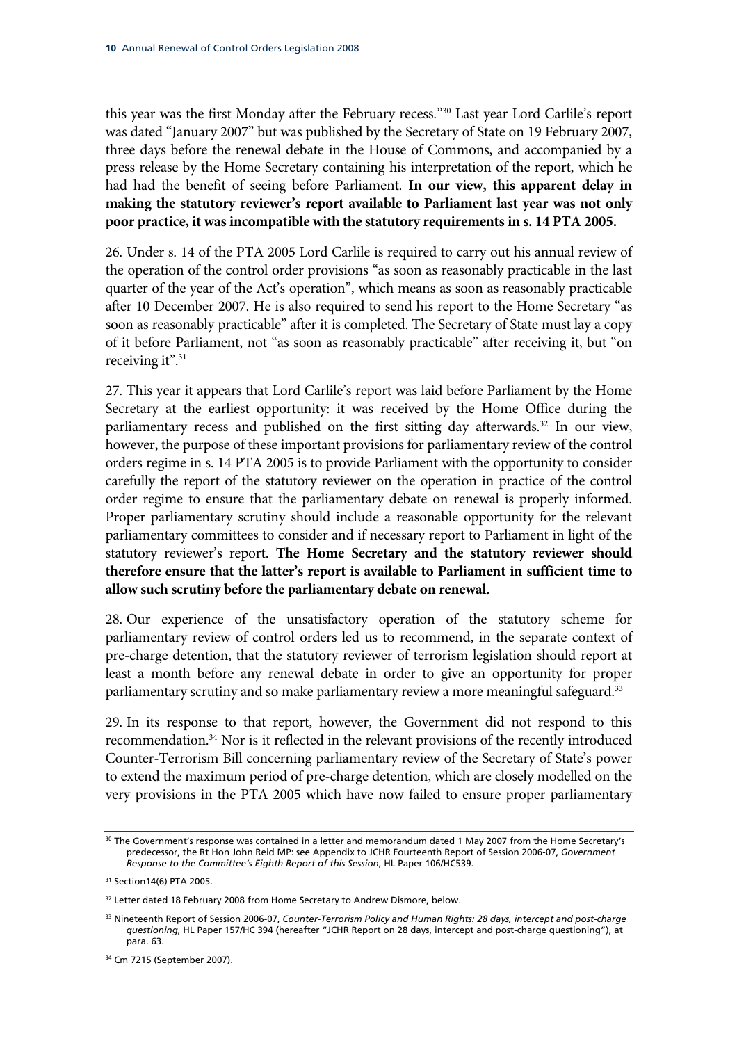this year was the first Monday after the February recess."[30] Last year Lord Carlile's report was dated "January 2007" but was published by the Secretary of State on 19 February 2007, three days before the renewal debate in the House of Commons, and accompanied by a press release by the Home Secretary containing his interpretation of the report, which he had had the benefit of seeing before Parliament. **In our view, this apparent delay in making the statutory reviewer's report available to Parliament last year was not only poor practice, it was incompatible with the statutory requirements in s. 14 PTA 2005.**

26. Under s. 14 of the PTA 2005 Lord Carlile is required to carry out his annual review of the operation of the control order provisions "as soon as reasonably practicable in the last quarter of the year of the Act's operation", which means as soon as reasonably practicable after 10 December 2007. He is also required to send his report to the Home Secretary "as soon as reasonably practicable" after it is completed. The Secretary of State must lay a copy of it before Parliament, not "as soon as reasonably practicable" after receiving it, but "on receiving it".[31]

27. This year it appears that Lord Carlile's report was laid before Parliament by the Home Secretary at the earliest opportunity: it was received by the Home Office during the parliamentary recess and published on the first sitting day afterwards.[32] In our view, however, the purpose of these important provisions for parliamentary review of the control orders regime in s. 14 PTA 2005 is to provide Parliament with the opportunity to consider carefully the report of the statutory reviewer on the operation in practice of the control order regime to ensure that the parliamentary debate on renewal is properly informed. Proper parliamentary scrutiny should include a reasonable opportunity for the relevant parliamentary committees to consider and if necessary report to Parliament in light of the statutory reviewer's report. **The Home Secretary and the statutory reviewer should therefore ensure that the latter's report is available to Parliament in sufficient time to allow such scrutiny before the parliamentary debate on renewal.**

28. Our experience of the unsatisfactory operation of the statutory scheme for parliamentary review of control orders led us to recommend, in the separate context of pre-charge detention, that the statutory reviewer of terrorism legislation should report at least a month before any renewal debate in order to give an opportunity for proper parliamentary scrutiny and so make parliamentary review a more meaningful safeguard.[33]

29. In its response to that report, however, the Government did not respond to this recommendation.[34] Nor is it reflected in the relevant provisions of the recently introduced Counter-Terrorism Bill concerning parliamentary review of the Secretary of State's power to extend the maximum period of pre-charge detention, which are closely modelled on the very provisions in the PTA 2005 which have now failed to ensure proper parliamentary

---

[30] The Government's response was contained in a letter and memorandum dated 1 May 2007 from the Home Secretary's predecessor, the Rt Hon John Reid MP: see Appendix to JCHR Fourteenth Report of Session 2006-07, *Government Response to the Committee's Eighth Report of this Session*, HL Paper 106/HC539.

[31] Section14(6) PTA 2005.

[32] Letter dated 18 February 2008 from Home Secretary to Andrew Dismore, below.

[33] Nineteenth Report of Session 2006-07, *Counter-Terrorism Policy and Human Rights: 28 days, intercept and post-charge questioning*, HL Paper 157/HC 394 (hereafter "JCHR Report on 28 days, intercept and post-charge questioning"), at para. 63.

[34] Cm 7215 (September 2007).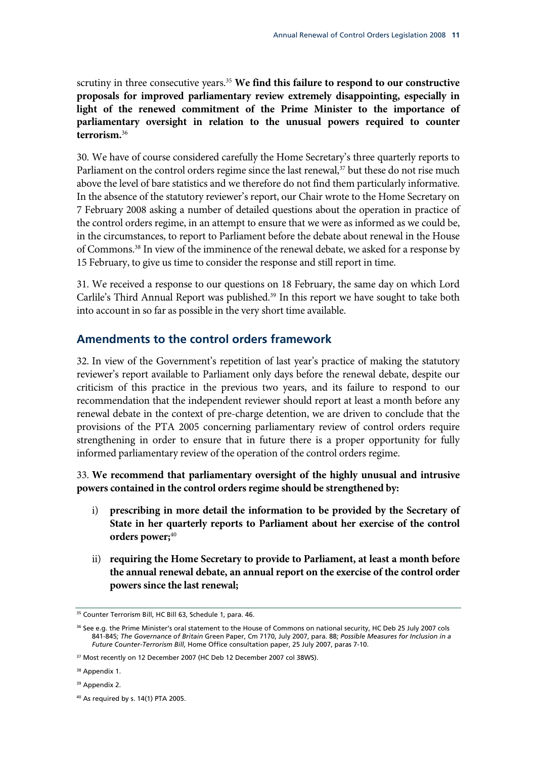scrutiny in three consecutive years.[35] **We find this failure to respond to our constructive proposals for improved parliamentary review extremely disappointing, especially in light of the renewed commitment of the Prime Minister to the importance of parliamentary oversight in relation to the unusual powers required to counter terrorism.**[36]

30. We have of course considered carefully the Home Secretary's three quarterly reports to Parliament on the control orders regime since the last renewal,[37] but these do not rise much above the level of bare statistics and we therefore do not find them particularly informative. In the absence of the statutory reviewer's report, our Chair wrote to the Home Secretary on 7 February 2008 asking a number of detailed questions about the operation in practice of the control orders regime, in an attempt to ensure that we were as informed as we could be, in the circumstances, to report to Parliament before the debate about renewal in the House of Commons.[38] In view of the imminence of the renewal debate, we asked for a response by 15 February, to give us time to consider the response and still report in time.

31. We received a response to our questions on 18 February, the same day on which Lord Carlile's Third Annual Report was published.[39] In this report we have sought to take both into account in so far as possible in the very short time available.

## Amendments to the control orders framework

32. In view of the Government's repetition of last year's practice of making the statutory reviewer's report available to Parliament only days before the renewal debate, despite our criticism of this practice in the previous two years, and its failure to respond to our recommendation that the independent reviewer should report at least a month before any renewal debate in the context of pre-charge detention, we are driven to conclude that the provisions of the PTA 2005 concerning parliamentary review of control orders require strengthening in order to ensure that in future there is a proper opportunity for fully informed parliamentary review of the operation of the control orders regime.

33. **We recommend that parliamentary oversight of the highly unusual and intrusive powers contained in the control orders regime should be strengthened by:**

i) **prescribing in more detail the information to be provided by the Secretary of State in her quarterly reports to Parliament about her exercise of the control orders power;**[40]

ii) **requiring the Home Secretary to provide to Parliament, at least a month before the annual renewal debate, an annual report on the exercise of the control order powers since the last renewal;**

---

[35] Counter Terrorism Bill, HC Bill 63, Schedule 1, para. 46.

[36] See e.g. the Prime Minister's oral statement to the House of Commons on national security, HC Deb 25 July 2007 cols 841-845; *The Governance of Britain* Green Paper, Cm 7170, July 2007, para. 88; *Possible Measures for Inclusion in a Future Counter-Terrorism Bill*, Home Office consultation paper, 25 July 2007, paras 7-10.

[37] Most recently on 12 December 2007 (HC Deb 12 December 2007 col 38WS).

[38] Appendix 1.

[39] Appendix 2.

[40] As required by s. 14(1) PTA 2005.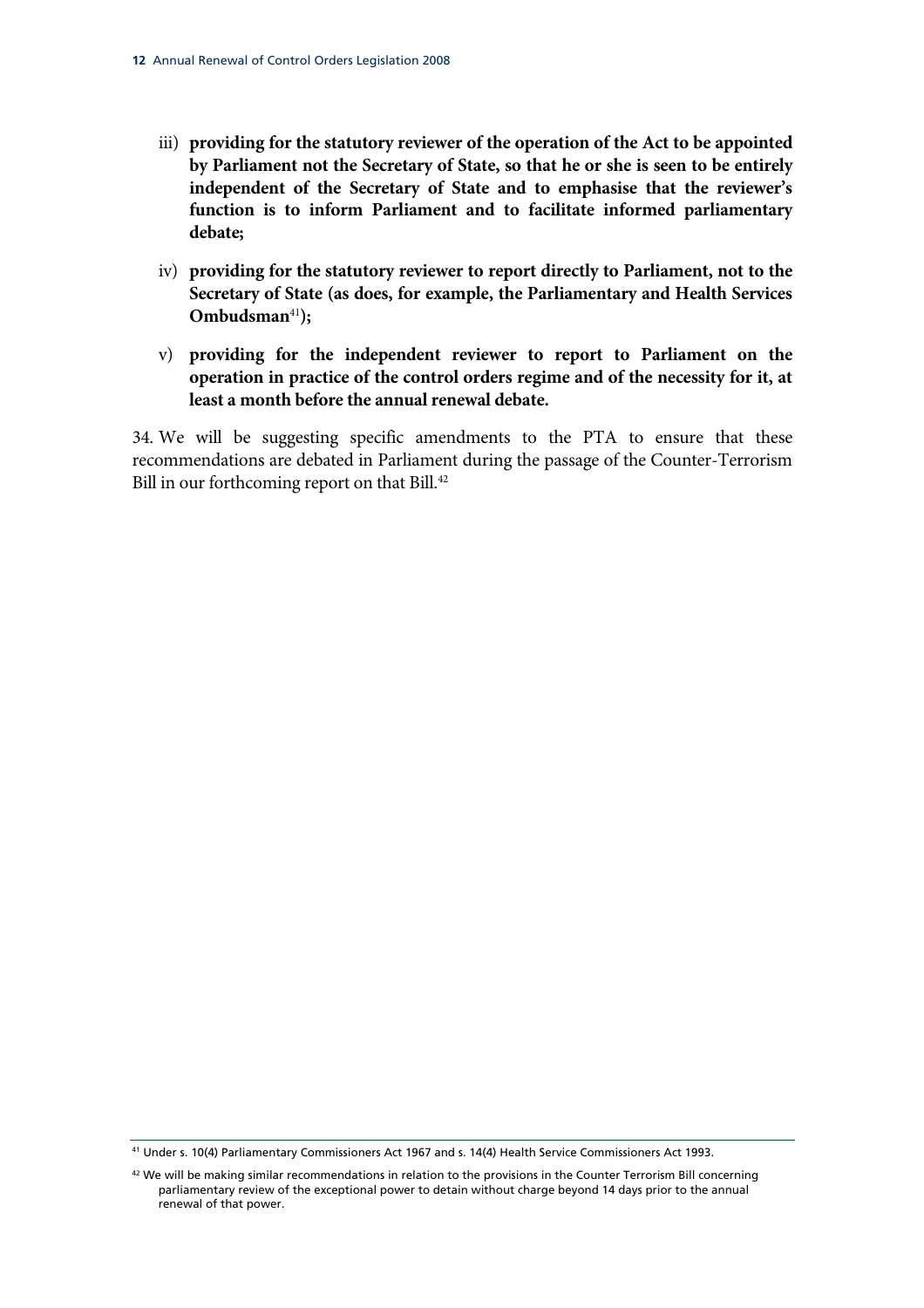iii) **providing for the statutory reviewer of the operation of the Act to be appointed by Parliament not the Secretary of State, so that he or she is seen to be entirely independent of the Secretary of State and to emphasise that the reviewer's function is to inform Parliament and to facilitate informed parliamentary debate;**

iv) **providing for the statutory reviewer to report directly to Parliament, not to the Secretary of State (as does, for example, the Parliamentary and Health Services Ombudsman[41]);**

v) **providing for the independent reviewer to report to Parliament on the operation in practice of the control orders regime and of the necessity for it, at least a month before the annual renewal debate.**

34. We will be suggesting specific amendments to the PTA to ensure that these recommendations are debated in Parliament during the passage of the Counter-Terrorism Bill in our forthcoming report on that Bill.[42]

---

[41] Under s. 10(4) Parliamentary Commissioners Act 1967 and s. 14(4) Health Service Commissioners Act 1993.

[42] We will be making similar recommendations in relation to the provisions in the Counter Terrorism Bill concerning parliamentary review of the exceptional power to detain without charge beyond 14 days prior to the annual renewal of that power.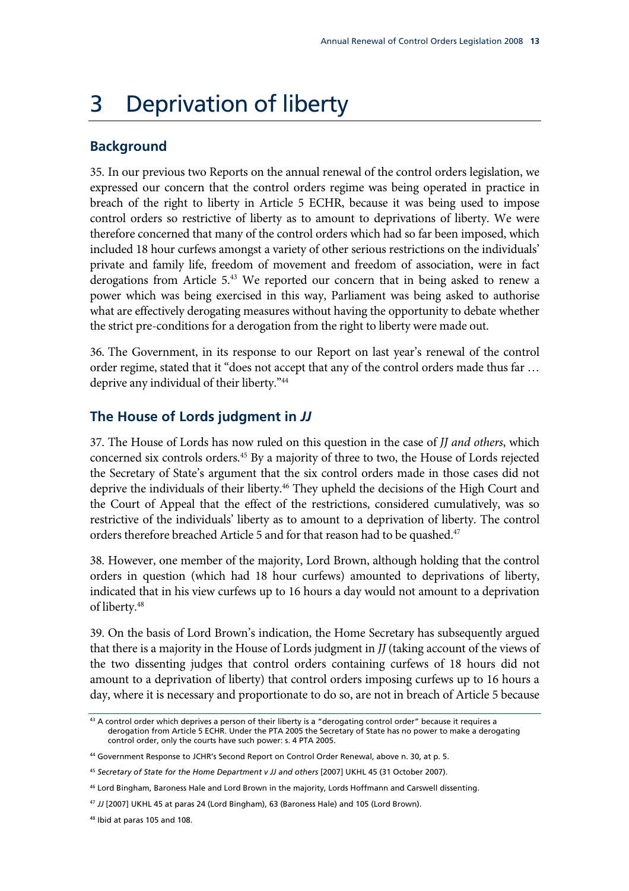# 3 Deprivation of liberty

## Background

35. In our previous two Reports on the annual renewal of the control orders legislation, we expressed our concern that the control orders regime was being operated in practice in breach of the right to liberty in Article 5 ECHR, because it was being used to impose control orders so restrictive of liberty as to amount to deprivations of liberty. We were therefore concerned that many of the control orders which had so far been imposed, which included 18 hour curfews amongst a variety of other serious restrictions on the individuals' private and family life, freedom of movement and freedom of association, were in fact derogations from Article 5.[43] We reported our concern that in being asked to renew a power which was being exercised in this way, Parliament was being asked to authorise what are effectively derogating measures without having the opportunity to debate whether the strict pre-conditions for a derogation from the right to liberty were made out.

36. The Government, in its response to our Report on last year's renewal of the control order regime, stated that it "does not accept that any of the control orders made thus far … deprive any individual of their liberty."[44]

## The House of Lords judgment in *JJ*

37. The House of Lords has now ruled on this question in the case of *JJ and others*, which concerned six controls orders.[45] By a majority of three to two, the House of Lords rejected the Secretary of State's argument that the six control orders made in those cases did not deprive the individuals of their liberty.[46] They upheld the decisions of the High Court and the Court of Appeal that the effect of the restrictions, considered cumulatively, was so restrictive of the individuals' liberty as to amount to a deprivation of liberty. The control orders therefore breached Article 5 and for that reason had to be quashed.[47]

38. However, one member of the majority, Lord Brown, although holding that the control orders in question (which had 18 hour curfews) amounted to deprivations of liberty, indicated that in his view curfews up to 16 hours a day would not amount to a deprivation of liberty.[48]

39. On the basis of Lord Brown's indication, the Home Secretary has subsequently argued that there is a majority in the House of Lords judgment in *JJ* (taking account of the views of the two dissenting judges that control orders containing curfews of 18 hours did not amount to a deprivation of liberty) that control orders imposing curfews up to 16 hours a day, where it is necessary and proportionate to do so, are not in breach of Article 5 because

---

[43] A control order which deprives a person of their liberty is a "derogating control order" because it requires a derogation from Article 5 ECHR. Under the PTA 2005 the Secretary of State has no power to make a derogating control order, only the courts have such power: s. 4 PTA 2005.

[44] Government Response to JCHR's Second Report on Control Order Renewal, above n. 30, at p. 5.

[45] *Secretary of State for the Home Department v JJ and others* [2007] UKHL 45 (31 October 2007).

[46] Lord Bingham, Baroness Hale and Lord Brown in the majority, Lords Hoffmann and Carswell dissenting.

[47] *JJ* [2007] UKHL 45 at paras 24 (Lord Bingham), 63 (Baroness Hale) and 105 (Lord Brown).

[48] Ibid at paras 105 and 108.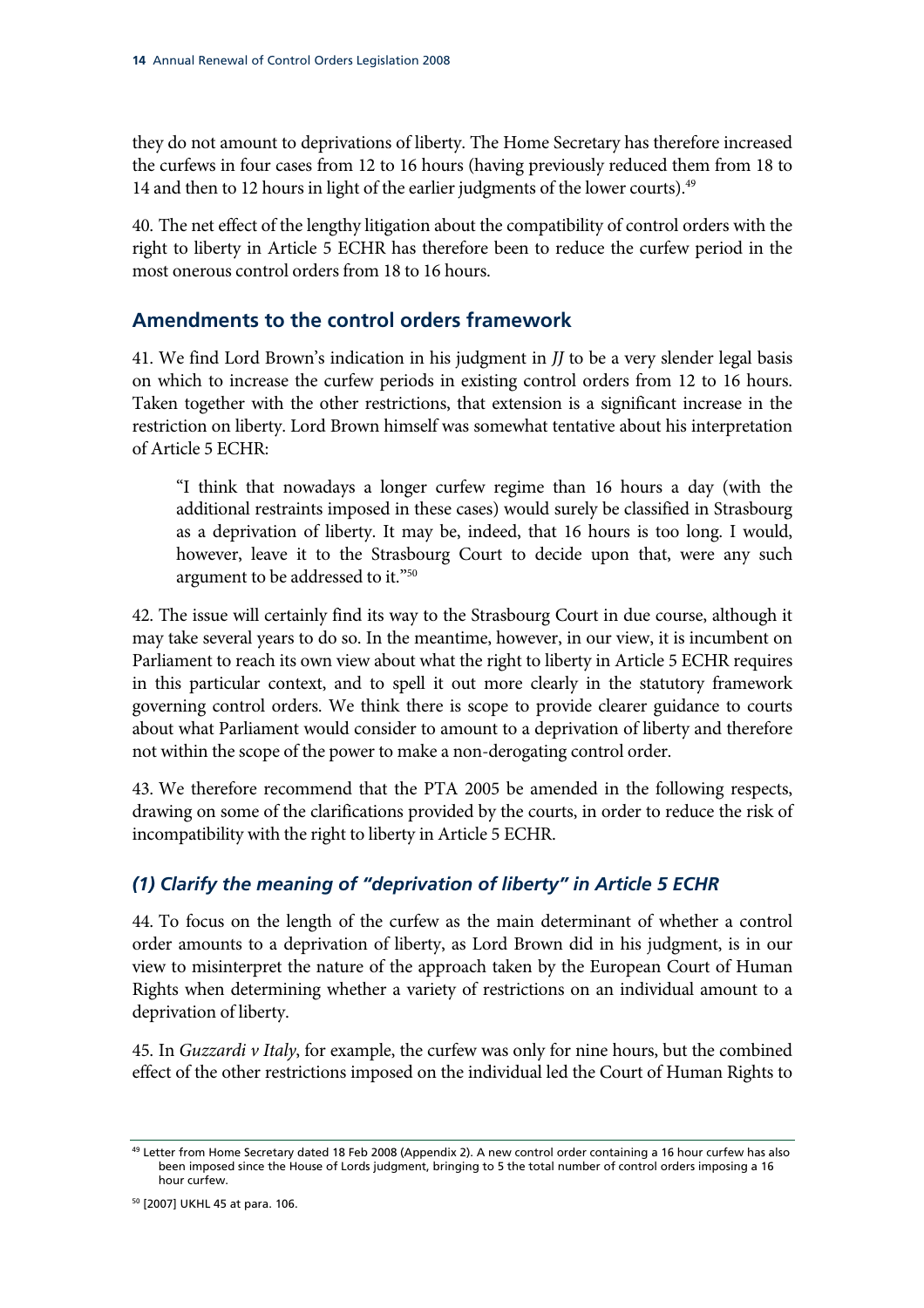they do not amount to deprivations of liberty. The Home Secretary has therefore increased the curfews in four cases from 12 to 16 hours (having previously reduced them from 18 to 14 and then to 12 hours in light of the earlier judgments of the lower courts).[49]

40. The net effect of the lengthy litigation about the compatibility of control orders with the right to liberty in Article 5 ECHR has therefore been to reduce the curfew period in the most onerous control orders from 18 to 16 hours.

## Amendments to the control orders framework

41. We find Lord Brown's indication in his judgment in *JJ* to be a very slender legal basis on which to increase the curfew periods in existing control orders from 12 to 16 hours. Taken together with the other restrictions, that extension is a significant increase in the restriction on liberty. Lord Brown himself was somewhat tentative about his interpretation of Article 5 ECHR:

> "I think that nowadays a longer curfew regime than 16 hours a day (with the additional restraints imposed in these cases) would surely be classified in Strasbourg as a deprivation of liberty. It may be, indeed, that 16 hours is too long. I would, however, leave it to the Strasbourg Court to decide upon that, were any such argument to be addressed to it."[50]

42. The issue will certainly find its way to the Strasbourg Court in due course, although it may take several years to do so. In the meantime, however, in our view, it is incumbent on Parliament to reach its own view about what the right to liberty in Article 5 ECHR requires in this particular context, and to spell it out more clearly in the statutory framework governing control orders. We think there is scope to provide clearer guidance to courts about what Parliament would consider to amount to a deprivation of liberty and therefore not within the scope of the power to make a non-derogating control order.

43. We therefore recommend that the PTA 2005 be amended in the following respects, drawing on some of the clarifications provided by the courts, in order to reduce the risk of incompatibility with the right to liberty in Article 5 ECHR.

### *(1) Clarify the meaning of "deprivation of liberty" in Article 5 ECHR*

44. To focus on the length of the curfew as the main determinant of whether a control order amounts to a deprivation of liberty, as Lord Brown did in his judgment, is in our view to misinterpret the nature of the approach taken by the European Court of Human Rights when determining whether a variety of restrictions on an individual amount to a deprivation of liberty.

45. In *Guzzardi v Italy*, for example, the curfew was only for nine hours, but the combined effect of the other restrictions imposed on the individual led the Court of Human Rights to

---

[49] Letter from Home Secretary dated 18 Feb 2008 (Appendix 2). A new control order containing a 16 hour curfew has also been imposed since the House of Lords judgment, bringing to 5 the total number of control orders imposing a 16 hour curfew.

[50] [2007] UKHL 45 at para. 106.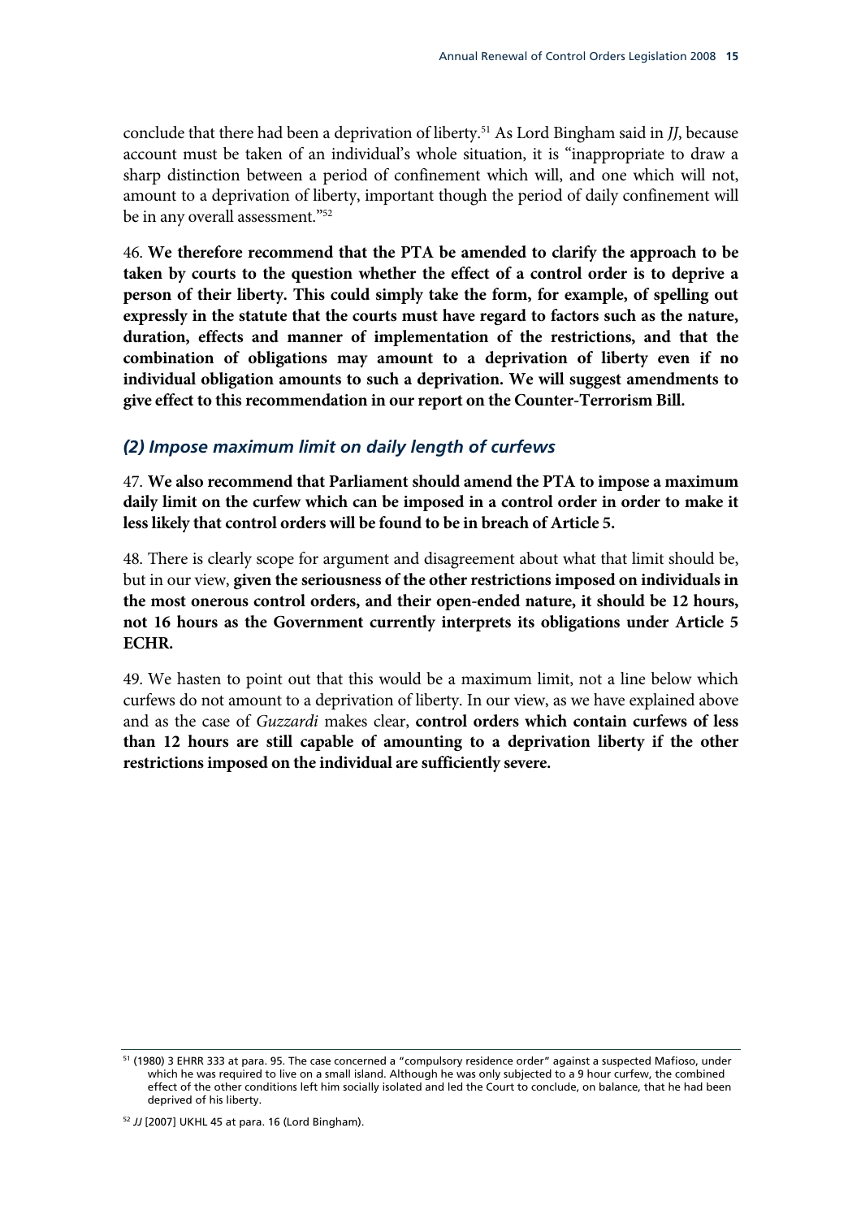conclude that there had been a deprivation of liberty.[51] As Lord Bingham said in *JJ*, because account must be taken of an individual's whole situation, it is "inappropriate to draw a sharp distinction between a period of confinement which will, and one which will not, amount to a deprivation of liberty, important though the period of daily confinement will be in any overall assessment."[52]

46. **We therefore recommend that the PTA be amended to clarify the approach to be taken by courts to the question whether the effect of a control order is to deprive a person of their liberty. This could simply take the form, for example, of spelling out expressly in the statute that the courts must have regard to factors such as the nature, duration, effects and manner of implementation of the restrictions, and that the combination of obligations may amount to a deprivation of liberty even if no individual obligation amounts to such a deprivation. We will suggest amendments to give effect to this recommendation in our report on the Counter-Terrorism Bill.**

### *(2) Impose maximum limit on daily length of curfews*

47. **We also recommend that Parliament should amend the PTA to impose a maximum daily limit on the curfew which can be imposed in a control order in order to make it less likely that control orders will be found to be in breach of Article 5.**

48. There is clearly scope for argument and disagreement about what that limit should be, but in our view, **given the seriousness of the other restrictions imposed on individuals in the most onerous control orders, and their open-ended nature, it should be 12 hours, not 16 hours as the Government currently interprets its obligations under Article 5 ECHR.**

49. We hasten to point out that this would be a maximum limit, not a line below which curfews do not amount to a deprivation of liberty. In our view, as we have explained above and as the case of *Guzzardi* makes clear, **control orders which contain curfews of less than 12 hours are still capable of amounting to a deprivation liberty if the other restrictions imposed on the individual are sufficiently severe.**

---

[51] (1980) 3 EHRR 333 at para. 95. The case concerned a "compulsory residence order" against a suspected Mafioso, under which he was required to live on a small island. Although he was only subjected to a 9 hour curfew, the combined effect of the other conditions left him socially isolated and led the Court to conclude, on balance, that he had been deprived of his liberty.

[52] *JJ* [2007] UKHL 45 at para. 16 (Lord Bingham).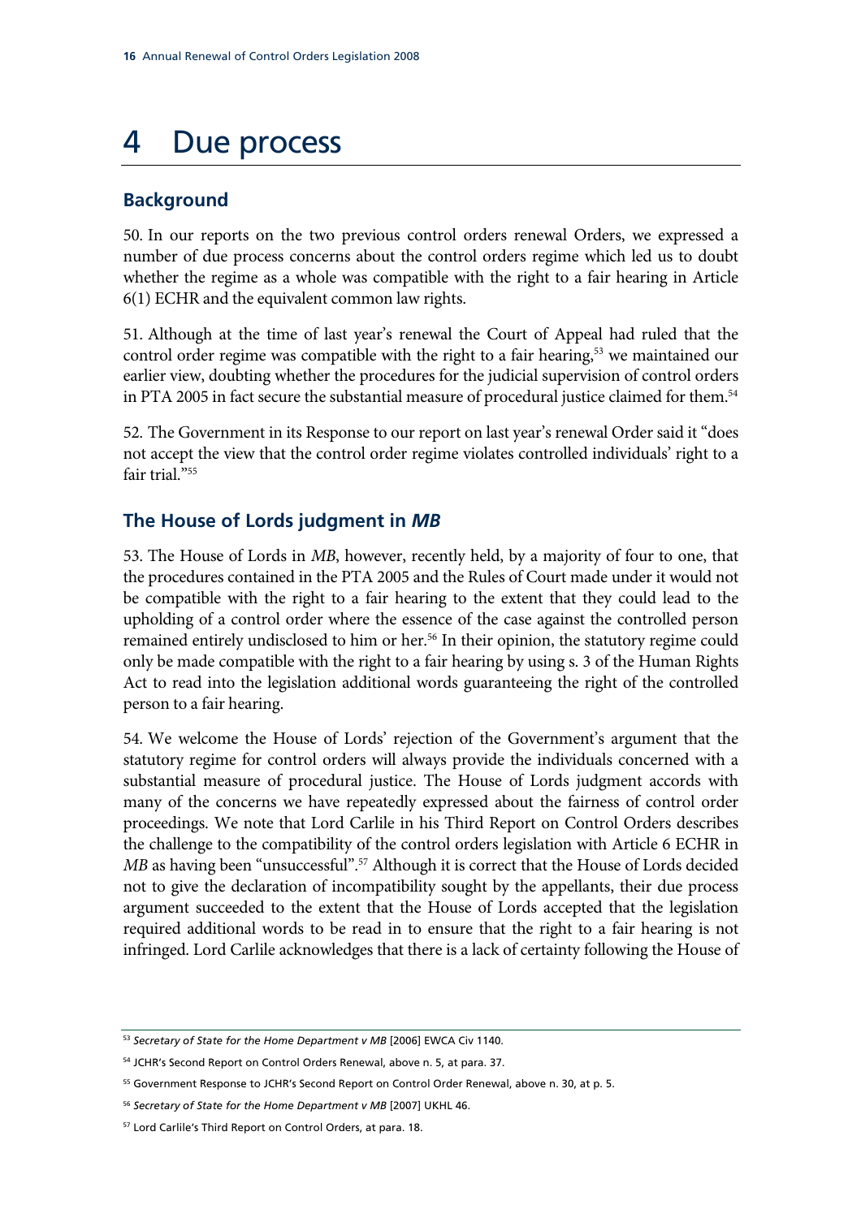# 4 Due process

## Background

50. In our reports on the two previous control orders renewal Orders, we expressed a number of due process concerns about the control orders regime which led us to doubt whether the regime as a whole was compatible with the right to a fair hearing in Article 6(1) ECHR and the equivalent common law rights.

51. Although at the time of last year's renewal the Court of Appeal had ruled that the control order regime was compatible with the right to a fair hearing,[53] we maintained our earlier view, doubting whether the procedures for the judicial supervision of control orders in PTA 2005 in fact secure the substantial measure of procedural justice claimed for them.[54]

52. The Government in its Response to our report on last year's renewal Order said it "does not accept the view that the control order regime violates controlled individuals' right to a fair trial."[55]

## The House of Lords judgment in *MB*

53. The House of Lords in *MB*, however, recently held, by a majority of four to one, that the procedures contained in the PTA 2005 and the Rules of Court made under it would not be compatible with the right to a fair hearing to the extent that they could lead to the upholding of a control order where the essence of the case against the controlled person remained entirely undisclosed to him or her.[56] In their opinion, the statutory regime could only be made compatible with the right to a fair hearing by using s. 3 of the Human Rights Act to read into the legislation additional words guaranteeing the right of the controlled person to a fair hearing.

54. We welcome the House of Lords' rejection of the Government's argument that the statutory regime for control orders will always provide the individuals concerned with a substantial measure of procedural justice. The House of Lords judgment accords with many of the concerns we have repeatedly expressed about the fairness of control order proceedings. We note that Lord Carlile in his Third Report on Control Orders describes the challenge to the compatibility of the control orders legislation with Article 6 ECHR in *MB* as having been "unsuccessful".[57] Although it is correct that the House of Lords decided not to give the declaration of incompatibility sought by the appellants, their due process argument succeeded to the extent that the House of Lords accepted that the legislation required additional words to be read in to ensure that the right to a fair hearing is not infringed. Lord Carlile acknowledges that there is a lack of certainty following the House of

---

[53] *Secretary of State for the Home Department v MB* [2006] EWCA Civ 1140.

[54] JCHR's Second Report on Control Orders Renewal, above n. 5, at para. 37.

[55] Government Response to JCHR's Second Report on Control Order Renewal, above n. 30, at p. 5.

[56] *Secretary of State for the Home Department v MB* [2007] UKHL 46.

[57] Lord Carlile's Third Report on Control Orders, at para. 18.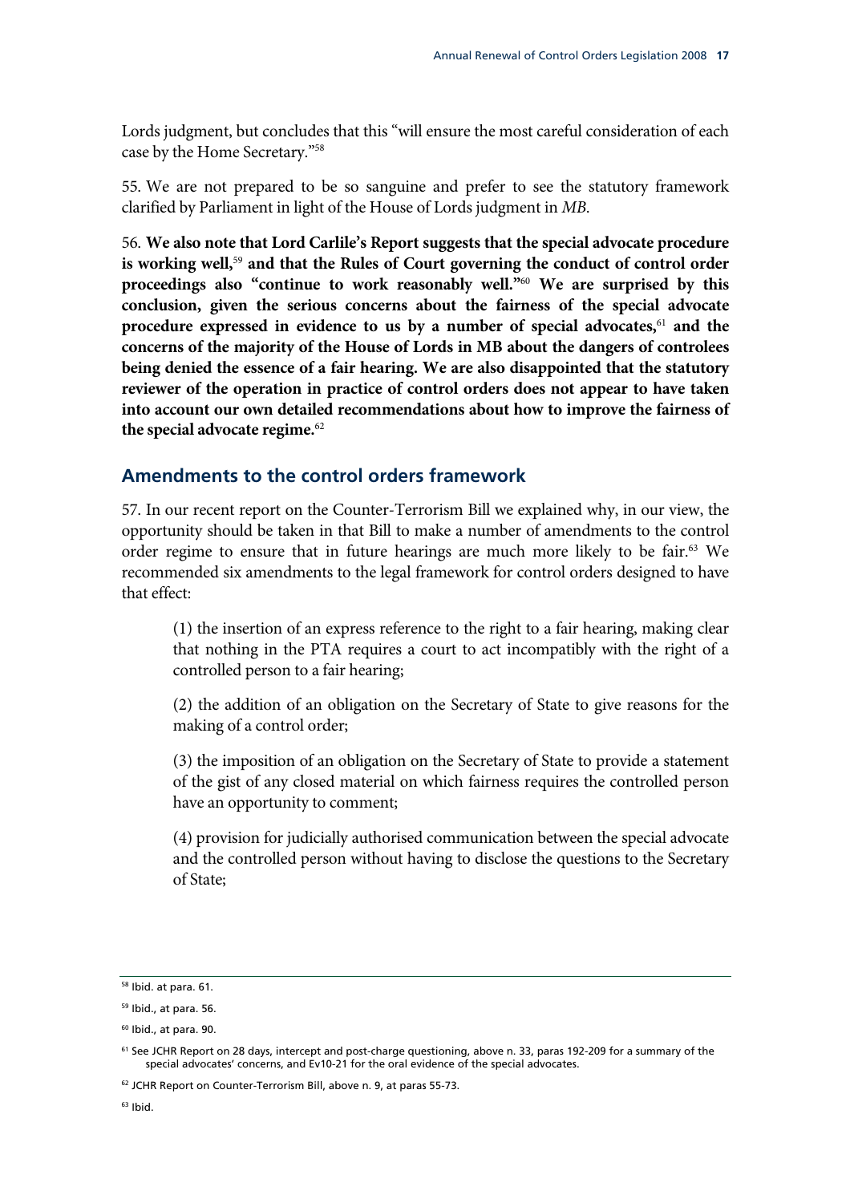Lords judgment, but concludes that this "will ensure the most careful consideration of each case by the Home Secretary."[58]

55. We are not prepared to be so sanguine and prefer to see the statutory framework clarified by Parliament in light of the House of Lords judgment in *MB*.

56. **We also note that Lord Carlile's Report suggests that the special advocate procedure is working well,[59] and that the Rules of Court governing the conduct of control order proceedings also "continue to work reasonably well."[60] We are surprised by this conclusion, given the serious concerns about the fairness of the special advocate procedure expressed in evidence to us by a number of special advocates,[61] and the concerns of the majority of the House of Lords in MB about the dangers of controlees being denied the essence of a fair hearing. We are also disappointed that the statutory reviewer of the operation in practice of control orders does not appear to have taken into account our own detailed recommendations about how to improve the fairness of the special advocate regime.[62]**

## Amendments to the control orders framework

57. In our recent report on the Counter-Terrorism Bill we explained why, in our view, the opportunity should be taken in that Bill to make a number of amendments to the control order regime to ensure that in future hearings are much more likely to be fair.[63] We recommended six amendments to the legal framework for control orders designed to have that effect:

> (1) the insertion of an express reference to the right to a fair hearing, making clear that nothing in the PTA requires a court to act incompatibly with the right of a controlled person to a fair hearing;
>
> (2) the addition of an obligation on the Secretary of State to give reasons for the making of a control order;
>
> (3) the imposition of an obligation on the Secretary of State to provide a statement of the gist of any closed material on which fairness requires the controlled person have an opportunity to comment;
>
> (4) provision for judicially authorised communication between the special advocate and the controlled person without having to disclose the questions to the Secretary of State;

---

[58] Ibid. at para. 61.

[59] Ibid., at para. 56.

[60] Ibid., at para. 90.

[61] See JCHR Report on 28 days, intercept and post-charge questioning, above n. 33, paras 192-209 for a summary of the special advocates' concerns, and Ev10-21 for the oral evidence of the special advocates.

[62] JCHR Report on Counter-Terrorism Bill, above n. 9, at paras 55-73.

[63] Ibid.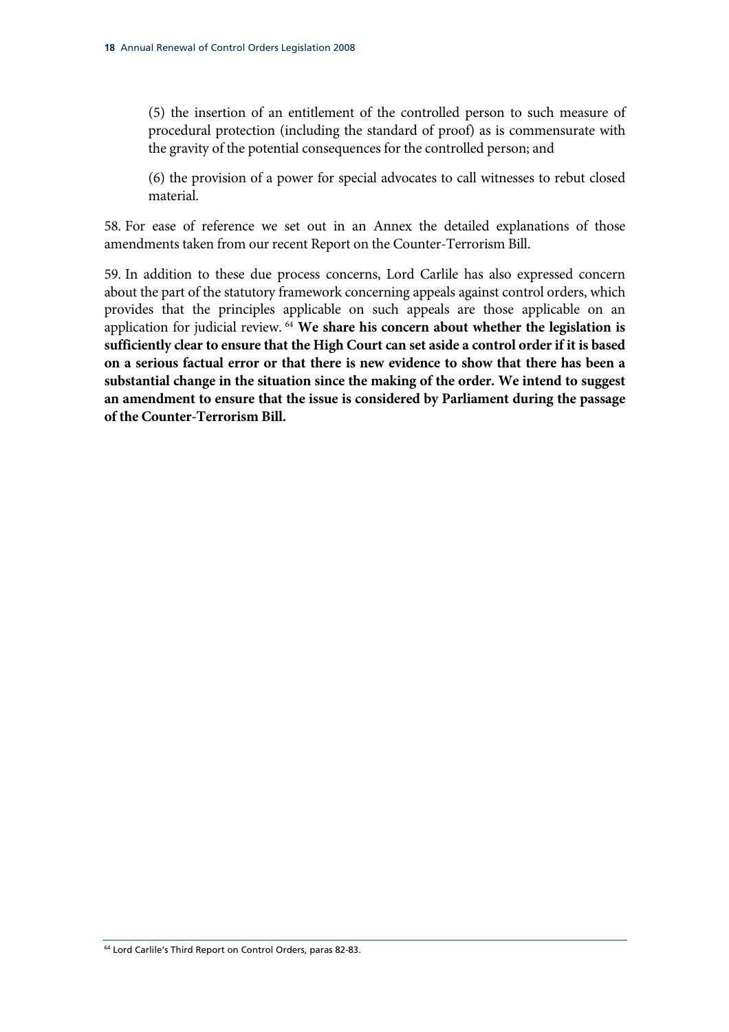(5) the insertion of an entitlement of the controlled person to such measure of procedural protection (including the standard of proof) as is commensurate with the gravity of the potential consequences for the controlled person; and

(6) the provision of a power for special advocates to call witnesses to rebut closed material.

58. For ease of reference we set out in an Annex the detailed explanations of those amendments taken from our recent Report on the Counter-Terrorism Bill.

59. In addition to these due process concerns, Lord Carlile has also expressed concern about the part of the statutory framework concerning appeals against control orders, which provides that the principles applicable on such appeals are those applicable on an application for judicial review. [64] **We share his concern about whether the legislation is sufficiently clear to ensure that the High Court can set aside a control order if it is based on a serious factual error or that there is new evidence to show that there has been a substantial change in the situation since the making of the order. We intend to suggest an amendment to ensure that the issue is considered by Parliament during the passage of the Counter-Terrorism Bill.**

[64] Lord Carlile's Third Report on Control Orders, paras 82-83.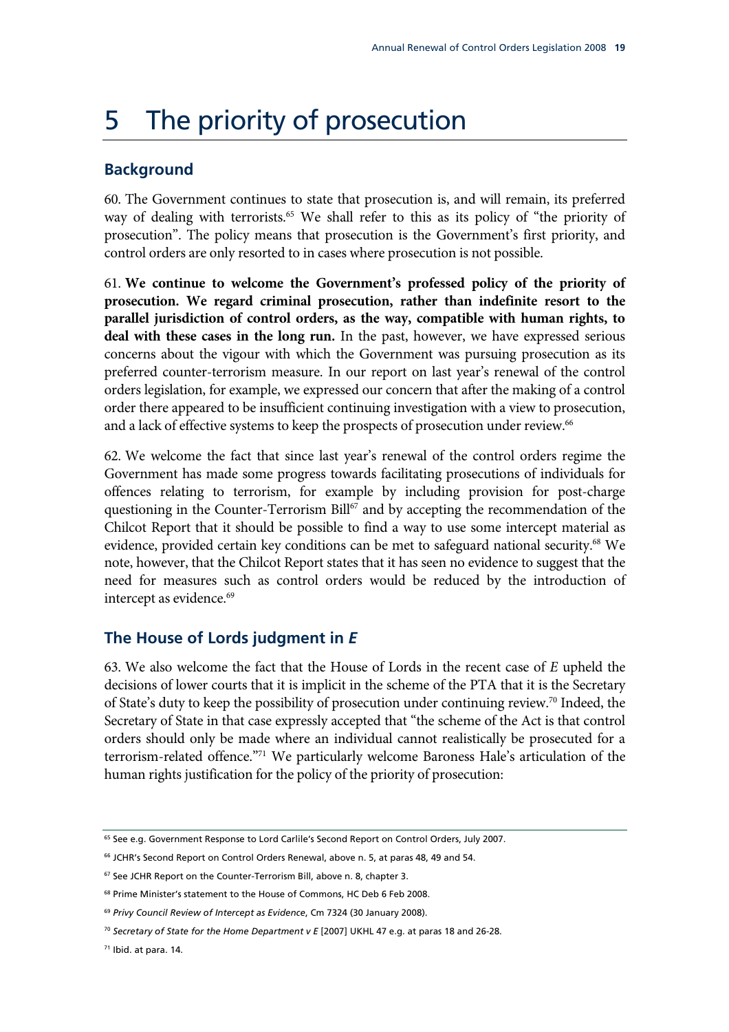# 5 The priority of prosecution

## Background

60. The Government continues to state that prosecution is, and will remain, its preferred way of dealing with terrorists.[65] We shall refer to this as its policy of "the priority of prosecution". The policy means that prosecution is the Government's first priority, and control orders are only resorted to in cases where prosecution is not possible.

61. **We continue to welcome the Government's professed policy of the priority of prosecution. We regard criminal prosecution, rather than indefinite resort to the parallel jurisdiction of control orders, as the way, compatible with human rights, to deal with these cases in the long run.** In the past, however, we have expressed serious concerns about the vigour with which the Government was pursuing prosecution as its preferred counter-terrorism measure. In our report on last year's renewal of the control orders legislation, for example, we expressed our concern that after the making of a control order there appeared to be insufficient continuing investigation with a view to prosecution, and a lack of effective systems to keep the prospects of prosecution under review.[66]

62. We welcome the fact that since last year's renewal of the control orders regime the Government has made some progress towards facilitating prosecutions of individuals for offences relating to terrorism, for example by including provision for post-charge questioning in the Counter-Terrorism Bill[67] and by accepting the recommendation of the Chilcot Report that it should be possible to find a way to use some intercept material as evidence, provided certain key conditions can be met to safeguard national security.[68] We note, however, that the Chilcot Report states that it has seen no evidence to suggest that the need for measures such as control orders would be reduced by the introduction of intercept as evidence.[69]

## The House of Lords judgment in *E*

63. We also welcome the fact that the House of Lords in the recent case of *E* upheld the decisions of lower courts that it is implicit in the scheme of the PTA that it is the Secretary of State's duty to keep the possibility of prosecution under continuing review.[70] Indeed, the Secretary of State in that case expressly accepted that "the scheme of the Act is that control orders should only be made where an individual cannot realistically be prosecuted for a terrorism-related offence."[71] We particularly welcome Baroness Hale's articulation of the human rights justification for the policy of the priority of prosecution:

---

65 See e.g. Government Response to Lord Carlile's Second Report on Control Orders, July 2007.

66 JCHR's Second Report on Control Orders Renewal, above n. 5, at paras 48, 49 and 54.

67 See JCHR Report on the Counter-Terrorism Bill, above n. 8, chapter 3.

68 Prime Minister's statement to the House of Commons, HC Deb 6 Feb 2008.

69 *Privy Council Review of Intercept as Evidence*, Cm 7324 (30 January 2008).

70 *Secretary of State for the Home Department v E* [2007] UKHL 47 e.g. at paras 18 and 26-28.

71 Ibid. at para. 14.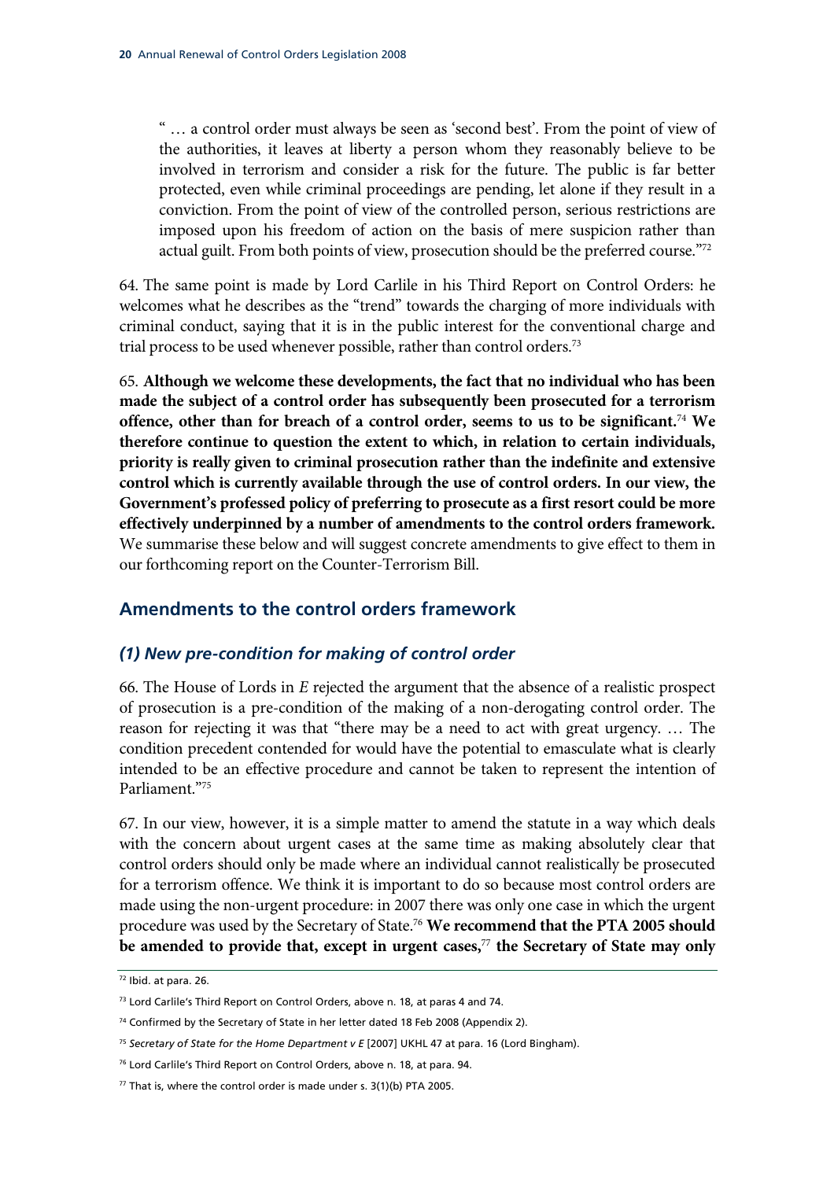" … a control order must always be seen as 'second best'. From the point of view of the authorities, it leaves at liberty a person whom they reasonably believe to be involved in terrorism and consider a risk for the future. The public is far better protected, even while criminal proceedings are pending, let alone if they result in a conviction. From the point of view of the controlled person, serious restrictions are imposed upon his freedom of action on the basis of mere suspicion rather than actual guilt. From both points of view, prosecution should be the preferred course."[72]

64. The same point is made by Lord Carlile in his Third Report on Control Orders: he welcomes what he describes as the "trend" towards the charging of more individuals with criminal conduct, saying that it is in the public interest for the conventional charge and trial process to be used whenever possible, rather than control orders.[73]

65. **Although we welcome these developments, the fact that no individual who has been made the subject of a control order has subsequently been prosecuted for a terrorism offence, other than for breach of a control order, seems to us to be significant.**[74] **We therefore continue to question the extent to which, in relation to certain individuals, priority is really given to criminal prosecution rather than the indefinite and extensive control which is currently available through the use of control orders. In our view, the Government's professed policy of preferring to prosecute as a first resort could be more effectively underpinned by a number of amendments to the control orders framework.** We summarise these below and will suggest concrete amendments to give effect to them in our forthcoming report on the Counter-Terrorism Bill.

## Amendments to the control orders framework

### *(1) New pre-condition for making of control order*

66. The House of Lords in *E* rejected the argument that the absence of a realistic prospect of prosecution is a pre-condition of the making of a non-derogating control order. The reason for rejecting it was that "there may be a need to act with great urgency. … The condition precedent contended for would have the potential to emasculate what is clearly intended to be an effective procedure and cannot be taken to represent the intention of Parliament."[75]

67. In our view, however, it is a simple matter to amend the statute in a way which deals with the concern about urgent cases at the same time as making absolutely clear that control orders should only be made where an individual cannot realistically be prosecuted for a terrorism offence. We think it is important to do so because most control orders are made using the non-urgent procedure: in 2007 there was only one case in which the urgent procedure was used by the Secretary of State.[76] **We recommend that the PTA 2005 should be amended to provide that, except in urgent cases,**[77] **the Secretary of State may only**

---

[72] Ibid. at para. 26.

[73] Lord Carlile's Third Report on Control Orders, above n. 18, at paras 4 and 74.

[74] Confirmed by the Secretary of State in her letter dated 18 Feb 2008 (Appendix 2).

[75] *Secretary of State for the Home Department v E* [2007] UKHL 47 at para. 16 (Lord Bingham).

[76] Lord Carlile's Third Report on Control Orders, above n. 18, at para. 94.

[77] That is, where the control order is made under s. 3(1)(b) PTA 2005.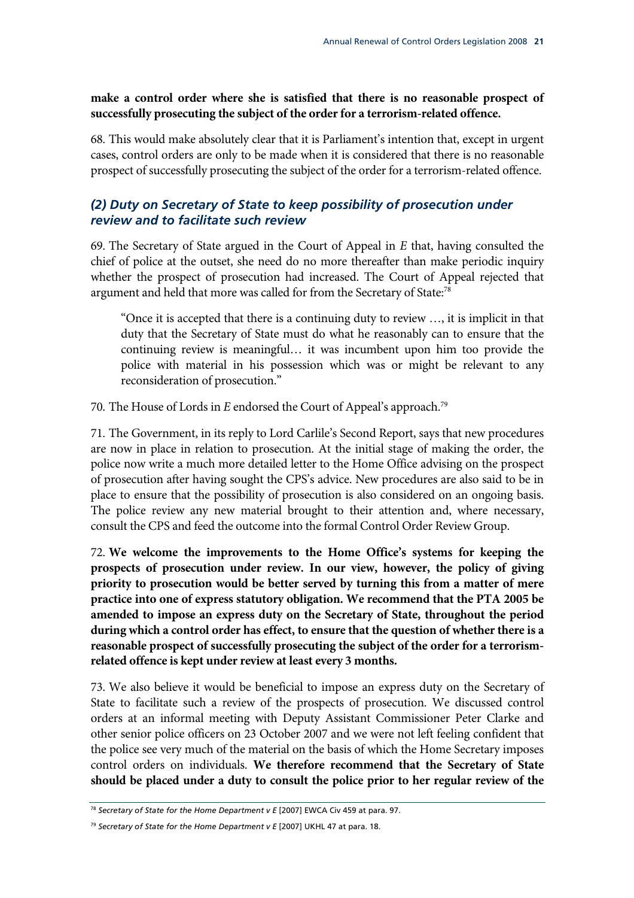**make a control order where she is satisfied that there is no reasonable prospect of successfully prosecuting the subject of the order for a terrorism-related offence.**

68. This would make absolutely clear that it is Parliament's intention that, except in urgent cases, control orders are only to be made when it is considered that there is no reasonable prospect of successfully prosecuting the subject of the order for a terrorism-related offence.

### *(2) Duty on Secretary of State to keep possibility of prosecution under review and to facilitate such review*

69. The Secretary of State argued in the Court of Appeal in *E* that, having consulted the chief of police at the outset, she need do no more thereafter than make periodic inquiry whether the prospect of prosecution had increased. The Court of Appeal rejected that argument and held that more was called for from the Secretary of State:[78]

> "Once it is accepted that there is a continuing duty to review …, it is implicit in that duty that the Secretary of State must do what he reasonably can to ensure that the continuing review is meaningful… it was incumbent upon him too provide the police with material in his possession which was or might be relevant to any reconsideration of prosecution."

70. The House of Lords in *E* endorsed the Court of Appeal's approach.[79]

71. The Government, in its reply to Lord Carlile's Second Report, says that new procedures are now in place in relation to prosecution. At the initial stage of making the order, the police now write a much more detailed letter to the Home Office advising on the prospect of prosecution after having sought the CPS's advice. New procedures are also said to be in place to ensure that the possibility of prosecution is also considered on an ongoing basis. The police review any new material brought to their attention and, where necessary, consult the CPS and feed the outcome into the formal Control Order Review Group.

72. **We welcome the improvements to the Home Office's systems for keeping the prospects of prosecution under review. In our view, however, the policy of giving priority to prosecution would be better served by turning this from a matter of mere practice into one of express statutory obligation. We recommend that the PTA 2005 be amended to impose an express duty on the Secretary of State, throughout the period during which a control order has effect, to ensure that the question of whether there is a reasonable prospect of successfully prosecuting the subject of the order for a terrorism-related offence is kept under review at least every 3 months.**

73. We also believe it would be beneficial to impose an express duty on the Secretary of State to facilitate such a review of the prospects of prosecution. We discussed control orders at an informal meeting with Deputy Assistant Commissioner Peter Clarke and other senior police officers on 23 October 2007 and we were not left feeling confident that the police see very much of the material on the basis of which the Home Secretary imposes control orders on individuals. **We therefore recommend that the Secretary of State should be placed under a duty to consult the police prior to her regular review of the**

---

[78] *Secretary of State for the Home Department v E* [2007] EWCA Civ 459 at para. 97.

[79] *Secretary of State for the Home Department v E* [2007] UKHL 47 at para. 18.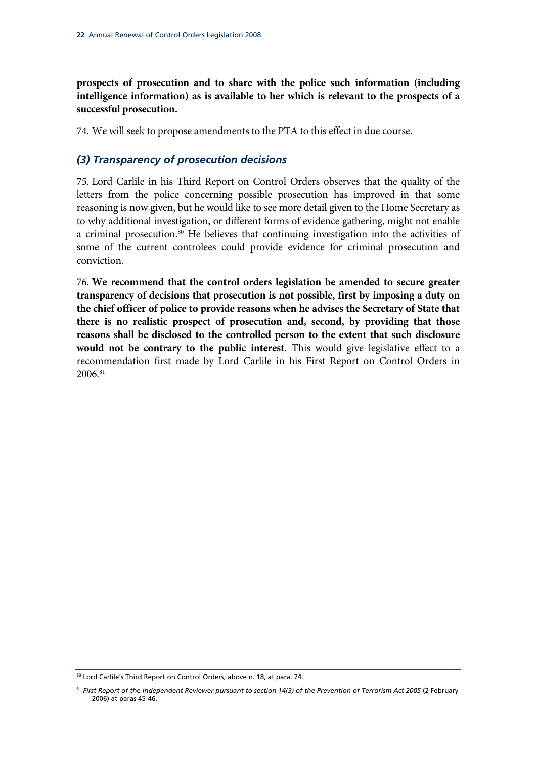**prospects of prosecution and to share with the police such information (including intelligence information) as is available to her which is relevant to the prospects of a successful prosecution.**

74. We will seek to propose amendments to the PTA to this effect in due course.

### *(3) Transparency of prosecution decisions*

75. Lord Carlile in his Third Report on Control Orders observes that the quality of the letters from the police concerning possible prosecution has improved in that some reasoning is now given, but he would like to see more detail given to the Home Secretary as to why additional investigation, or different forms of evidence gathering, might not enable a criminal prosecution.[80] He believes that continuing investigation into the activities of some of the current controlees could provide evidence for criminal prosecution and conviction.

76. **We recommend that the control orders legislation be amended to secure greater transparency of decisions that prosecution is not possible, first by imposing a duty on the chief officer of police to provide reasons when he advises the Secretary of State that there is no realistic prospect of prosecution and, second, by providing that those reasons shall be disclosed to the controlled person to the extent that such disclosure would not be contrary to the public interest.** This would give legislative effect to a recommendation first made by Lord Carlile in his First Report on Control Orders in 2006.[81]

---

[80] Lord Carlile's Third Report on Control Orders, above n. 18, at para. 74.

[81] *First Report of the Independent Reviewer pursuant to section 14(3) of the Prevention of Terrorism Act 2005* (2 February 2006) at paras 45-46.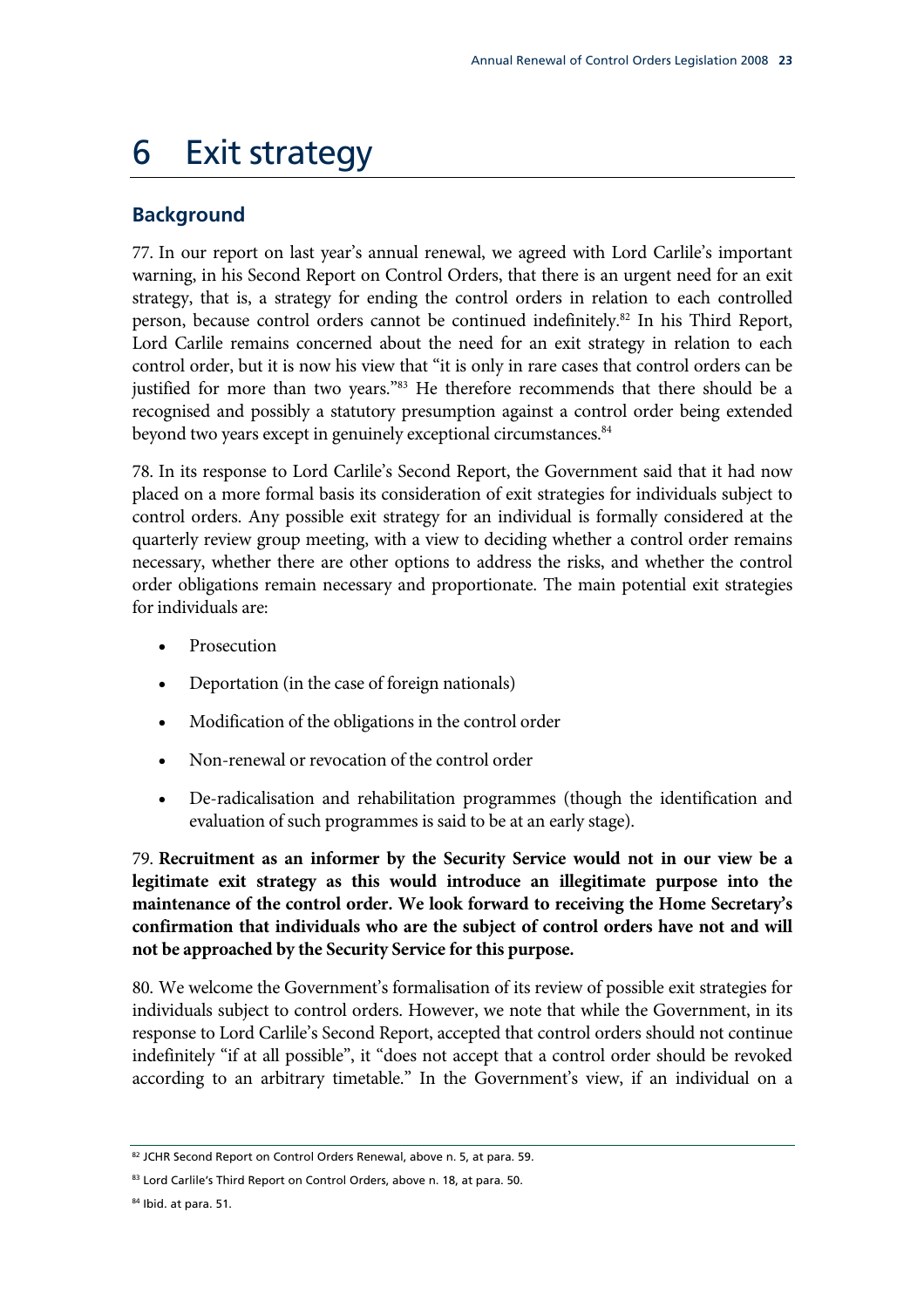# 6 Exit strategy

## Background

77. In our report on last year's annual renewal, we agreed with Lord Carlile's important warning, in his Second Report on Control Orders, that there is an urgent need for an exit strategy, that is, a strategy for ending the control orders in relation to each controlled person, because control orders cannot be continued indefinitely.[82] In his Third Report, Lord Carlile remains concerned about the need for an exit strategy in relation to each control order, but it is now his view that "it is only in rare cases that control orders can be justified for more than two years."[83] He therefore recommends that there should be a recognised and possibly a statutory presumption against a control order being extended beyond two years except in genuinely exceptional circumstances.[84]

78. In its response to Lord Carlile's Second Report, the Government said that it had now placed on a more formal basis its consideration of exit strategies for individuals subject to control orders. Any possible exit strategy for an individual is formally considered at the quarterly review group meeting, with a view to deciding whether a control order remains necessary, whether there are other options to address the risks, and whether the control order obligations remain necessary and proportionate. The main potential exit strategies for individuals are:

- Prosecution
- Deportation (in the case of foreign nationals)
- Modification of the obligations in the control order
- Non-renewal or revocation of the control order
- De-radicalisation and rehabilitation programmes (though the identification and evaluation of such programmes is said to be at an early stage).

79. **Recruitment as an informer by the Security Service would not in our view be a legitimate exit strategy as this would introduce an illegitimate purpose into the maintenance of the control order. We look forward to receiving the Home Secretary's confirmation that individuals who are the subject of control orders have not and will not be approached by the Security Service for this purpose.**

80. We welcome the Government's formalisation of its review of possible exit strategies for individuals subject to control orders. However, we note that while the Government, in its response to Lord Carlile's Second Report, accepted that control orders should not continue indefinitely "if at all possible", it "does not accept that a control order should be revoked according to an arbitrary timetable." In the Government's view, if an individual on a

---

[82] JCHR Second Report on Control Orders Renewal, above n. 5, at para. 59.

[83] Lord Carlile's Third Report on Control Orders, above n. 18, at para. 50.

[84] Ibid. at para. 51.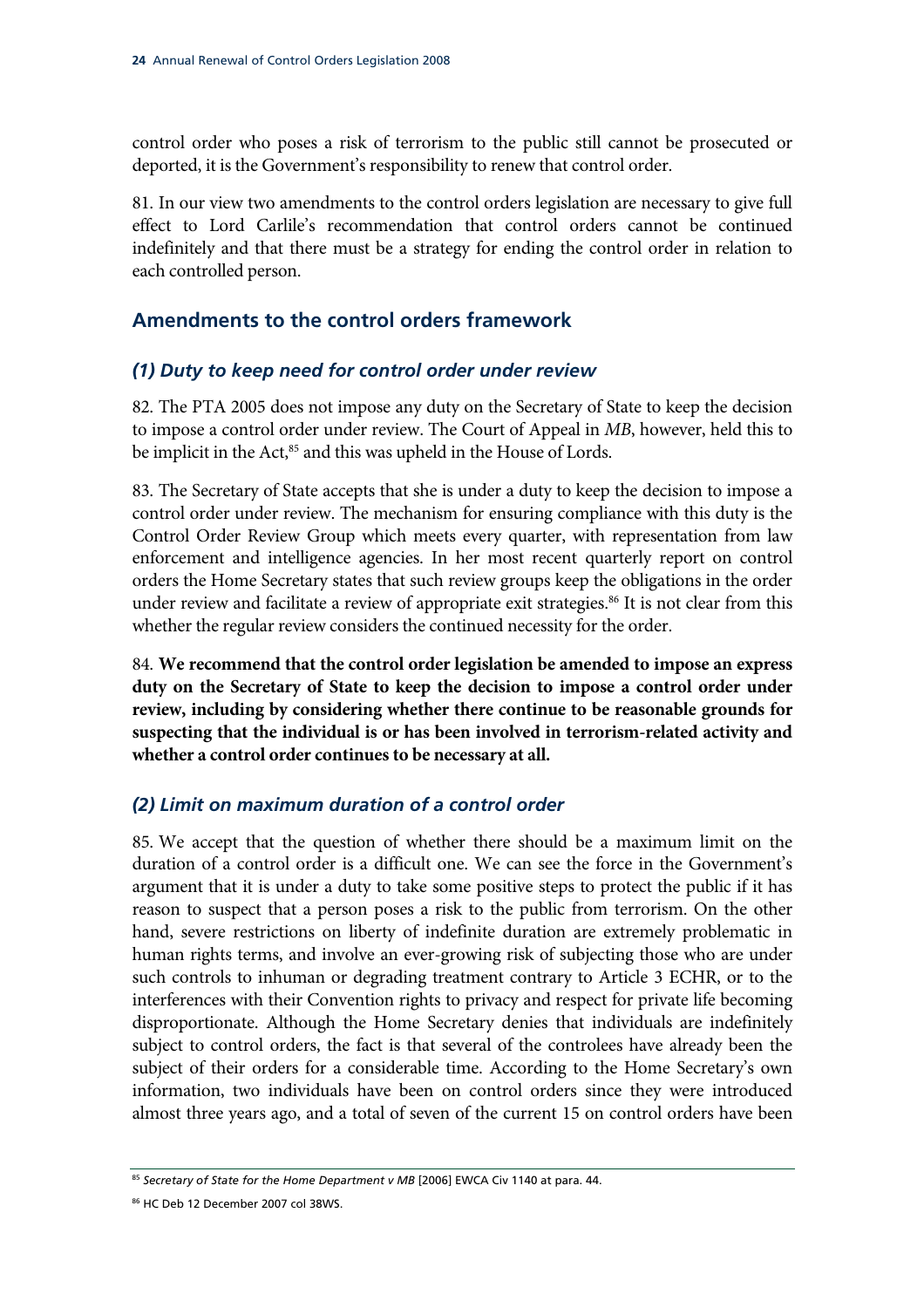control order who poses a risk of terrorism to the public still cannot be prosecuted or deported, it is the Government's responsibility to renew that control order.

81. In our view two amendments to the control orders legislation are necessary to give full effect to Lord Carlile's recommendation that control orders cannot be continued indefinitely and that there must be a strategy for ending the control order in relation to each controlled person.

## Amendments to the control orders framework

### *(1) Duty to keep need for control order under review*

82. The PTA 2005 does not impose any duty on the Secretary of State to keep the decision to impose a control order under review. The Court of Appeal in *MB*, however, held this to be implicit in the Act,[85] and this was upheld in the House of Lords.

83. The Secretary of State accepts that she is under a duty to keep the decision to impose a control order under review. The mechanism for ensuring compliance with this duty is the Control Order Review Group which meets every quarter, with representation from law enforcement and intelligence agencies. In her most recent quarterly report on control orders the Home Secretary states that such review groups keep the obligations in the order under review and facilitate a review of appropriate exit strategies.[86] It is not clear from this whether the regular review considers the continued necessity for the order.

84. **We recommend that the control order legislation be amended to impose an express duty on the Secretary of State to keep the decision to impose a control order under review, including by considering whether there continue to be reasonable grounds for suspecting that the individual is or has been involved in terrorism-related activity and whether a control order continues to be necessary at all.**

### *(2) Limit on maximum duration of a control order*

85. We accept that the question of whether there should be a maximum limit on the duration of a control order is a difficult one. We can see the force in the Government's argument that it is under a duty to take some positive steps to protect the public if it has reason to suspect that a person poses a risk to the public from terrorism. On the other hand, severe restrictions on liberty of indefinite duration are extremely problematic in human rights terms, and involve an ever-growing risk of subjecting those who are under such controls to inhuman or degrading treatment contrary to Article 3 ECHR, or to the interferences with their Convention rights to privacy and respect for private life becoming disproportionate. Although the Home Secretary denies that individuals are indefinitely subject to control orders, the fact is that several of the controlees have already been the subject of their orders for a considerable time. According to the Home Secretary's own information, two individuals have been on control orders since they were introduced almost three years ago, and a total of seven of the current 15 on control orders have been

[85] *Secretary of State for the Home Department v MB* [2006] EWCA Civ 1140 at para. 44.

[86] HC Deb 12 December 2007 col 38WS.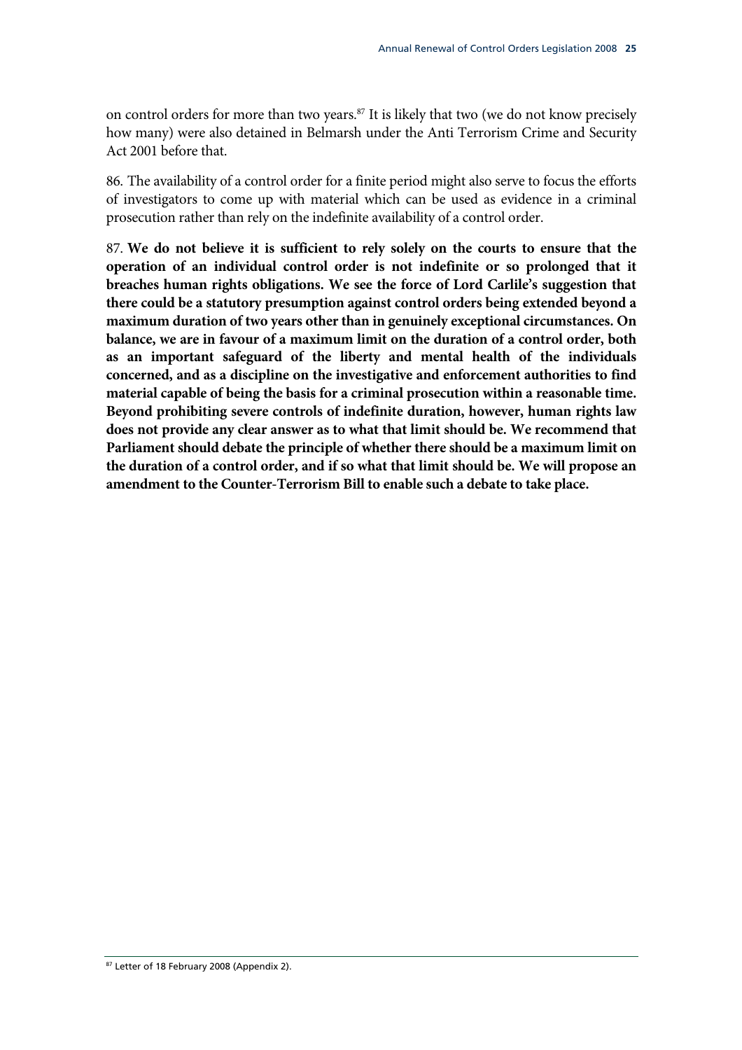on control orders for more than two years.[87] It is likely that two (we do not know precisely how many) were also detained in Belmarsh under the Anti Terrorism Crime and Security Act 2001 before that.

86. The availability of a control order for a finite period might also serve to focus the efforts of investigators to come up with material which can be used as evidence in a criminal prosecution rather than rely on the indefinite availability of a control order.

87. **We do not believe it is sufficient to rely solely on the courts to ensure that the operation of an individual control order is not indefinite or so prolonged that it breaches human rights obligations. We see the force of Lord Carlile's suggestion that there could be a statutory presumption against control orders being extended beyond a maximum duration of two years other than in genuinely exceptional circumstances. On balance, we are in favour of a maximum limit on the duration of a control order, both as an important safeguard of the liberty and mental health of the individuals concerned, and as a discipline on the investigative and enforcement authorities to find material capable of being the basis for a criminal prosecution within a reasonable time. Beyond prohibiting severe controls of indefinite duration, however, human rights law does not provide any clear answer as to what that limit should be. We recommend that Parliament should debate the principle of whether there should be a maximum limit on the duration of a control order, and if so what that limit should be. We will propose an amendment to the Counter-Terrorism Bill to enable such a debate to take place.**

[87] Letter of 18 February 2008 (Appendix 2).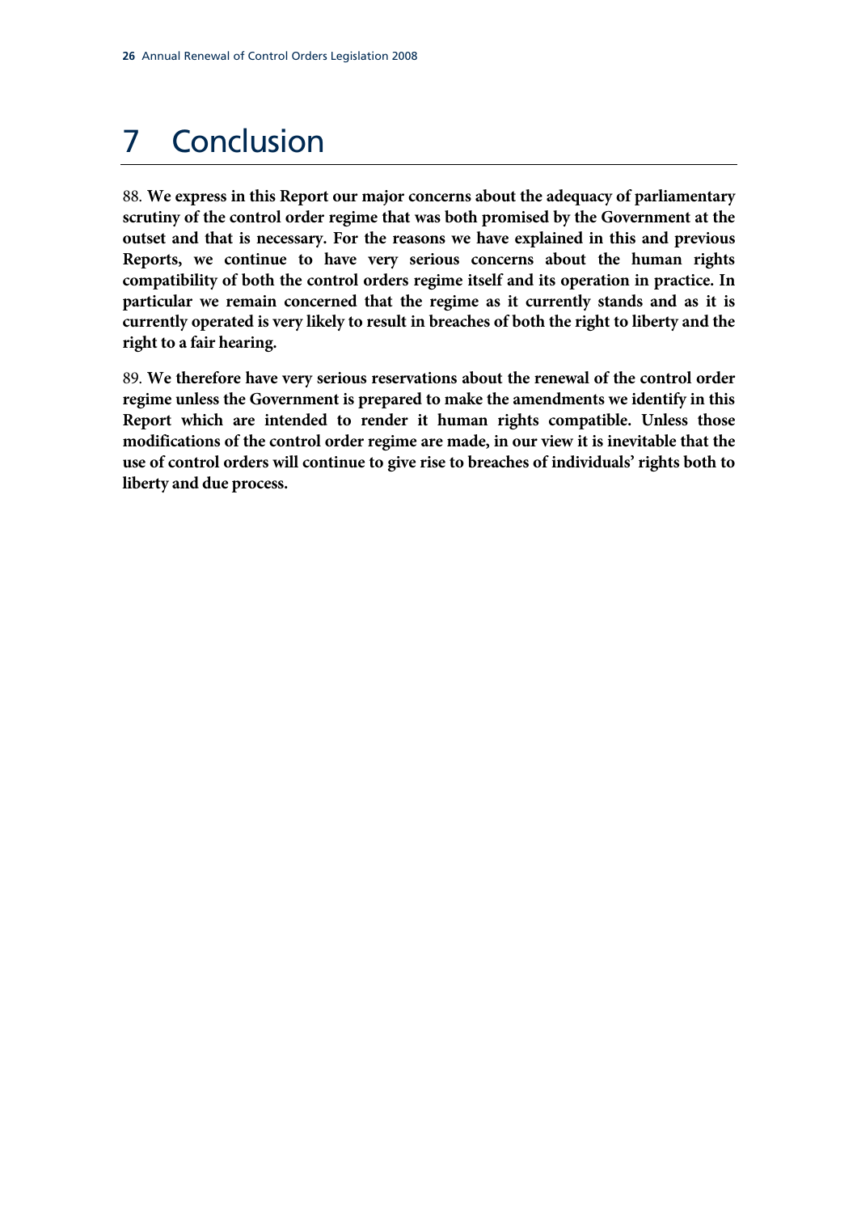# 7 Conclusion

88. **We express in this Report our major concerns about the adequacy of parliamentary scrutiny of the control order regime that was both promised by the Government at the outset and that is necessary. For the reasons we have explained in this and previous Reports, we continue to have very serious concerns about the human rights compatibility of both the control orders regime itself and its operation in practice. In particular we remain concerned that the regime as it currently stands and as it is currently operated is very likely to result in breaches of both the right to liberty and the right to a fair hearing.**

89. **We therefore have very serious reservations about the renewal of the control order regime unless the Government is prepared to make the amendments we identify in this Report which are intended to render it human rights compatible. Unless those modifications of the control order regime are made, in our view it is inevitable that the use of control orders will continue to give rise to breaches of individuals' rights both to liberty and due process.**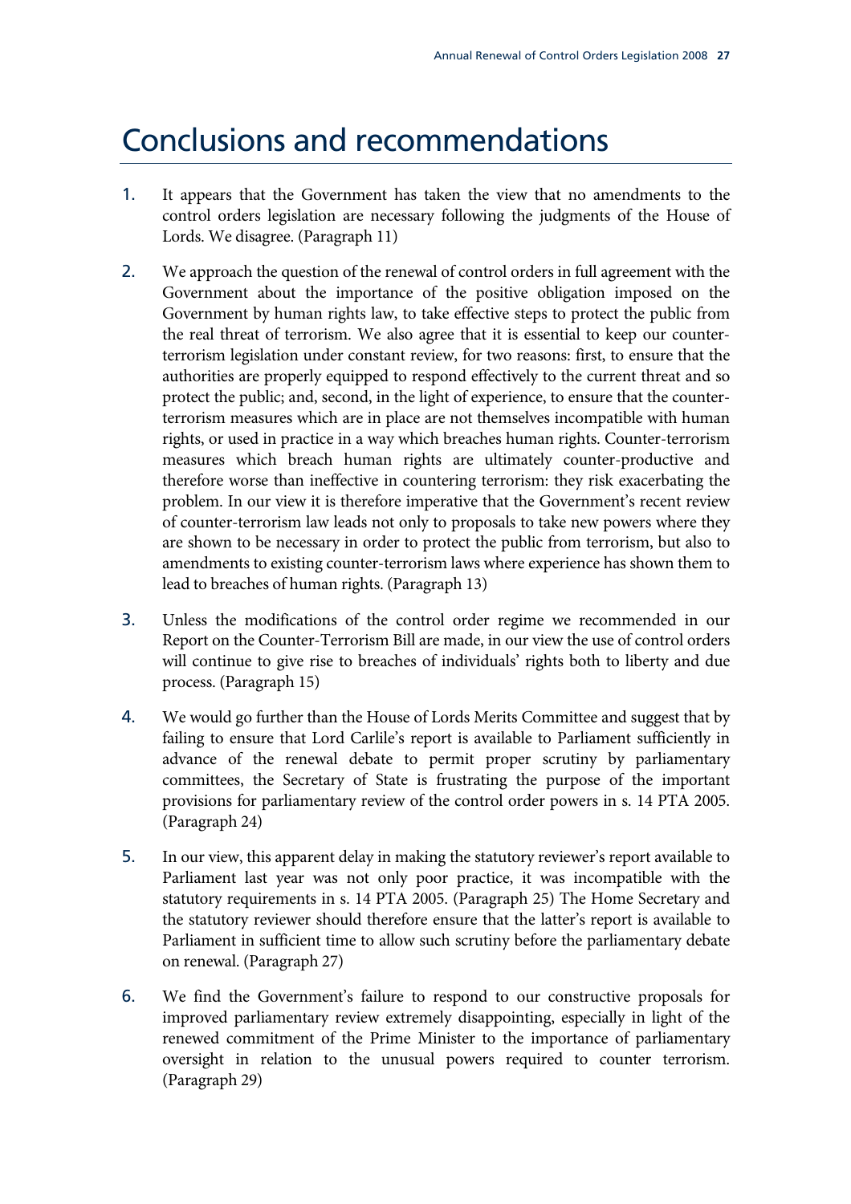# Conclusions and recommendations

1. It appears that the Government has taken the view that no amendments to the control orders legislation are necessary following the judgments of the House of Lords. We disagree. (Paragraph 11)

2. We approach the question of the renewal of control orders in full agreement with the Government about the importance of the positive obligation imposed on the Government by human rights law, to take effective steps to protect the public from the real threat of terrorism. We also agree that it is essential to keep our counter-terrorism legislation under constant review, for two reasons: first, to ensure that the authorities are properly equipped to respond effectively to the current threat and so protect the public; and, second, in the light of experience, to ensure that the counter-terrorism measures which are in place are not themselves incompatible with human rights, or used in practice in a way which breaches human rights. Counter-terrorism measures which breach human rights are ultimately counter-productive and therefore worse than ineffective in countering terrorism: they risk exacerbating the problem. In our view it is therefore imperative that the Government's recent review of counter-terrorism law leads not only to proposals to take new powers where they are shown to be necessary in order to protect the public from terrorism, but also to amendments to existing counter-terrorism laws where experience has shown them to lead to breaches of human rights. (Paragraph 13)

3. Unless the modifications of the control order regime we recommended in our Report on the Counter-Terrorism Bill are made, in our view the use of control orders will continue to give rise to breaches of individuals' rights both to liberty and due process. (Paragraph 15)

4. We would go further than the House of Lords Merits Committee and suggest that by failing to ensure that Lord Carlile's report is available to Parliament sufficiently in advance of the renewal debate to permit proper scrutiny by parliamentary committees, the Secretary of State is frustrating the purpose of the important provisions for parliamentary review of the control order powers in s. 14 PTA 2005. (Paragraph 24)

5. In our view, this apparent delay in making the statutory reviewer's report available to Parliament last year was not only poor practice, it was incompatible with the statutory requirements in s. 14 PTA 2005. (Paragraph 25) The Home Secretary and the statutory reviewer should therefore ensure that the latter's report is available to Parliament in sufficient time to allow such scrutiny before the parliamentary debate on renewal. (Paragraph 27)

6. We find the Government's failure to respond to our constructive proposals for improved parliamentary review extremely disappointing, especially in light of the renewed commitment of the Prime Minister to the importance of parliamentary oversight in relation to the unusual powers required to counter terrorism. (Paragraph 29)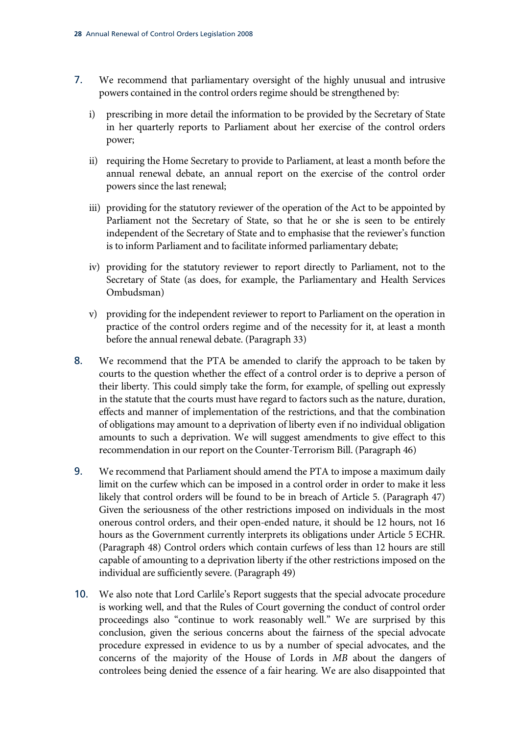7. We recommend that parliamentary oversight of the highly unusual and intrusive powers contained in the control orders regime should be strengthened by:

   i) prescribing in more detail the information to be provided by the Secretary of State in her quarterly reports to Parliament about her exercise of the control orders power;

   ii) requiring the Home Secretary to provide to Parliament, at least a month before the annual renewal debate, an annual report on the exercise of the control order powers since the last renewal;

   iii) providing for the statutory reviewer of the operation of the Act to be appointed by Parliament not the Secretary of State, so that he or she is seen to be entirely independent of the Secretary of State and to emphasise that the reviewer's function is to inform Parliament and to facilitate informed parliamentary debate;

   iv) providing for the statutory reviewer to report directly to Parliament, not to the Secretary of State (as does, for example, the Parliamentary and Health Services Ombudsman)

   v) providing for the independent reviewer to report to Parliament on the operation in practice of the control orders regime and of the necessity for it, at least a month before the annual renewal debate. (Paragraph 33)

8. We recommend that the PTA be amended to clarify the approach to be taken by courts to the question whether the effect of a control order is to deprive a person of their liberty. This could simply take the form, for example, of spelling out expressly in the statute that the courts must have regard to factors such as the nature, duration, effects and manner of implementation of the restrictions, and that the combination of obligations may amount to a deprivation of liberty even if no individual obligation amounts to such a deprivation. We will suggest amendments to give effect to this recommendation in our report on the Counter-Terrorism Bill. (Paragraph 46)

9. We recommend that Parliament should amend the PTA to impose a maximum daily limit on the curfew which can be imposed in a control order in order to make it less likely that control orders will be found to be in breach of Article 5. (Paragraph 47) Given the seriousness of the other restrictions imposed on individuals in the most onerous control orders, and their open-ended nature, it should be 12 hours, not 16 hours as the Government currently interprets its obligations under Article 5 ECHR. (Paragraph 48) Control orders which contain curfews of less than 12 hours are still capable of amounting to a deprivation liberty if the other restrictions imposed on the individual are sufficiently severe. (Paragraph 49)

10. We also note that Lord Carlile's Report suggests that the special advocate procedure is working well, and that the Rules of Court governing the conduct of control order proceedings also "continue to work reasonably well." We are surprised by this conclusion, given the serious concerns about the fairness of the special advocate procedure expressed in evidence to us by a number of special advocates, and the concerns of the majority of the House of Lords in *MB* about the dangers of controlees being denied the essence of a fair hearing. We are also disappointed that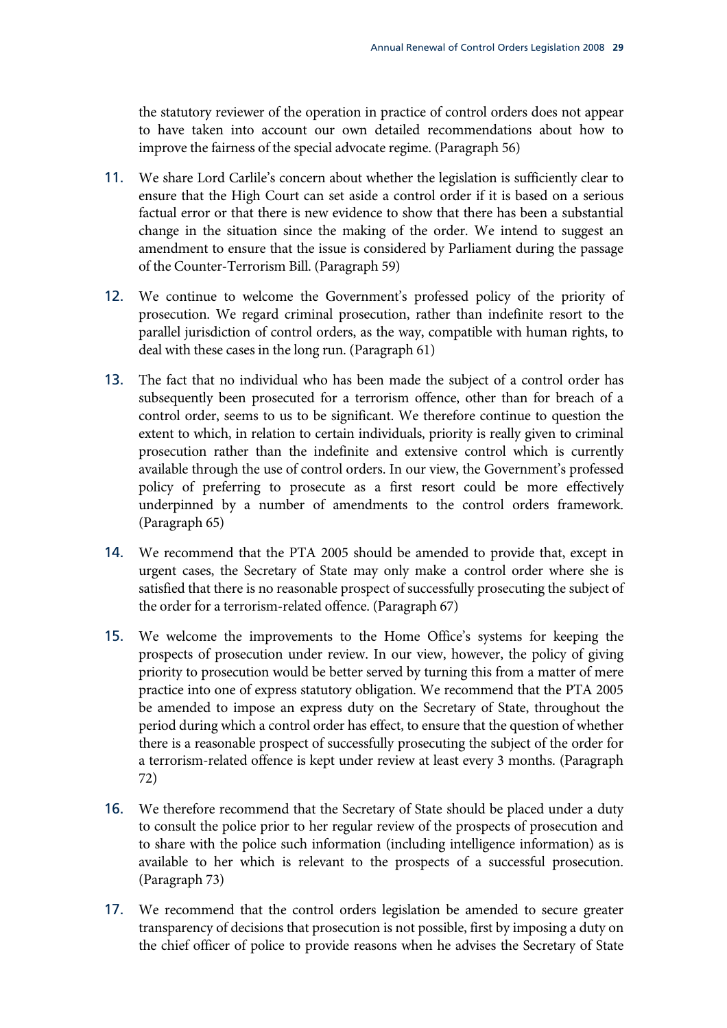the statutory reviewer of the operation in practice of control orders does not appear to have taken into account our own detailed recommendations about how to improve the fairness of the special advocate regime. (Paragraph 56)

11. We share Lord Carlile's concern about whether the legislation is sufficiently clear to ensure that the High Court can set aside a control order if it is based on a serious factual error or that there is new evidence to show that there has been a substantial change in the situation since the making of the order. We intend to suggest an amendment to ensure that the issue is considered by Parliament during the passage of the Counter-Terrorism Bill. (Paragraph 59)

12. We continue to welcome the Government's professed policy of the priority of prosecution. We regard criminal prosecution, rather than indefinite resort to the parallel jurisdiction of control orders, as the way, compatible with human rights, to deal with these cases in the long run. (Paragraph 61)

13. The fact that no individual who has been made the subject of a control order has subsequently been prosecuted for a terrorism offence, other than for breach of a control order, seems to us to be significant. We therefore continue to question the extent to which, in relation to certain individuals, priority is really given to criminal prosecution rather than the indefinite and extensive control which is currently available through the use of control orders. In our view, the Government's professed policy of preferring to prosecute as a first resort could be more effectively underpinned by a number of amendments to the control orders framework. (Paragraph 65)

14. We recommend that the PTA 2005 should be amended to provide that, except in urgent cases, the Secretary of State may only make a control order where she is satisfied that there is no reasonable prospect of successfully prosecuting the subject of the order for a terrorism-related offence. (Paragraph 67)

15. We welcome the improvements to the Home Office's systems for keeping the prospects of prosecution under review. In our view, however, the policy of giving priority to prosecution would be better served by turning this from a matter of mere practice into one of express statutory obligation. We recommend that the PTA 2005 be amended to impose an express duty on the Secretary of State, throughout the period during which a control order has effect, to ensure that the question of whether there is a reasonable prospect of successfully prosecuting the subject of the order for a terrorism-related offence is kept under review at least every 3 months. (Paragraph 72)

16. We therefore recommend that the Secretary of State should be placed under a duty to consult the police prior to her regular review of the prospects of prosecution and to share with the police such information (including intelligence information) as is available to her which is relevant to the prospects of a successful prosecution. (Paragraph 73)

17. We recommend that the control orders legislation be amended to secure greater transparency of decisions that prosecution is not possible, first by imposing a duty on the chief officer of police to provide reasons when he advises the Secretary of State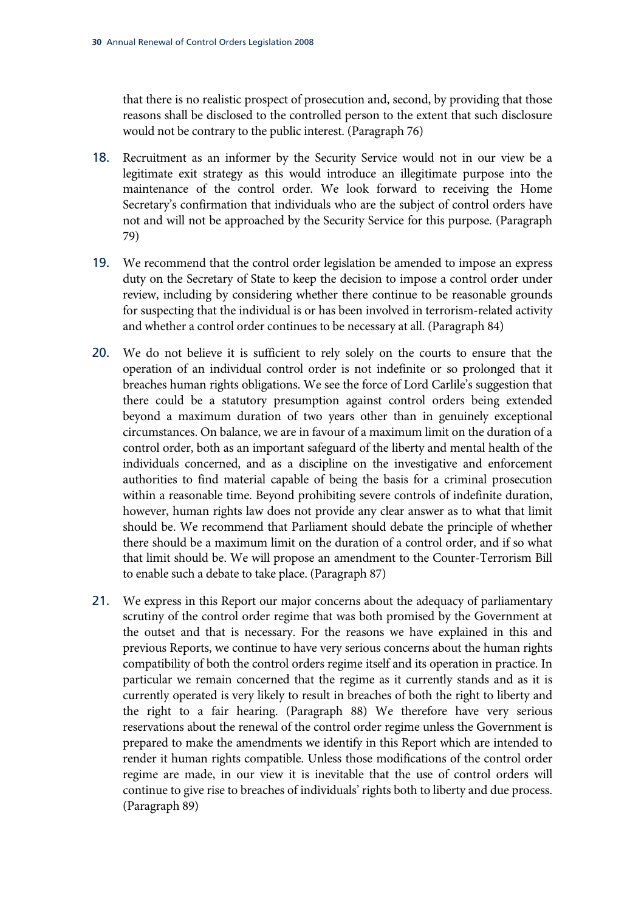that there is no realistic prospect of prosecution and, second, by providing that those reasons shall be disclosed to the controlled person to the extent that such disclosure would not be contrary to the public interest. (Paragraph 76)

18. Recruitment as an informer by the Security Service would not in our view be a legitimate exit strategy as this would introduce an illegitimate purpose into the maintenance of the control order. We look forward to receiving the Home Secretary's confirmation that individuals who are the subject of control orders have not and will not be approached by the Security Service for this purpose. (Paragraph 79)

19. We recommend that the control order legislation be amended to impose an express duty on the Secretary of State to keep the decision to impose a control order under review, including by considering whether there continue to be reasonable grounds for suspecting that the individual is or has been involved in terrorism-related activity and whether a control order continues to be necessary at all. (Paragraph 84)

20. We do not believe it is sufficient to rely solely on the courts to ensure that the operation of an individual control order is not indefinite or so prolonged that it breaches human rights obligations. We see the force of Lord Carlile's suggestion that there could be a statutory presumption against control orders being extended beyond a maximum duration of two years other than in genuinely exceptional circumstances. On balance, we are in favour of a maximum limit on the duration of a control order, both as an important safeguard of the liberty and mental health of the individuals concerned, and as a discipline on the investigative and enforcement authorities to find material capable of being the basis for a criminal prosecution within a reasonable time. Beyond prohibiting severe controls of indefinite duration, however, human rights law does not provide any clear answer as to what that limit should be. We recommend that Parliament should debate the principle of whether there should be a maximum limit on the duration of a control order, and if so what that limit should be. We will propose an amendment to the Counter-Terrorism Bill to enable such a debate to take place. (Paragraph 87)

21. We express in this Report our major concerns about the adequacy of parliamentary scrutiny of the control order regime that was both promised by the Government at the outset and that is necessary. For the reasons we have explained in this and previous Reports, we continue to have very serious concerns about the human rights compatibility of both the control orders regime itself and its operation in practice. In particular we remain concerned that the regime as it currently stands and as it is currently operated is very likely to result in breaches of both the right to liberty and the right to a fair hearing. (Paragraph 88) We therefore have very serious reservations about the renewal of the control order regime unless the Government is prepared to make the amendments we identify in this Report which are intended to render it human rights compatible. Unless those modifications of the control order regime are made, in our view it is inevitable that the use of control orders will continue to give rise to breaches of individuals' rights both to liberty and due process. (Paragraph 89)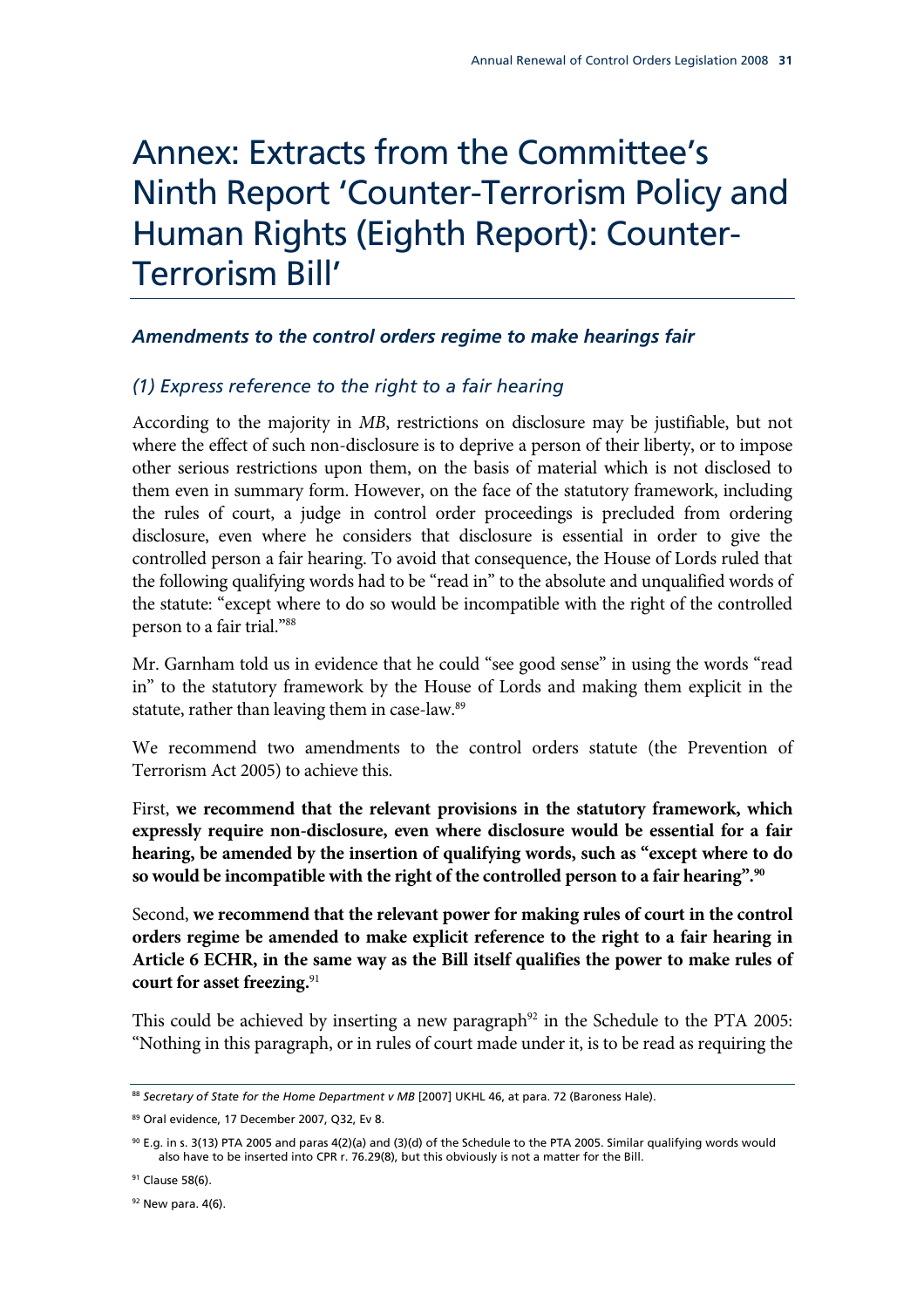# Annex: Extracts from the Committee's Ninth Report 'Counter-Terrorism Policy and Human Rights (Eighth Report): Counter-Terrorism Bill'

### *Amendments to the control orders regime to make hearings fair*

### *(1) Express reference to the right to a fair hearing*

According to the majority in *MB*, restrictions on disclosure may be justifiable, but not where the effect of such non-disclosure is to deprive a person of their liberty, or to impose other serious restrictions upon them, on the basis of material which is not disclosed to them even in summary form. However, on the face of the statutory framework, including the rules of court, a judge in control order proceedings is precluded from ordering disclosure, even where he considers that disclosure is essential in order to give the controlled person a fair hearing. To avoid that consequence, the House of Lords ruled that the following qualifying words had to be "read in" to the absolute and unqualified words of the statute: "except where to do so would be incompatible with the right of the controlled person to a fair trial."[88]

Mr. Garnham told us in evidence that he could "see good sense" in using the words "read in" to the statutory framework by the House of Lords and making them explicit in the statute, rather than leaving them in case-law.[89]

We recommend two amendments to the control orders statute (the Prevention of Terrorism Act 2005) to achieve this.

First, **we recommend that the relevant provisions in the statutory framework, which expressly require non-disclosure, even where disclosure would be essential for a fair hearing, be amended by the insertion of qualifying words, such as "except where to do so would be incompatible with the right of the controlled person to a fair hearing".**[90]

Second, **we recommend that the relevant power for making rules of court in the control orders regime be amended to make explicit reference to the right to a fair hearing in Article 6 ECHR, in the same way as the Bill itself qualifies the power to make rules of court for asset freezing.**[91]

This could be achieved by inserting a new paragraph[92] in the Schedule to the PTA 2005: "Nothing in this paragraph, or in rules of court made under it, is to be read as requiring the

---

[88] *Secretary of State for the Home Department v MB* [2007] UKHL 46, at para. 72 (Baroness Hale).

[89] Oral evidence, 17 December 2007, Q32, Ev 8.

[90] E.g. in s. 3(13) PTA 2005 and paras 4(2)(a) and (3)(d) of the Schedule to the PTA 2005. Similar qualifying words would also have to be inserted into CPR r. 76.29(8), but this obviously is not a matter for the Bill.

[91] Clause 58(6).

[92] New para. 4(6).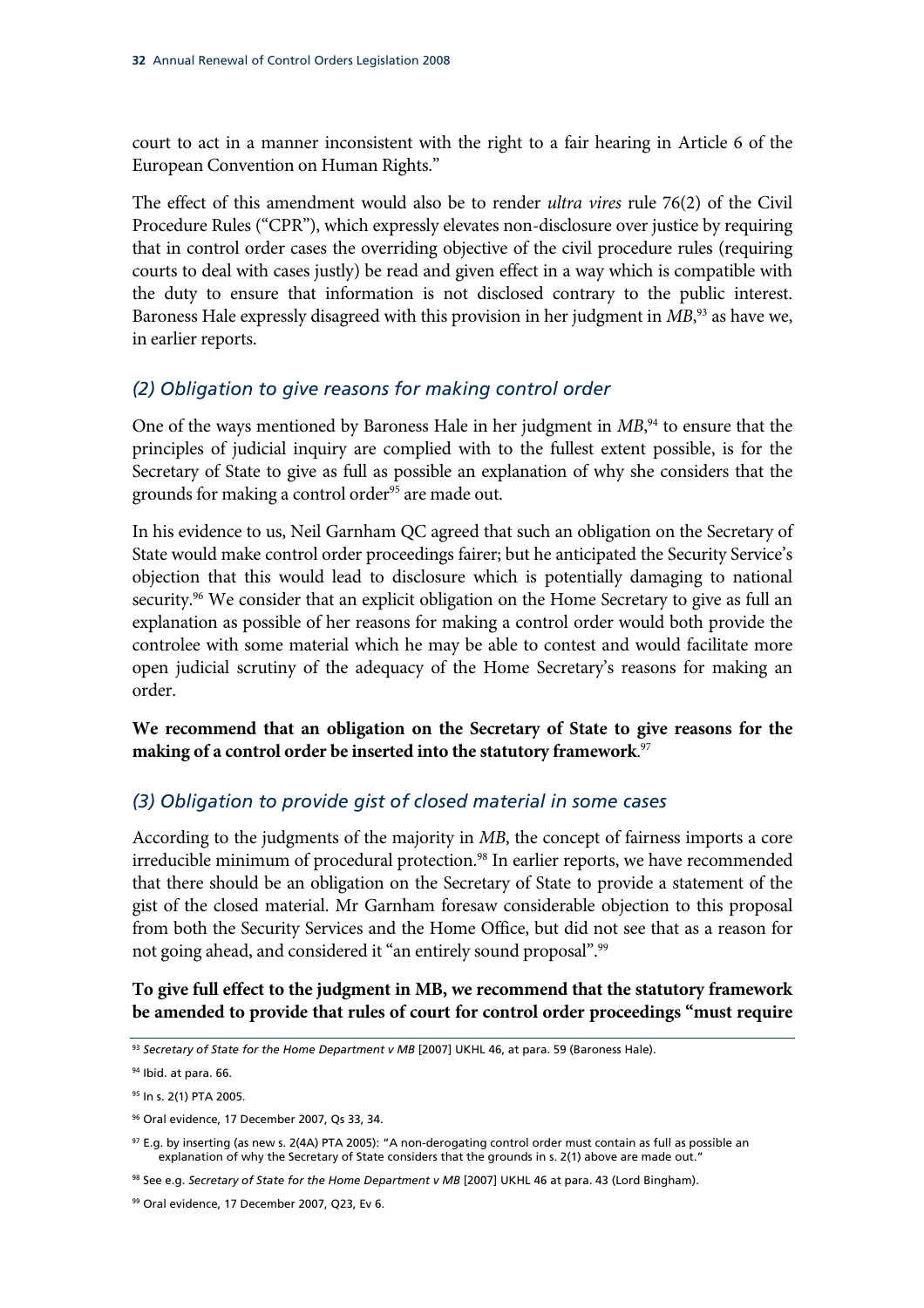court to act in a manner inconsistent with the right to a fair hearing in Article 6 of the European Convention on Human Rights."

The effect of this amendment would also be to render *ultra vires* rule 76(2) of the Civil Procedure Rules ("CPR"), which expressly elevates non-disclosure over justice by requiring that in control order cases the overriding objective of the civil procedure rules (requiring courts to deal with cases justly) be read and given effect in a way which is compatible with the duty to ensure that information is not disclosed contrary to the public interest. Baroness Hale expressly disagreed with this provision in her judgment in *MB*,[93] as have we, in earlier reports.

### *(2) Obligation to give reasons for making control order*

One of the ways mentioned by Baroness Hale in her judgment in *MB*,[94] to ensure that the principles of judicial inquiry are complied with to the fullest extent possible, is for the Secretary of State to give as full as possible an explanation of why she considers that the grounds for making a control order[95] are made out.

In his evidence to us, Neil Garnham QC agreed that such an obligation on the Secretary of State would make control order proceedings fairer; but he anticipated the Security Service's objection that this would lead to disclosure which is potentially damaging to national security.[96] We consider that an explicit obligation on the Home Secretary to give as full an explanation as possible of her reasons for making a control order would both provide the controlee with some material which he may be able to contest and would facilitate more open judicial scrutiny of the adequacy of the Home Secretary's reasons for making an order.

**We recommend that an obligation on the Secretary of State to give reasons for the making of a control order be inserted into the statutory framework**.[97]

### *(3) Obligation to provide gist of closed material in some cases*

According to the judgments of the majority in *MB*, the concept of fairness imports a core irreducible minimum of procedural protection.[98] In earlier reports, we have recommended that there should be an obligation on the Secretary of State to provide a statement of the gist of the closed material. Mr Garnham foresaw considerable objection to this proposal from both the Security Services and the Home Office, but did not see that as a reason for not going ahead, and considered it "an entirely sound proposal".[99]

**To give full effect to the judgment in MB, we recommend that the statutory framework be amended to provide that rules of court for control order proceedings "must require**

---

[93] *Secretary of State for the Home Department v MB* [2007] UKHL 46, at para. 59 (Baroness Hale).

[94] Ibid. at para. 66.

[95] In s. 2(1) PTA 2005.

[96] Oral evidence, 17 December 2007, Qs 33, 34.

[97] E.g. by inserting (as new s. 2(4A) PTA 2005): "A non-derogating control order must contain as full as possible an explanation of why the Secretary of State considers that the grounds in s. 2(1) above are made out."

[98] See e.g. *Secretary of State for the Home Department v MB* [2007] UKHL 46 at para. 43 (Lord Bingham).

[99] Oral evidence, 17 December 2007, Q23, Ev 6.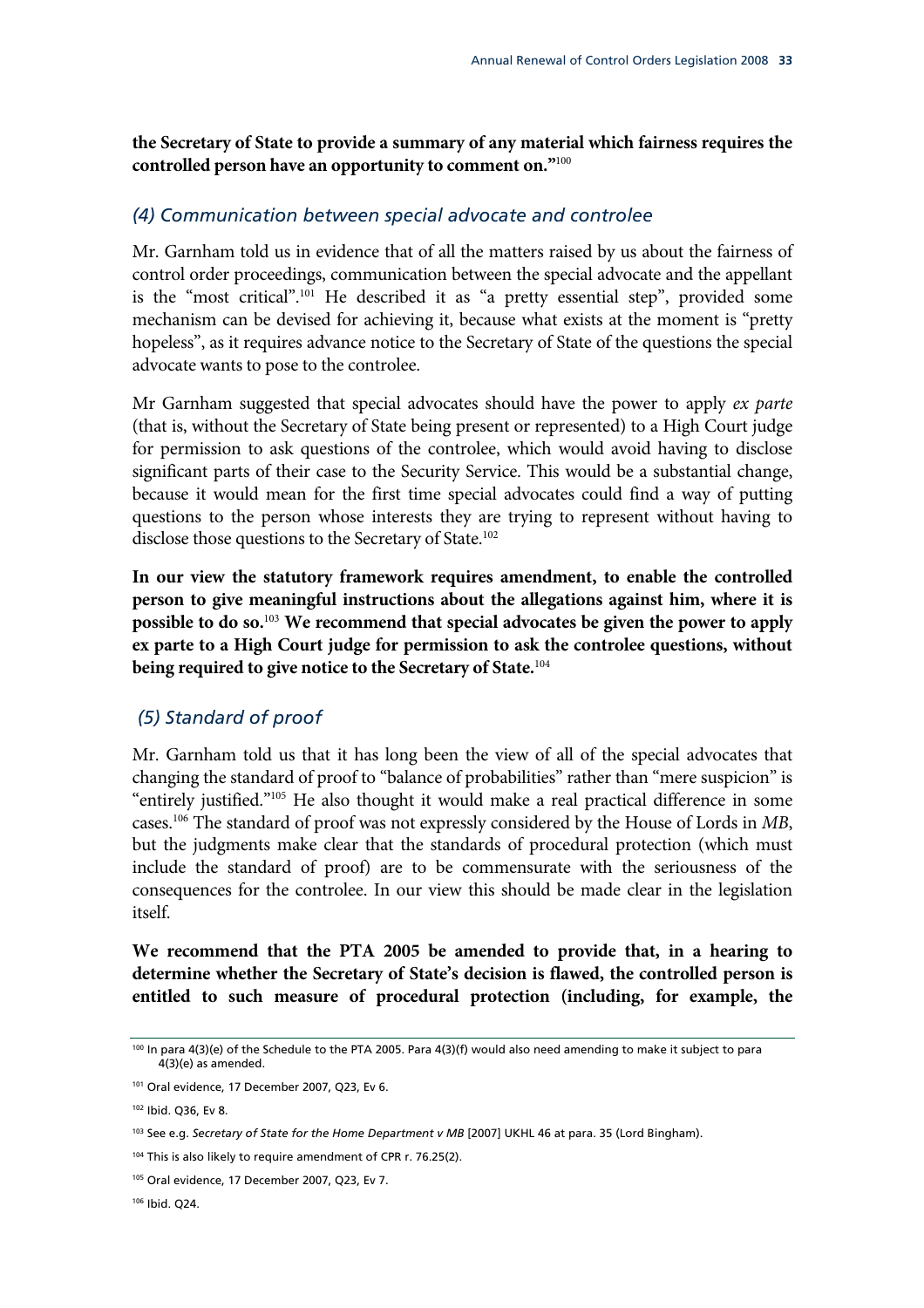**the Secretary of State to provide a summary of any material which fairness requires the controlled person have an opportunity to comment on."**[100]

### *(4) Communication between special advocate and controlee*

Mr. Garnham told us in evidence that of all the matters raised by us about the fairness of control order proceedings, communication between the special advocate and the appellant is the "most critical".[101] He described it as "a pretty essential step", provided some mechanism can be devised for achieving it, because what exists at the moment is "pretty hopeless", as it requires advance notice to the Secretary of State of the questions the special advocate wants to pose to the controlee.

Mr Garnham suggested that special advocates should have the power to apply *ex parte* (that is, without the Secretary of State being present or represented) to a High Court judge for permission to ask questions of the controlee, which would avoid having to disclose significant parts of their case to the Security Service. This would be a substantial change, because it would mean for the first time special advocates could find a way of putting questions to the person whose interests they are trying to represent without having to disclose those questions to the Secretary of State.[102]

**In our view the statutory framework requires amendment, to enable the controlled person to give meaningful instructions about the allegations against him, where it is possible to do so.**[103] **We recommend that special advocates be given the power to apply ex parte to a High Court judge for permission to ask the controlee questions, without being required to give notice to the Secretary of State.**[104]

### *(5) Standard of proof*

Mr. Garnham told us that it has long been the view of all of the special advocates that changing the standard of proof to "balance of probabilities" rather than "mere suspicion" is "entirely justified."[105] He also thought it would make a real practical difference in some cases.[106] The standard of proof was not expressly considered by the House of Lords in *MB*, but the judgments make clear that the standards of procedural protection (which must include the standard of proof) are to be commensurate with the seriousness of the consequences for the controlee. In our view this should be made clear in the legislation itself.

**We recommend that the PTA 2005 be amended to provide that, in a hearing to determine whether the Secretary of State's decision is flawed, the controlled person is entitled to such measure of procedural protection (including, for example, the**

---

[100] In para 4(3)(e) of the Schedule to the PTA 2005. Para 4(3)(f) would also need amending to make it subject to para 4(3)(e) as amended.

[101] Oral evidence, 17 December 2007, Q23, Ev 6.

[102] Ibid. Q36, Ev 8.

[103] See e.g. *Secretary of State for the Home Department v MB* [2007] UKHL 46 at para. 35 (Lord Bingham).

[104] This is also likely to require amendment of CPR r. 76.25(2).

[105] Oral evidence, 17 December 2007, Q23, Ev 7.

[106] Ibid. Q24.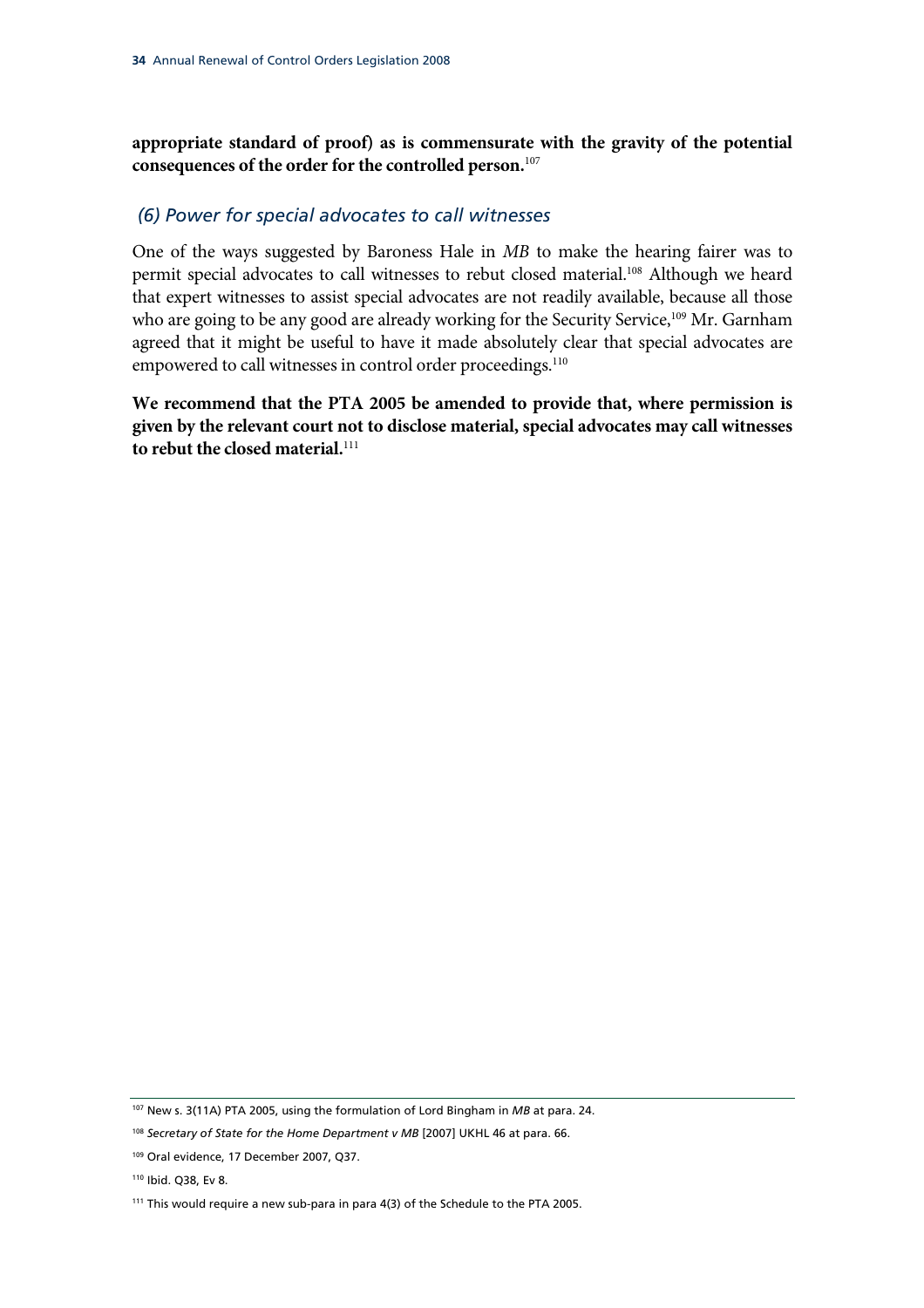**appropriate standard of proof) as is commensurate with the gravity of the potential consequences of the order for the controlled person.**[107]

### *(6) Power for special advocates to call witnesses*

One of the ways suggested by Baroness Hale in *MB* to make the hearing fairer was to permit special advocates to call witnesses to rebut closed material.[108] Although we heard that expert witnesses to assist special advocates are not readily available, because all those who are going to be any good are already working for the Security Service,[109] Mr. Garnham agreed that it might be useful to have it made absolutely clear that special advocates are empowered to call witnesses in control order proceedings.[110]

**We recommend that the PTA 2005 be amended to provide that, where permission is given by the relevant court not to disclose material, special advocates may call witnesses to rebut the closed material.**[111]

---

[107] New s. 3(11A) PTA 2005, using the formulation of Lord Bingham in *MB* at para. 24.

[108] *Secretary of State for the Home Department v MB* [2007] UKHL 46 at para. 66.

[109] Oral evidence, 17 December 2007, Q37.

[110] Ibid. Q38, Ev 8.

[111] This would require a new sub-para in para 4(3) of the Schedule to the PTA 2005.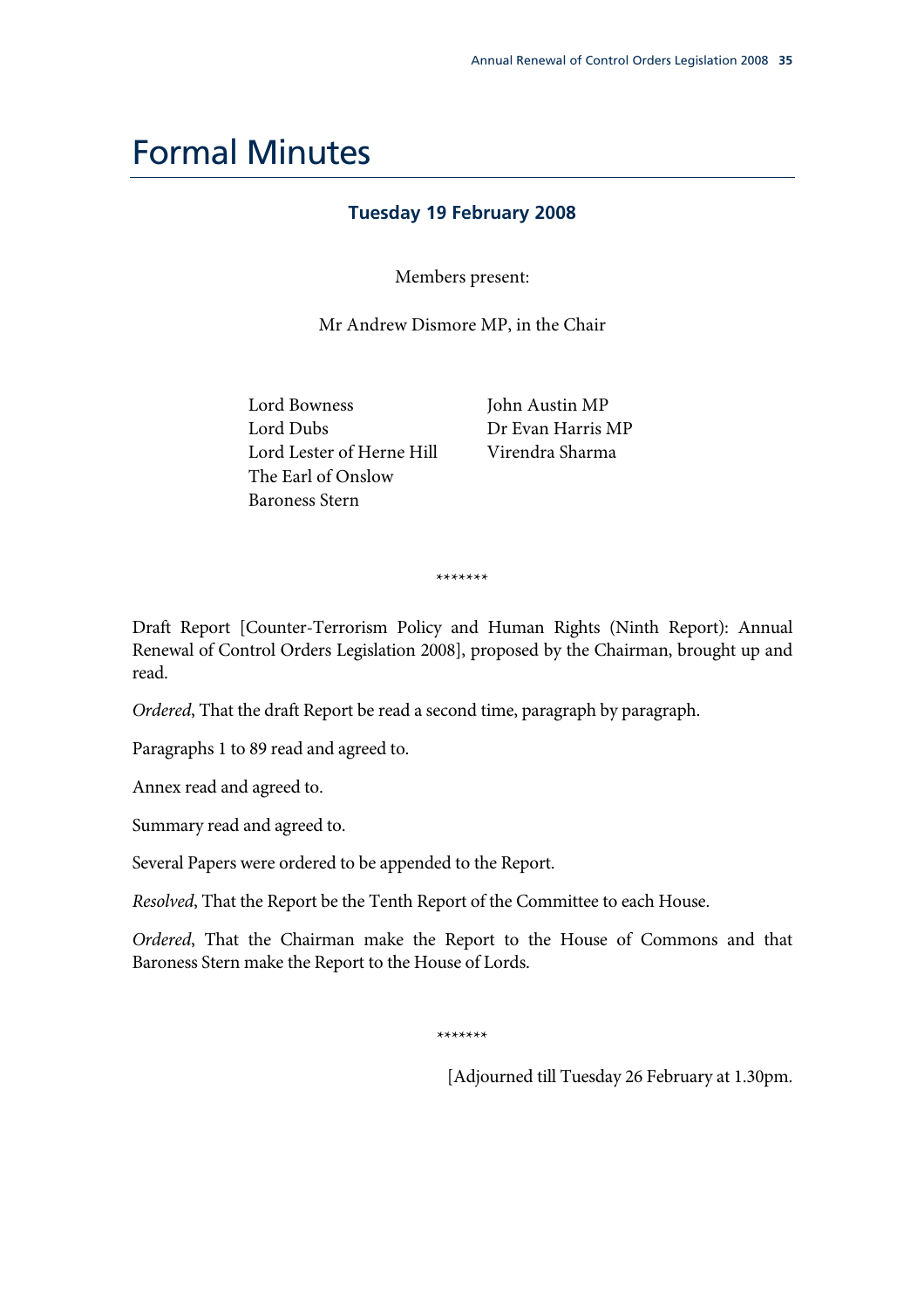# Formal Minutes

### Tuesday 19 February 2008

Members present:

Mr Andrew Dismore MP, in the Chair

Lord Bowness
Lord Dubs
Lord Lester of Herne Hill
The Earl of Onslow
Baroness Stern
John Austin MP
Dr Evan Harris MP
Virendra Sharma

*******

Draft Report [Counter-Terrorism Policy and Human Rights (Ninth Report): Annual Renewal of Control Orders Legislation 2008], proposed by the Chairman, brought up and read.

*Ordered*, That the draft Report be read a second time, paragraph by paragraph.

Paragraphs 1 to 89 read and agreed to.

Annex read and agreed to.

Summary read and agreed to.

Several Papers were ordered to be appended to the Report.

*Resolved*, That the Report be the Tenth Report of the Committee to each House.

*Ordered*, That the Chairman make the Report to the House of Commons and that Baroness Stern make the Report to the House of Lords.

*******

[Adjourned till Tuesday 26 February at 1.30pm.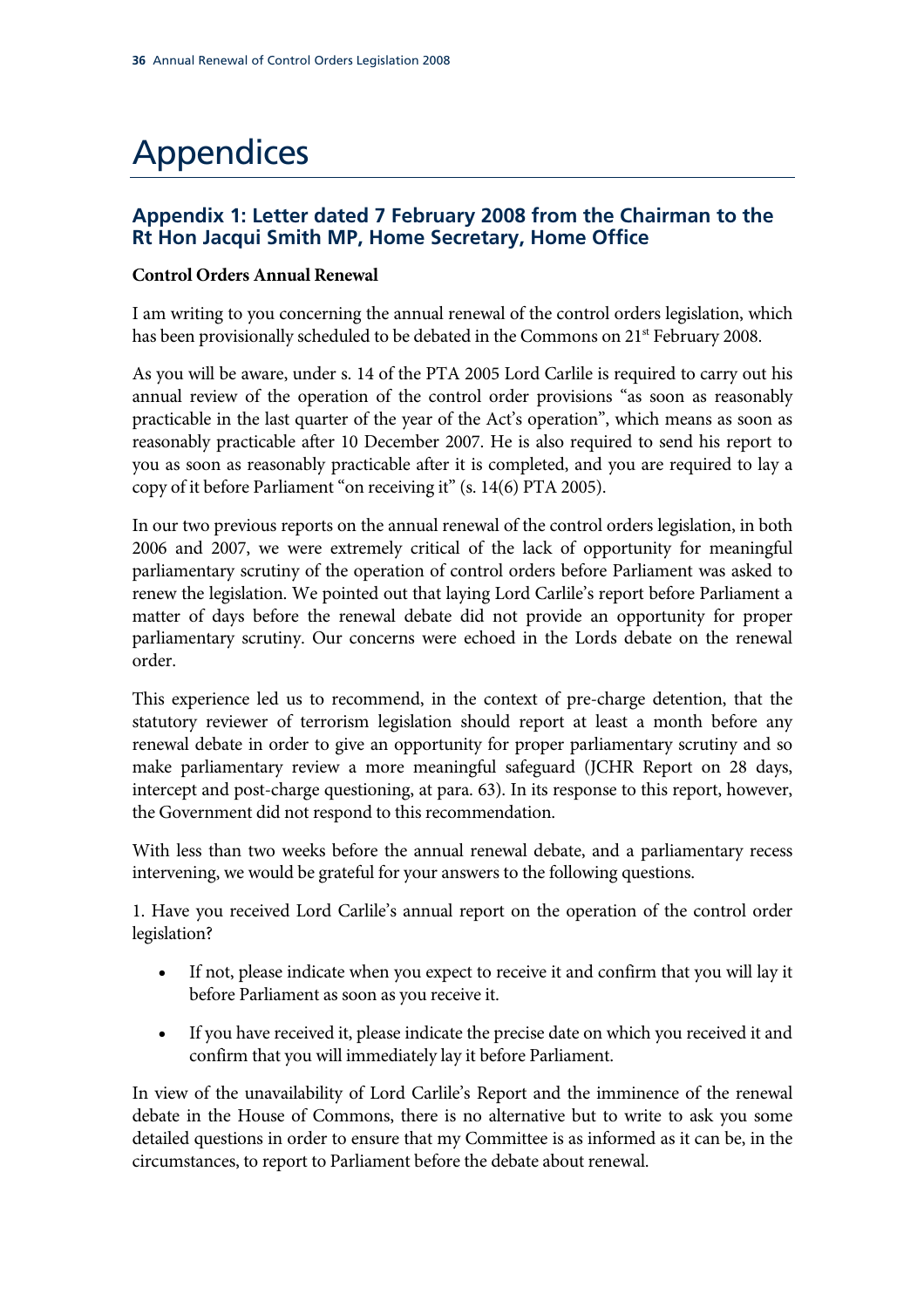# Appendices

## Appendix 1: Letter dated 7 February 2008 from the Chairman to the Rt Hon Jacqui Smith MP, Home Secretary, Home Office

**Control Orders Annual Renewal**

I am writing to you concerning the annual renewal of the control orders legislation, which has been provisionally scheduled to be debated in the Commons on 21st February 2008.

As you will be aware, under s. 14 of the PTA 2005 Lord Carlile is required to carry out his annual review of the operation of the control order provisions "as soon as reasonably practicable in the last quarter of the year of the Act's operation", which means as soon as reasonably practicable after 10 December 2007. He is also required to send his report to you as soon as reasonably practicable after it is completed, and you are required to lay a copy of it before Parliament "on receiving it" (s. 14(6) PTA 2005).

In our two previous reports on the annual renewal of the control orders legislation, in both 2006 and 2007, we were extremely critical of the lack of opportunity for meaningful parliamentary scrutiny of the operation of control orders before Parliament was asked to renew the legislation. We pointed out that laying Lord Carlile's report before Parliament a matter of days before the renewal debate did not provide an opportunity for proper parliamentary scrutiny. Our concerns were echoed in the Lords debate on the renewal order.

This experience led us to recommend, in the context of pre-charge detention, that the statutory reviewer of terrorism legislation should report at least a month before any renewal debate in order to give an opportunity for proper parliamentary scrutiny and so make parliamentary review a more meaningful safeguard (JCHR Report on 28 days, intercept and post-charge questioning, at para. 63). In its response to this report, however, the Government did not respond to this recommendation.

With less than two weeks before the annual renewal debate, and a parliamentary recess intervening, we would be grateful for your answers to the following questions.

1. Have you received Lord Carlile's annual report on the operation of the control order legislation?

   - If not, please indicate when you expect to receive it and confirm that you will lay it before Parliament as soon as you receive it.
   - If you have received it, please indicate the precise date on which you received it and confirm that you will immediately lay it before Parliament.

In view of the unavailability of Lord Carlile's Report and the imminence of the renewal debate in the House of Commons, there is no alternative but to write to ask you some detailed questions in order to ensure that my Committee is as informed as it can be, in the circumstances, to report to Parliament before the debate about renewal.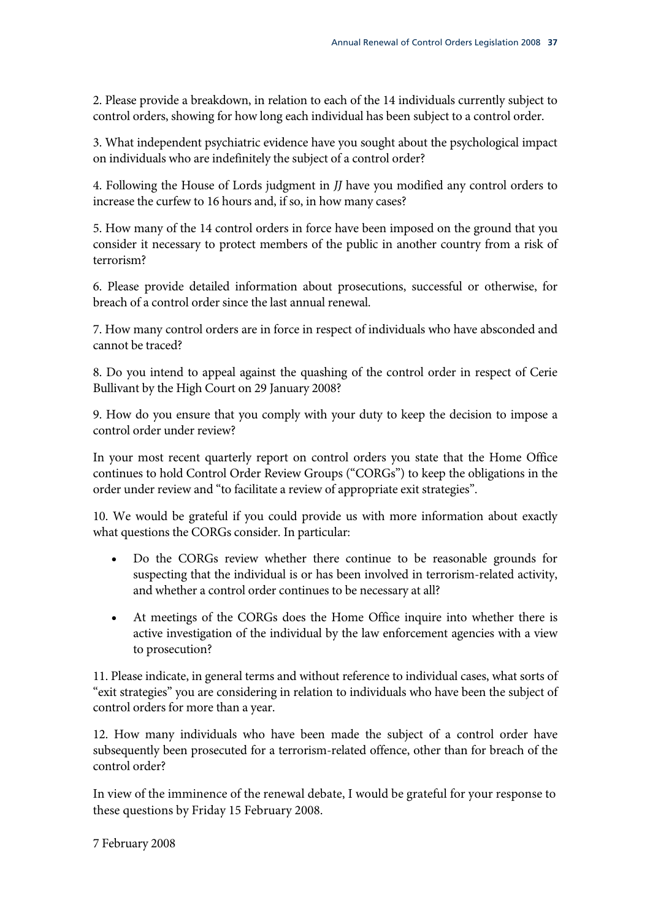2. Please provide a breakdown, in relation to each of the 14 individuals currently subject to control orders, showing for how long each individual has been subject to a control order.

3. What independent psychiatric evidence have you sought about the psychological impact on individuals who are indefinitely the subject of a control order?

4. Following the House of Lords judgment in *JJ* have you modified any control orders to increase the curfew to 16 hours and, if so, in how many cases?

5. How many of the 14 control orders in force have been imposed on the ground that you consider it necessary to protect members of the public in another country from a risk of terrorism?

6. Please provide detailed information about prosecutions, successful or otherwise, for breach of a control order since the last annual renewal.

7. How many control orders are in force in respect of individuals who have absconded and cannot be traced?

8. Do you intend to appeal against the quashing of the control order in respect of Cerie Bullivant by the High Court on 29 January 2008?

9. How do you ensure that you comply with your duty to keep the decision to impose a control order under review?

In your most recent quarterly report on control orders you state that the Home Office continues to hold Control Order Review Groups ("CORGs") to keep the obligations in the order under review and "to facilitate a review of appropriate exit strategies".

10. We would be grateful if you could provide us with more information about exactly what questions the CORGs consider. In particular:

- Do the CORGs review whether there continue to be reasonable grounds for suspecting that the individual is or has been involved in terrorism-related activity, and whether a control order continues to be necessary at all?
- At meetings of the CORGs does the Home Office inquire into whether there is active investigation of the individual by the law enforcement agencies with a view to prosecution?

11. Please indicate, in general terms and without reference to individual cases, what sorts of "exit strategies" you are considering in relation to individuals who have been the subject of control orders for more than a year.

12. How many individuals who have been made the subject of a control order have subsequently been prosecuted for a terrorism-related offence, other than for breach of the control order?

In view of the imminence of the renewal debate, I would be grateful for your response to these questions by Friday 15 February 2008.

7 February 2008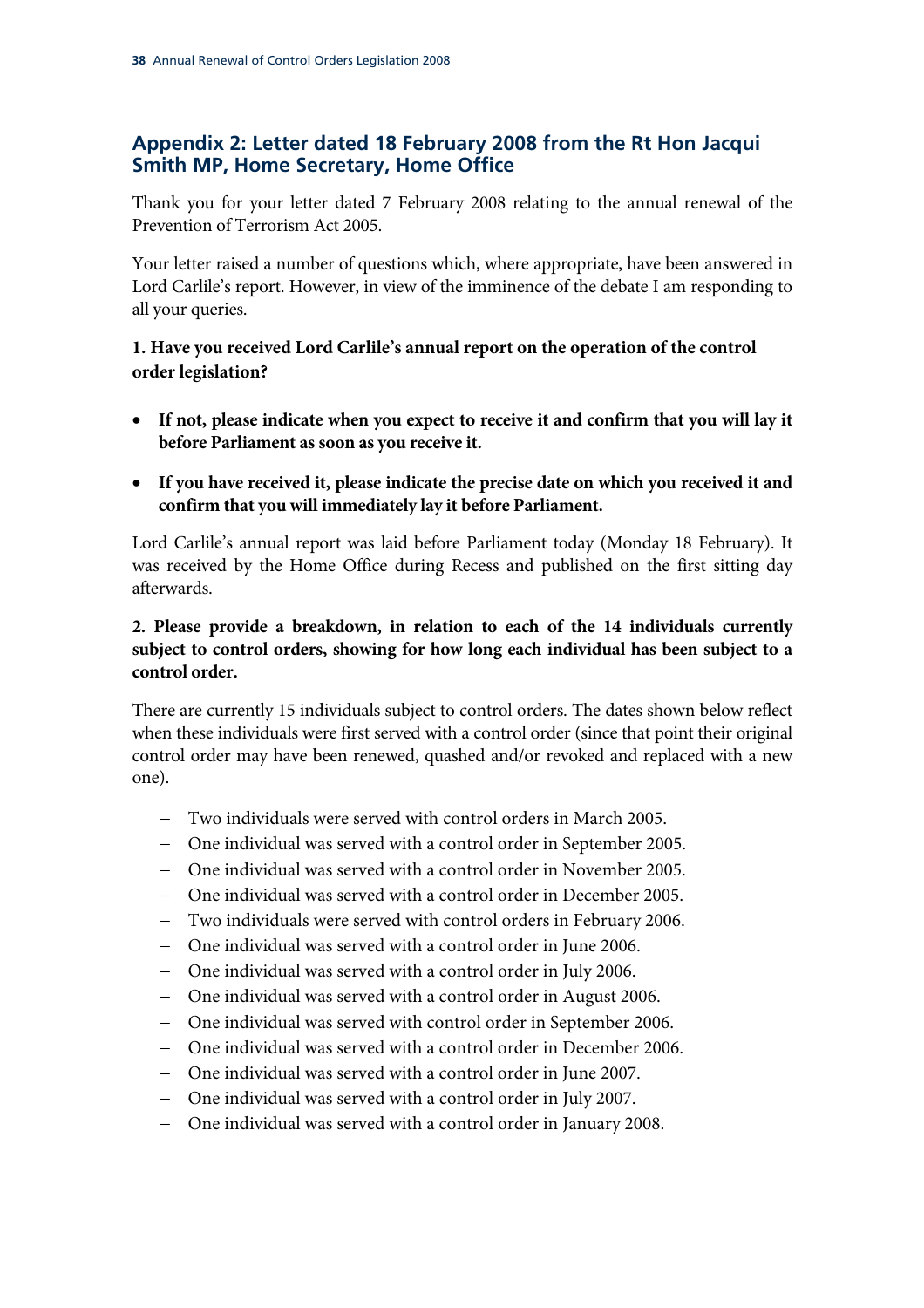## Appendix 2: Letter dated 18 February 2008 from the Rt Hon Jacqui Smith MP, Home Secretary, Home Office

Thank you for your letter dated 7 February 2008 relating to the annual renewal of the Prevention of Terrorism Act 2005.

Your letter raised a number of questions which, where appropriate, have been answered in Lord Carlile's report. However, in view of the imminence of the debate I am responding to all your queries.

**1. Have you received Lord Carlile's annual report on the operation of the control order legislation?**

- **If not, please indicate when you expect to receive it and confirm that you will lay it before Parliament as soon as you receive it.**
- **If you have received it, please indicate the precise date on which you received it and confirm that you will immediately lay it before Parliament.**

Lord Carlile's annual report was laid before Parliament today (Monday 18 February). It was received by the Home Office during Recess and published on the first sitting day afterwards.

**2. Please provide a breakdown, in relation to each of the 14 individuals currently subject to control orders, showing for how long each individual has been subject to a control order.**

There are currently 15 individuals subject to control orders. The dates shown below reflect when these individuals were first served with a control order (since that point their original control order may have been renewed, quashed and/or revoked and replaced with a new one).

- Two individuals were served with control orders in March 2005.
- One individual was served with a control order in September 2005.
- One individual was served with a control order in November 2005.
- One individual was served with a control order in December 2005.
- Two individuals were served with control orders in February 2006.
- One individual was served with a control order in June 2006.
- One individual was served with a control order in July 2006.
- One individual was served with a control order in August 2006.
- One individual was served with control order in September 2006.
- One individual was served with a control order in December 2006.
- One individual was served with a control order in June 2007.
- One individual was served with a control order in July 2007.
- One individual was served with a control order in January 2008.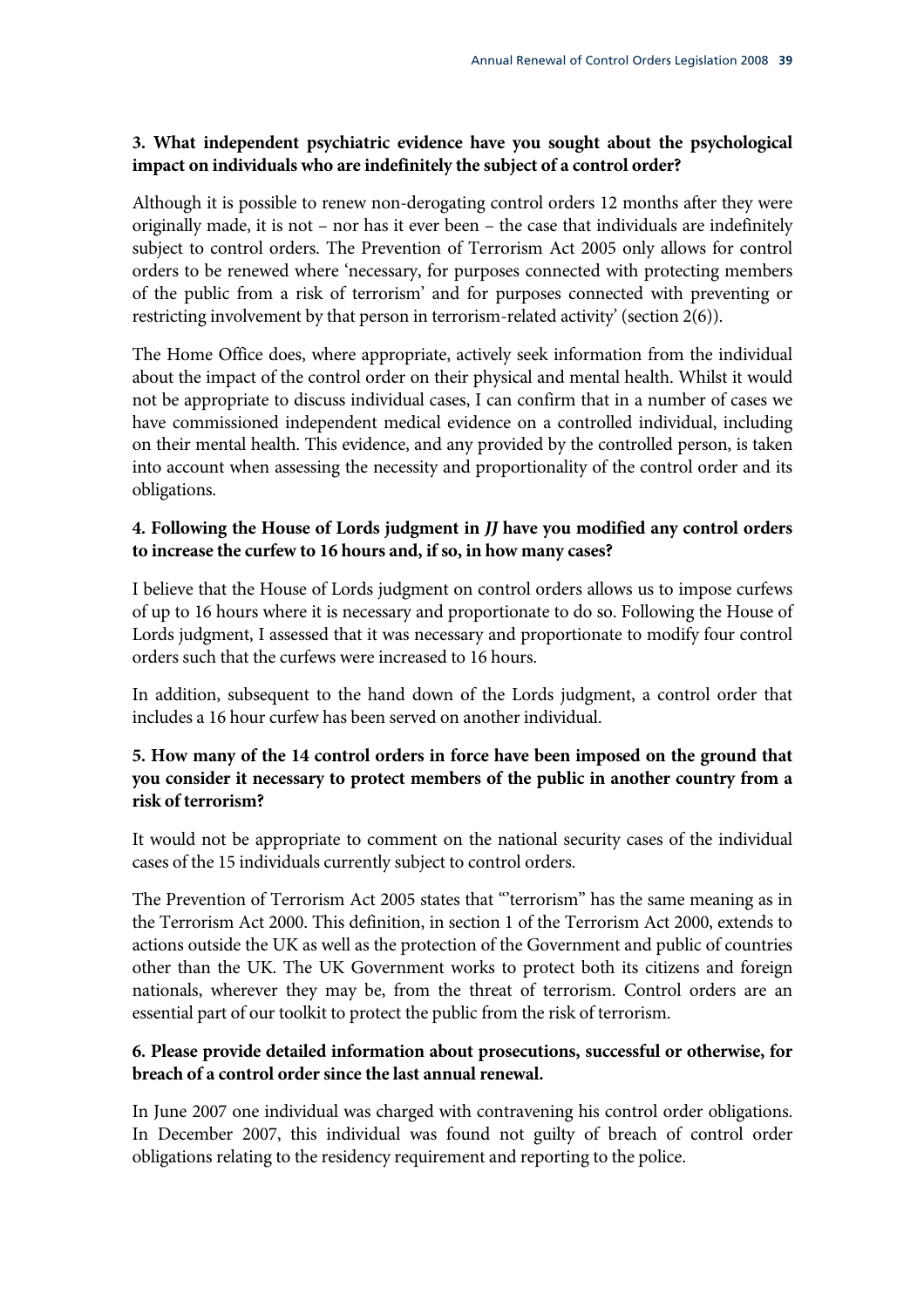**3. What independent psychiatric evidence have you sought about the psychological impact on individuals who are indefinitely the subject of a control order?**

Although it is possible to renew non-derogating control orders 12 months after they were originally made, it is not – nor has it ever been – the case that individuals are indefinitely subject to control orders. The Prevention of Terrorism Act 2005 only allows for control orders to be renewed where 'necessary, for purposes connected with protecting members of the public from a risk of terrorism' and for purposes connected with preventing or restricting involvement by that person in terrorism-related activity' (section 2(6)).

The Home Office does, where appropriate, actively seek information from the individual about the impact of the control order on their physical and mental health. Whilst it would not be appropriate to discuss individual cases, I can confirm that in a number of cases we have commissioned independent medical evidence on a controlled individual, including on their mental health. This evidence, and any provided by the controlled person, is taken into account when assessing the necessity and proportionality of the control order and its obligations.

**4. Following the House of Lords judgment in *JJ* have you modified any control orders to increase the curfew to 16 hours and, if so, in how many cases?**

I believe that the House of Lords judgment on control orders allows us to impose curfews of up to 16 hours where it is necessary and proportionate to do so. Following the House of Lords judgment, I assessed that it was necessary and proportionate to modify four control orders such that the curfews were increased to 16 hours.

In addition, subsequent to the hand down of the Lords judgment, a control order that includes a 16 hour curfew has been served on another individual.

**5. How many of the 14 control orders in force have been imposed on the ground that you consider it necessary to protect members of the public in another country from a risk of terrorism?**

It would not be appropriate to comment on the national security cases of the individual cases of the 15 individuals currently subject to control orders.

The Prevention of Terrorism Act 2005 states that "'terrorism" has the same meaning as in the Terrorism Act 2000. This definition, in section 1 of the Terrorism Act 2000, extends to actions outside the UK as well as the protection of the Government and public of countries other than the UK. The UK Government works to protect both its citizens and foreign nationals, wherever they may be, from the threat of terrorism. Control orders are an essential part of our toolkit to protect the public from the risk of terrorism.

**6. Please provide detailed information about prosecutions, successful or otherwise, for breach of a control order since the last annual renewal.**

In June 2007 one individual was charged with contravening his control order obligations. In December 2007, this individual was found not guilty of breach of control order obligations relating to the residency requirement and reporting to the police.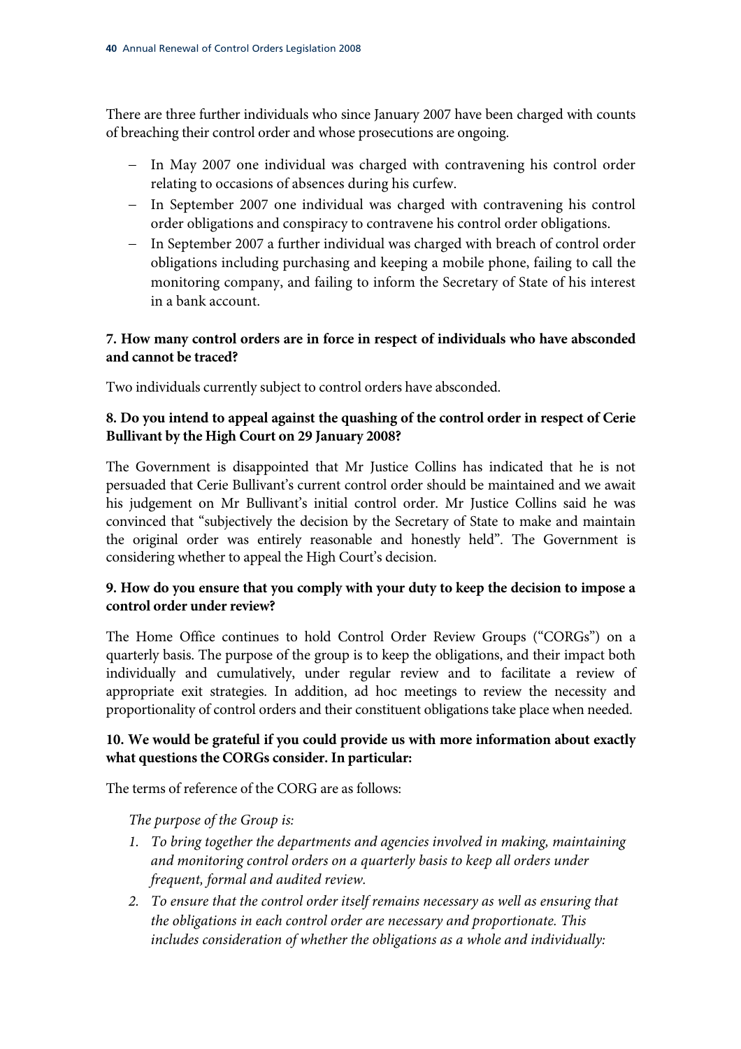There are three further individuals who since January 2007 have been charged with counts of breaching their control order and whose prosecutions are ongoing.

- In May 2007 one individual was charged with contravening his control order relating to occasions of absences during his curfew.
- In September 2007 one individual was charged with contravening his control order obligations and conspiracy to contravene his control order obligations.
- In September 2007 a further individual was charged with breach of control order obligations including purchasing and keeping a mobile phone, failing to call the monitoring company, and failing to inform the Secretary of State of his interest in a bank account.

**7. How many control orders are in force in respect of individuals who have absconded and cannot be traced?**

Two individuals currently subject to control orders have absconded.

**8. Do you intend to appeal against the quashing of the control order in respect of Cerie Bullivant by the High Court on 29 January 2008?**

The Government is disappointed that Mr Justice Collins has indicated that he is not persuaded that Cerie Bullivant's current control order should be maintained and we await his judgement on Mr Bullivant's initial control order. Mr Justice Collins said he was convinced that "subjectively the decision by the Secretary of State to make and maintain the original order was entirely reasonable and honestly held". The Government is considering whether to appeal the High Court's decision.

**9. How do you ensure that you comply with your duty to keep the decision to impose a control order under review?**

The Home Office continues to hold Control Order Review Groups ("CORGs") on a quarterly basis. The purpose of the group is to keep the obligations, and their impact both individually and cumulatively, under regular review and to facilitate a review of appropriate exit strategies. In addition, ad hoc meetings to review the necessity and proportionality of control orders and their constituent obligations take place when needed.

**10. We would be grateful if you could provide us with more information about exactly what questions the CORGs consider. In particular:**

The terms of reference of the CORG are as follows:

*The purpose of the Group is:*

1. *To bring together the departments and agencies involved in making, maintaining and monitoring control orders on a quarterly basis to keep all orders under frequent, formal and audited review.*
2. *To ensure that the control order itself remains necessary as well as ensuring that the obligations in each control order are necessary and proportionate. This includes consideration of whether the obligations as a whole and individually:*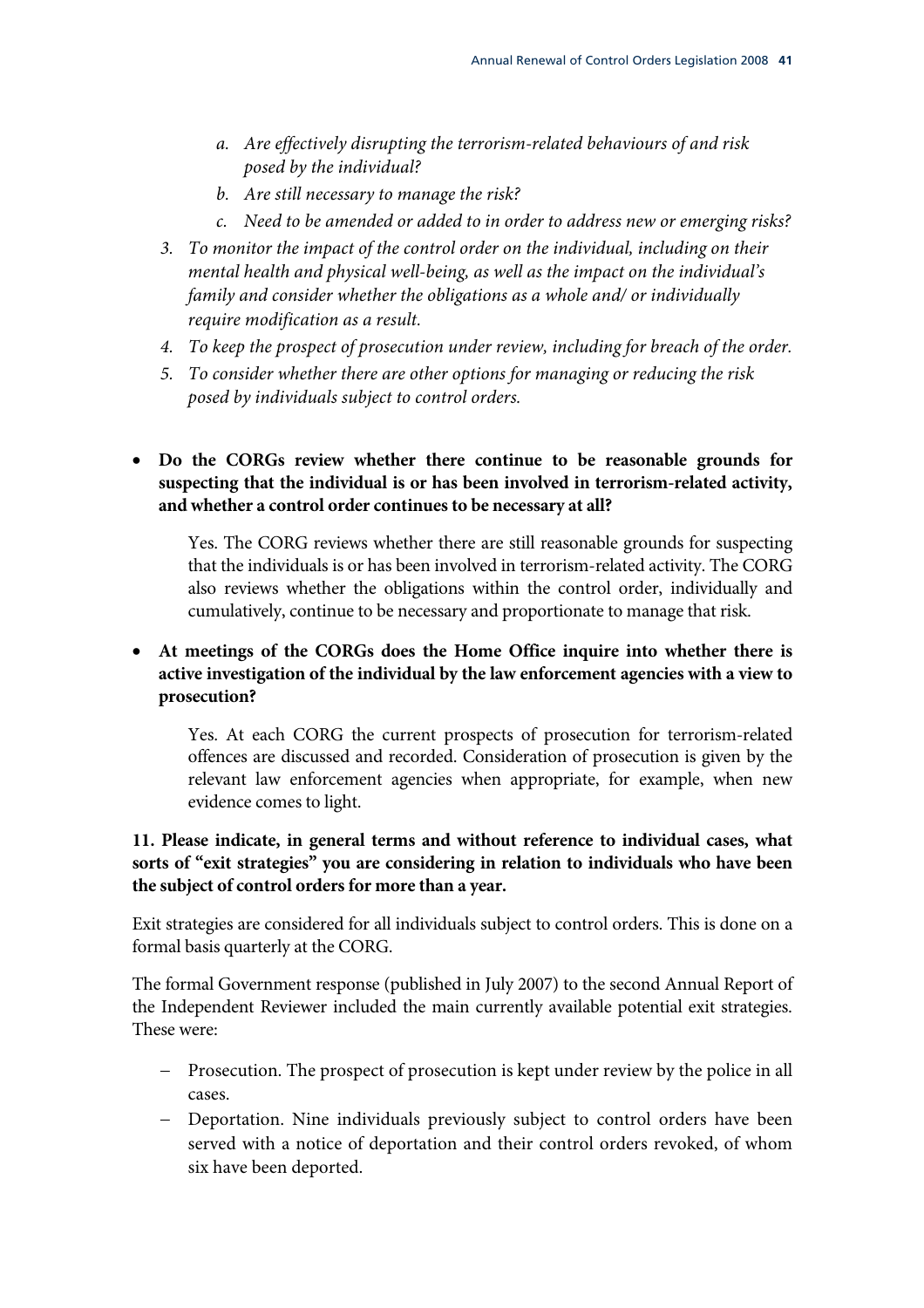*a. Are effectively disrupting the terrorism-related behaviours of and risk posed by the individual?*

*b. Are still necessary to manage the risk?*

*c. Need to be amended or added to in order to address new or emerging risks?*

*3. To monitor the impact of the control order on the individual, including on their mental health and physical well-being, as well as the impact on the individual's family and consider whether the obligations as a whole and/ or individually require modification as a result.*

*4. To keep the prospect of prosecution under review, including for breach of the order.*

*5. To consider whether there are other options for managing or reducing the risk posed by individuals subject to control orders.*

- **Do the CORGs review whether there continue to be reasonable grounds for suspecting that the individual is or has been involved in terrorism-related activity, and whether a control order continues to be necessary at all?**

  Yes. The CORG reviews whether there are still reasonable grounds for suspecting that the individuals is or has been involved in terrorism-related activity. The CORG also reviews whether the obligations within the control order, individually and cumulatively, continue to be necessary and proportionate to manage that risk.

- **At meetings of the CORGs does the Home Office inquire into whether there is active investigation of the individual by the law enforcement agencies with a view to prosecution?**

  Yes. At each CORG the current prospects of prosecution for terrorism-related offences are discussed and recorded. Consideration of prosecution is given by the relevant law enforcement agencies when appropriate, for example, when new evidence comes to light.

**11. Please indicate, in general terms and without reference to individual cases, what sorts of "exit strategies" you are considering in relation to individuals who have been the subject of control orders for more than a year.**

Exit strategies are considered for all individuals subject to control orders. This is done on a formal basis quarterly at the CORG.

The formal Government response (published in July 2007) to the second Annual Report of the Independent Reviewer included the main currently available potential exit strategies. These were:

- Prosecution. The prospect of prosecution is kept under review by the police in all cases.
- Deportation. Nine individuals previously subject to control orders have been served with a notice of deportation and their control orders revoked, of whom six have been deported.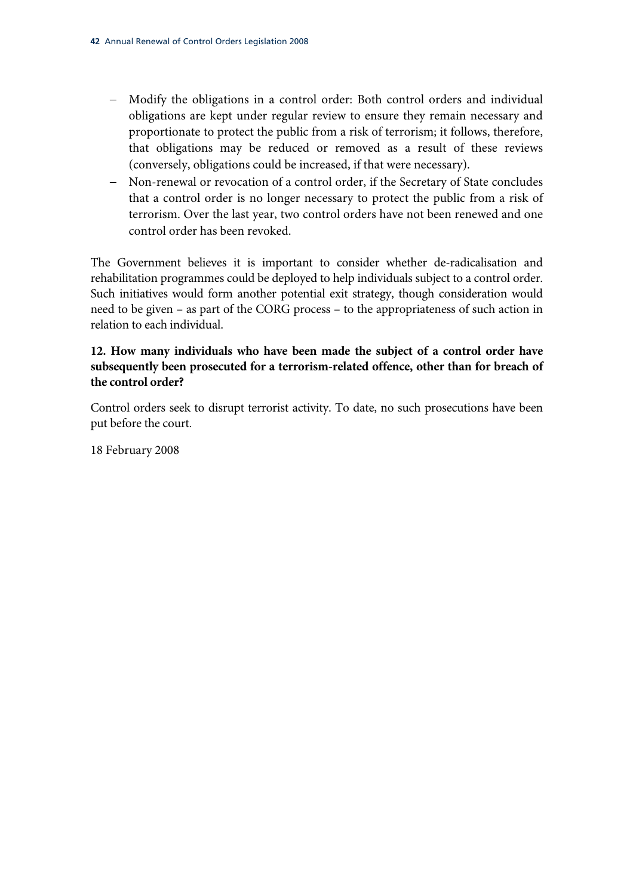- Modify the obligations in a control order: Both control orders and individual obligations are kept under regular review to ensure they remain necessary and proportionate to protect the public from a risk of terrorism; it follows, therefore, that obligations may be reduced or removed as a result of these reviews (conversely, obligations could be increased, if that were necessary).
- Non-renewal or revocation of a control order, if the Secretary of State concludes that a control order is no longer necessary to protect the public from a risk of terrorism. Over the last year, two control orders have not been renewed and one control order has been revoked.

The Government believes it is important to consider whether de-radicalisation and rehabilitation programmes could be deployed to help individuals subject to a control order. Such initiatives would form another potential exit strategy, though consideration would need to be given – as part of the CORG process – to the appropriateness of such action in relation to each individual.

**12. How many individuals who have been made the subject of a control order have subsequently been prosecuted for a terrorism-related offence, other than for breach of the control order?**

Control orders seek to disrupt terrorist activity. To date, no such prosecutions have been put before the court.

18 February 2008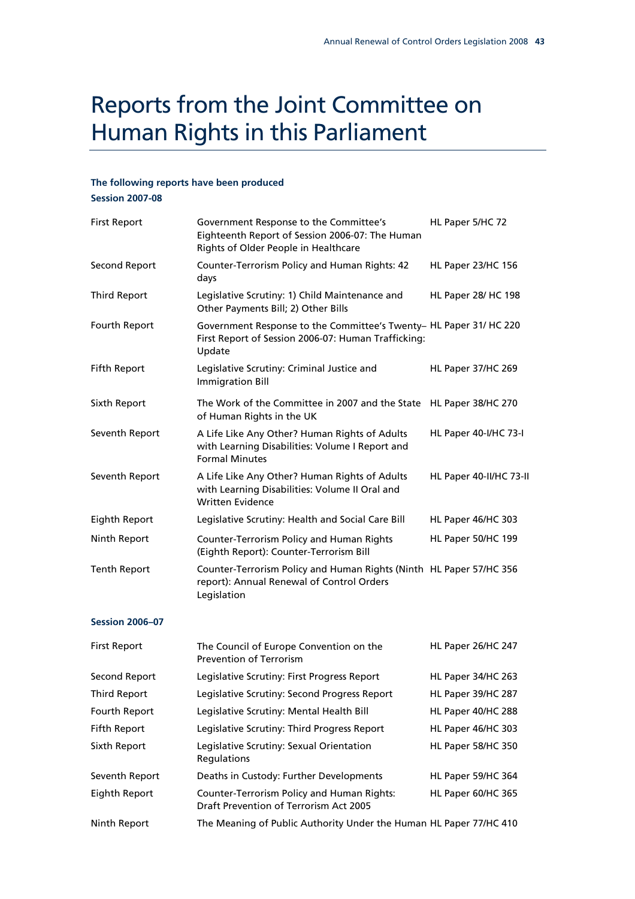# Reports from the Joint Committee on Human Rights in this Parliament

**The following reports have been produced**

**Session 2007-08**

| | | |
|---|---|---|
| First Report | Government Response to the Committee's Eighteenth Report of Session 2006-07: The Human Rights of Older People in Healthcare | HL Paper 5/HC 72 |
| Second Report | Counter-Terrorism Policy and Human Rights: 42 days | HL Paper 23/HC 156 |
| Third Report | Legislative Scrutiny: 1) Child Maintenance and Other Payments Bill; 2) Other Bills | HL Paper 28/ HC 198 |
| Fourth Report | Government Response to the Committee's Twenty–First Report of Session 2006-07: Human Trafficking: Update | HL Paper 31/ HC 220 |
| Fifth Report | Legislative Scrutiny: Criminal Justice and Immigration Bill | HL Paper 37/HC 269 |
| Sixth Report | The Work of the Committee in 2007 and the State of Human Rights in the UK | HL Paper 38/HC 270 |
| Seventh Report | A Life Like Any Other? Human Rights of Adults with Learning Disabilities: Volume I Report and Formal Minutes | HL Paper 40-I/HC 73-I |
| Seventh Report | A Life Like Any Other? Human Rights of Adults with Learning Disabilities: Volume II Oral and Written Evidence | HL Paper 40-II/HC 73-II |
| Eighth Report | Legislative Scrutiny: Health and Social Care Bill | HL Paper 46/HC 303 |
| Ninth Report | Counter-Terrorism Policy and Human Rights (Eighth Report): Counter-Terrorism Bill | HL Paper 50/HC 199 |
| Tenth Report | Counter-Terrorism Policy and Human Rights (Ninth report): Annual Renewal of Control Orders Legislation | HL Paper 57/HC 356 |

**Session 2006–07**

| | | |
|---|---|---|
| First Report | The Council of Europe Convention on the Prevention of Terrorism | HL Paper 26/HC 247 |
| Second Report | Legislative Scrutiny: First Progress Report | HL Paper 34/HC 263 |
| Third Report | Legislative Scrutiny: Second Progress Report | HL Paper 39/HC 287 |
| Fourth Report | Legislative Scrutiny: Mental Health Bill | HL Paper 40/HC 288 |
| Fifth Report | Legislative Scrutiny: Third Progress Report | HL Paper 46/HC 303 |
| Sixth Report | Legislative Scrutiny: Sexual Orientation Regulations | HL Paper 58/HC 350 |
| Seventh Report | Deaths in Custody: Further Developments | HL Paper 59/HC 364 |
| Eighth Report | Counter-Terrorism Policy and Human Rights: Draft Prevention of Terrorism Act 2005 | HL Paper 60/HC 365 |
| Ninth Report | The Meaning of Public Authority Under the Human | HL Paper 77/HC 410 |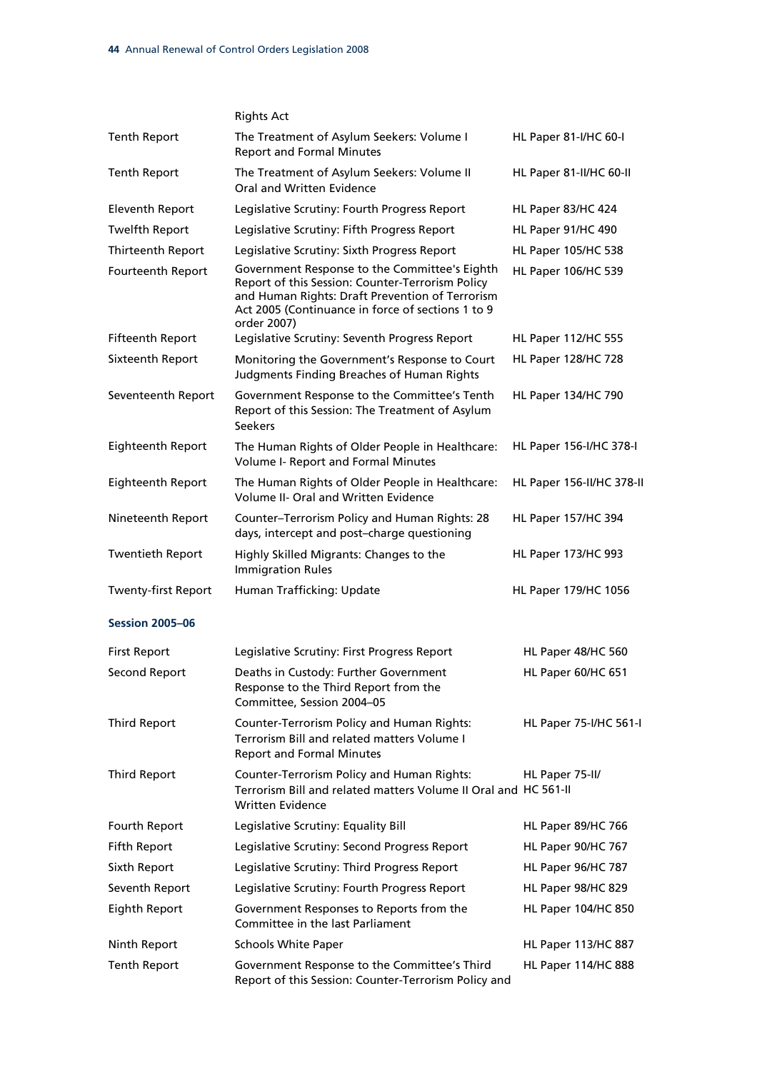| | | |
|---|---|---|
| | Rights Act | |
| Tenth Report | The Treatment of Asylum Seekers: Volume I Report and Formal Minutes | HL Paper 81-I/HC 60-I |
| Tenth Report | The Treatment of Asylum Seekers: Volume II Oral and Written Evidence | HL Paper 81-II/HC 60-II |
| Eleventh Report | Legislative Scrutiny: Fourth Progress Report | HL Paper 83/HC 424 |
| Twelfth Report | Legislative Scrutiny: Fifth Progress Report | HL Paper 91/HC 490 |
| Thirteenth Report | Legislative Scrutiny: Sixth Progress Report | HL Paper 105/HC 538 |
| Fourteenth Report | Government Response to the Committee's Eighth Report of this Session: Counter-Terrorism Policy and Human Rights: Draft Prevention of Terrorism Act 2005 (Continuance in force of sections 1 to 9 order 2007) | HL Paper 106/HC 539 |
| Fifteenth Report | Legislative Scrutiny: Seventh Progress Report | HL Paper 112/HC 555 |
| Sixteenth Report | Monitoring the Government's Response to Court Judgments Finding Breaches of Human Rights | HL Paper 128/HC 728 |
| Seventeenth Report | Government Response to the Committee's Tenth Report of this Session: The Treatment of Asylum Seekers | HL Paper 134/HC 790 |
| Eighteenth Report | The Human Rights of Older People in Healthcare: Volume I- Report and Formal Minutes | HL Paper 156-I/HC 378-I |
| Eighteenth Report | The Human Rights of Older People in Healthcare: Volume II- Oral and Written Evidence | HL Paper 156-II/HC 378-II |
| Nineteenth Report | Counter–Terrorism Policy and Human Rights: 28 days, intercept and post–charge questioning | HL Paper 157/HC 394 |
| Twentieth Report | Highly Skilled Migrants: Changes to the Immigration Rules | HL Paper 173/HC 993 |
| Twenty-first Report | Human Trafficking: Update | HL Paper 179/HC 1056 |

**Session 2005–06**

| | | |
|---|---|---|
| First Report | Legislative Scrutiny: First Progress Report | HL Paper 48/HC 560 |
| Second Report | Deaths in Custody: Further Government Response to the Third Report from the Committee, Session 2004–05 | HL Paper 60/HC 651 |
| Third Report | Counter-Terrorism Policy and Human Rights: Terrorism Bill and related matters Volume I Report and Formal Minutes | HL Paper 75-I/HC 561-I |
| Third Report | Counter-Terrorism Policy and Human Rights: Terrorism Bill and related matters Volume II Oral and Written Evidence | HL Paper 75-II/ HC 561-II |
| Fourth Report | Legislative Scrutiny: Equality Bill | HL Paper 89/HC 766 |
| Fifth Report | Legislative Scrutiny: Second Progress Report | HL Paper 90/HC 767 |
| Sixth Report | Legislative Scrutiny: Third Progress Report | HL Paper 96/HC 787 |
| Seventh Report | Legislative Scrutiny: Fourth Progress Report | HL Paper 98/HC 829 |
| Eighth Report | Government Responses to Reports from the Committee in the last Parliament | HL Paper 104/HC 850 |
| Ninth Report | Schools White Paper | HL Paper 113/HC 887 |
| Tenth Report | Government Response to the Committee's Third Report of this Session: Counter-Terrorism Policy and | HL Paper 114/HC 888 |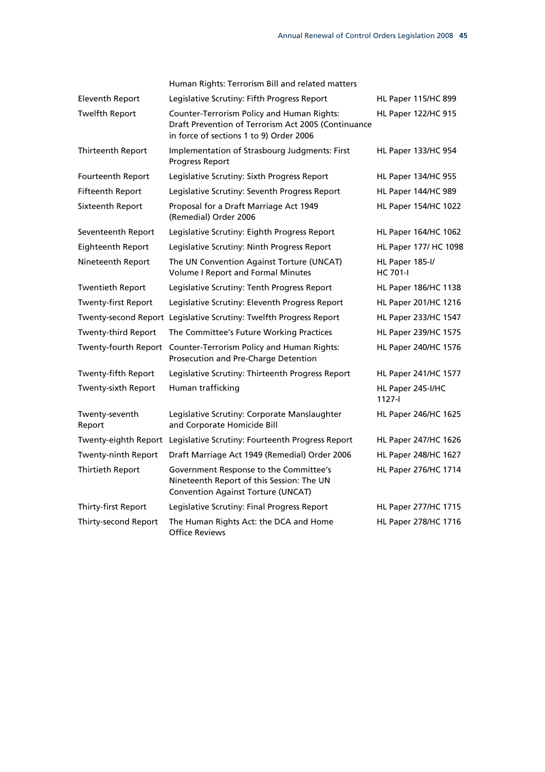| | | |
|---|---|---|
| | Human Rights: Terrorism Bill and related matters | |
| Eleventh Report | Legislative Scrutiny: Fifth Progress Report | HL Paper 115/HC 899 |
| Twelfth Report | Counter-Terrorism Policy and Human Rights: Draft Prevention of Terrorism Act 2005 (Continuance in force of sections 1 to 9) Order 2006 | HL Paper 122/HC 915 |
| Thirteenth Report | Implementation of Strasbourg Judgments: First Progress Report | HL Paper 133/HC 954 |
| Fourteenth Report | Legislative Scrutiny: Sixth Progress Report | HL Paper 134/HC 955 |
| Fifteenth Report | Legislative Scrutiny: Seventh Progress Report | HL Paper 144/HC 989 |
| Sixteenth Report | Proposal for a Draft Marriage Act 1949 (Remedial) Order 2006 | HL Paper 154/HC 1022 |
| Seventeenth Report | Legislative Scrutiny: Eighth Progress Report | HL Paper 164/HC 1062 |
| Eighteenth Report | Legislative Scrutiny: Ninth Progress Report | HL Paper 177/ HC 1098 |
| Nineteenth Report | The UN Convention Against Torture (UNCAT) Volume I Report and Formal Minutes | HL Paper 185-I/ HC 701-I |
| Twentieth Report | Legislative Scrutiny: Tenth Progress Report | HL Paper 186/HC 1138 |
| Twenty-first Report | Legislative Scrutiny: Eleventh Progress Report | HL Paper 201/HC 1216 |
| Twenty-second Report | Legislative Scrutiny: Twelfth Progress Report | HL Paper 233/HC 1547 |
| Twenty-third Report | The Committee's Future Working Practices | HL Paper 239/HC 1575 |
| Twenty-fourth Report | Counter-Terrorism Policy and Human Rights: Prosecution and Pre-Charge Detention | HL Paper 240/HC 1576 |
| Twenty-fifth Report | Legislative Scrutiny: Thirteenth Progress Report | HL Paper 241/HC 1577 |
| Twenty-sixth Report | Human trafficking | HL Paper 245-I/HC 1127-I |
| Twenty-seventh Report | Legislative Scrutiny: Corporate Manslaughter and Corporate Homicide Bill | HL Paper 246/HC 1625 |
| Twenty-eighth Report | Legislative Scrutiny: Fourteenth Progress Report | HL Paper 247/HC 1626 |
| Twenty-ninth Report | Draft Marriage Act 1949 (Remedial) Order 2006 | HL Paper 248/HC 1627 |
| Thirtieth Report | Government Response to the Committee's Nineteenth Report of this Session: The UN Convention Against Torture (UNCAT) | HL Paper 276/HC 1714 |
| Thirty-first Report | Legislative Scrutiny: Final Progress Report | HL Paper 277/HC 1715 |
| Thirty-second Report | The Human Rights Act: the DCA and Home Office Reviews | HL Paper 278/HC 1716 |